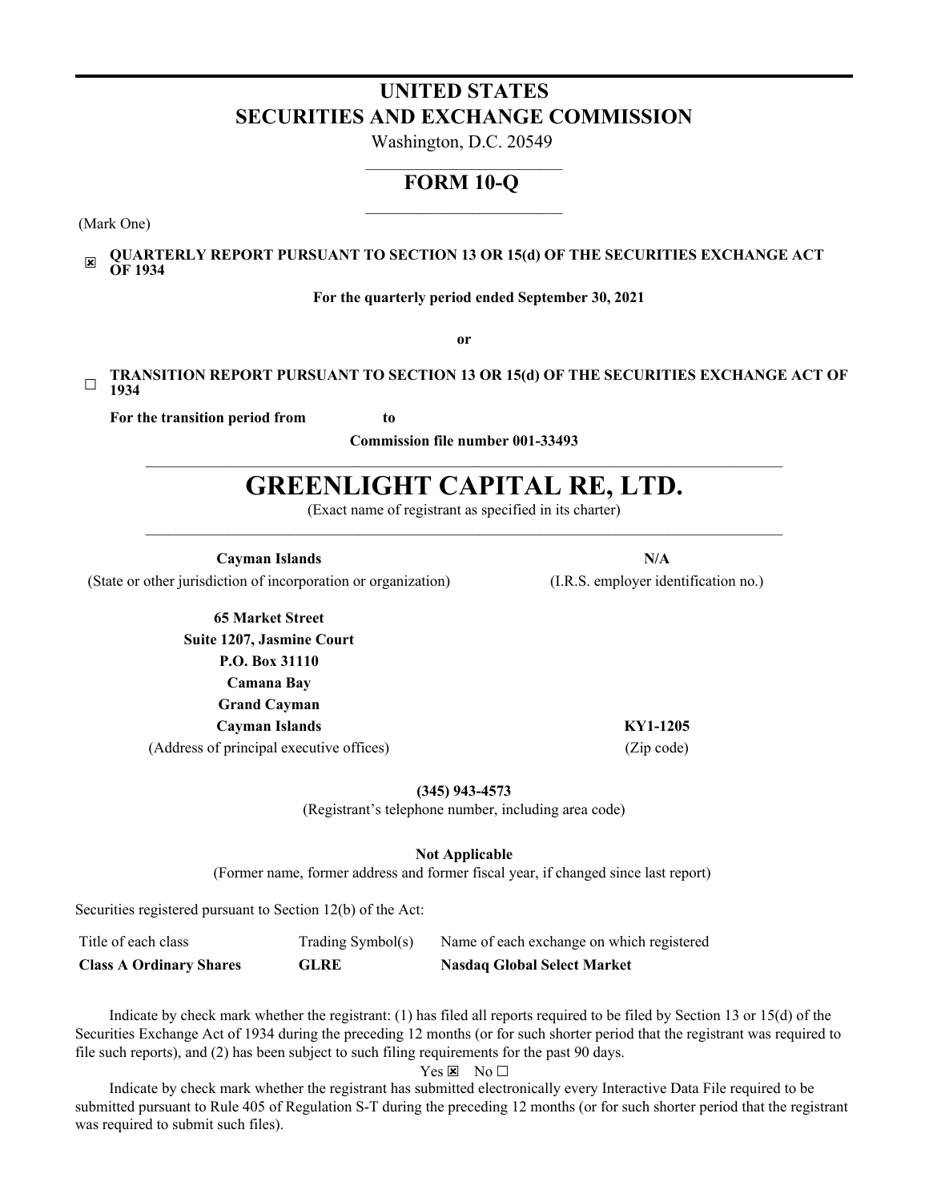# UNITED STATES
# SECURITIES AND EXCHANGE COMMISSION

Washington, D.C. 20549

## FORM 10-Q

(Mark One)

☒ **QUARTERLY REPORT PURSUANT TO SECTION 13 OR 15(d) OF THE SECURITIES EXCHANGE ACT OF 1934**

**For the quarterly period ended September 30, 2021**

**or**

☐ **TRANSITION REPORT PURSUANT TO SECTION 13 OR 15(d) OF THE SECURITIES EXCHANGE ACT OF 1934**

**For the transition period from to**

**Commission file number 001-33493**

# GREENLIGHT CAPITAL RE, LTD.

(Exact name of registrant as specified in its charter)

| **Cayman Islands** | **N/A** |
|---|---|
| (State or other jurisdiction of incorporation or organization) | (I.R.S. employer identification no.) |

| | |
|---|---|
| **65 Market Street** | |
| **Suite 1207, Jasmine Court** | |
| **P.O. Box 31110** | |
| **Camana Bay** | |
| **Grand Cayman** | |
| **Cayman Islands** | **KY1-1205** |
| (Address of principal executive offices) | (Zip code) |

**(345) 943-4573**

(Registrant's telephone number, including area code)

**Not Applicable**

(Former name, former address and former fiscal year, if changed since last report)

Securities registered pursuant to Section 12(b) of the Act:

| Title of each class | Trading Symbol(s) | Name of each exchange on which registered |
|---|---|---|
| **Class A Ordinary Shares** | **GLRE** | **Nasdaq Global Select Market** |

Indicate by check mark whether the registrant: (1) has filed all reports required to be filed by Section 13 or 15(d) of the Securities Exchange Act of 1934 during the preceding 12 months (or for such shorter period that the registrant was required to file such reports), and (2) has been subject to such filing requirements for the past 90 days.

Yes ☒ No ☐

Indicate by check mark whether the registrant has submitted electronically every Interactive Data File required to be submitted pursuant to Rule 405 of Regulation S-T during the preceding 12 months (or for such shorter period that the registrant was required to submit such files).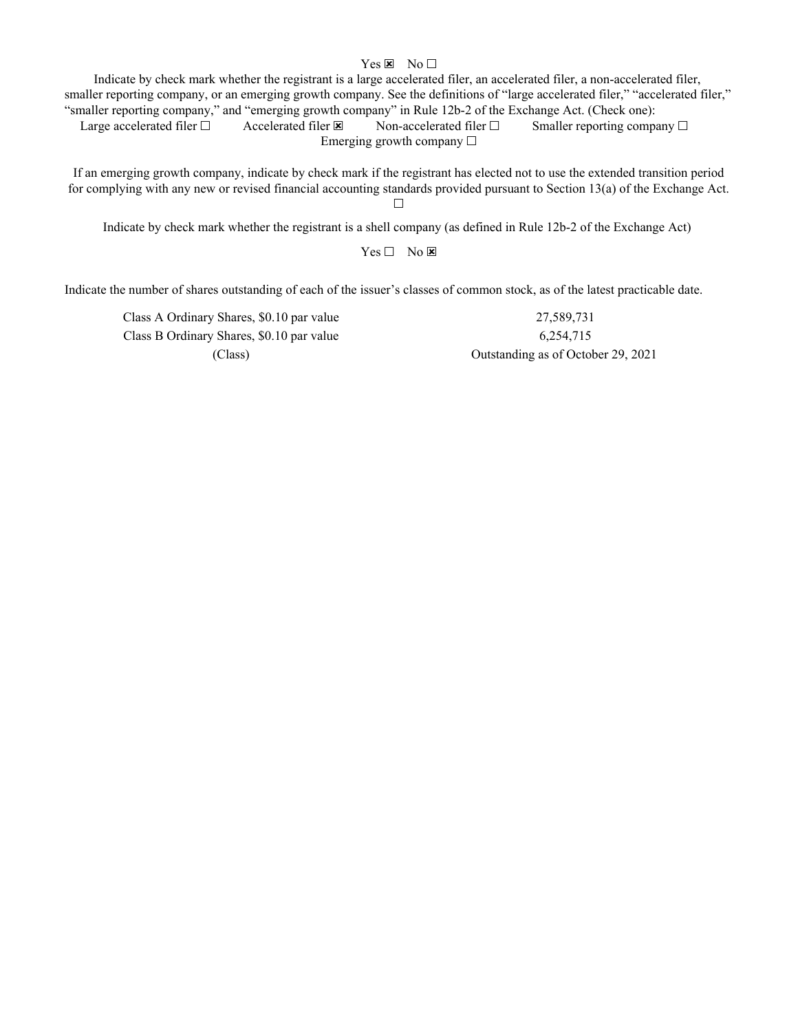Yes ☒ No ☐

Indicate by check mark whether the registrant is a large accelerated filer, an accelerated filer, a non-accelerated filer, smaller reporting company, or an emerging growth company. See the definitions of "large accelerated filer," "accelerated filer," "smaller reporting company," and "emerging growth company" in Rule 12b-2 of the Exchange Act. (Check one):

Large accelerated filer ☐ Accelerated filer ☒ Non-accelerated filer ☐ Smaller reporting company ☐ Emerging growth company ☐

If an emerging growth company, indicate by check mark if the registrant has elected not to use the extended transition period for complying with any new or revised financial accounting standards provided pursuant to Section 13(a) of the Exchange Act. ☐

Indicate by check mark whether the registrant is a shell company (as defined in Rule 12b-2 of the Exchange Act)

Yes ☐ No ☒

Indicate the number of shares outstanding of each of the issuer's classes of common stock, as of the latest practicable date.

| | |
|---|---|
| Class A Ordinary Shares, $0.10 par value | 27,589,731 |
| Class B Ordinary Shares, $0.10 par value | 6,254,715 |
| (Class) | Outstanding as of October 29, 2021 |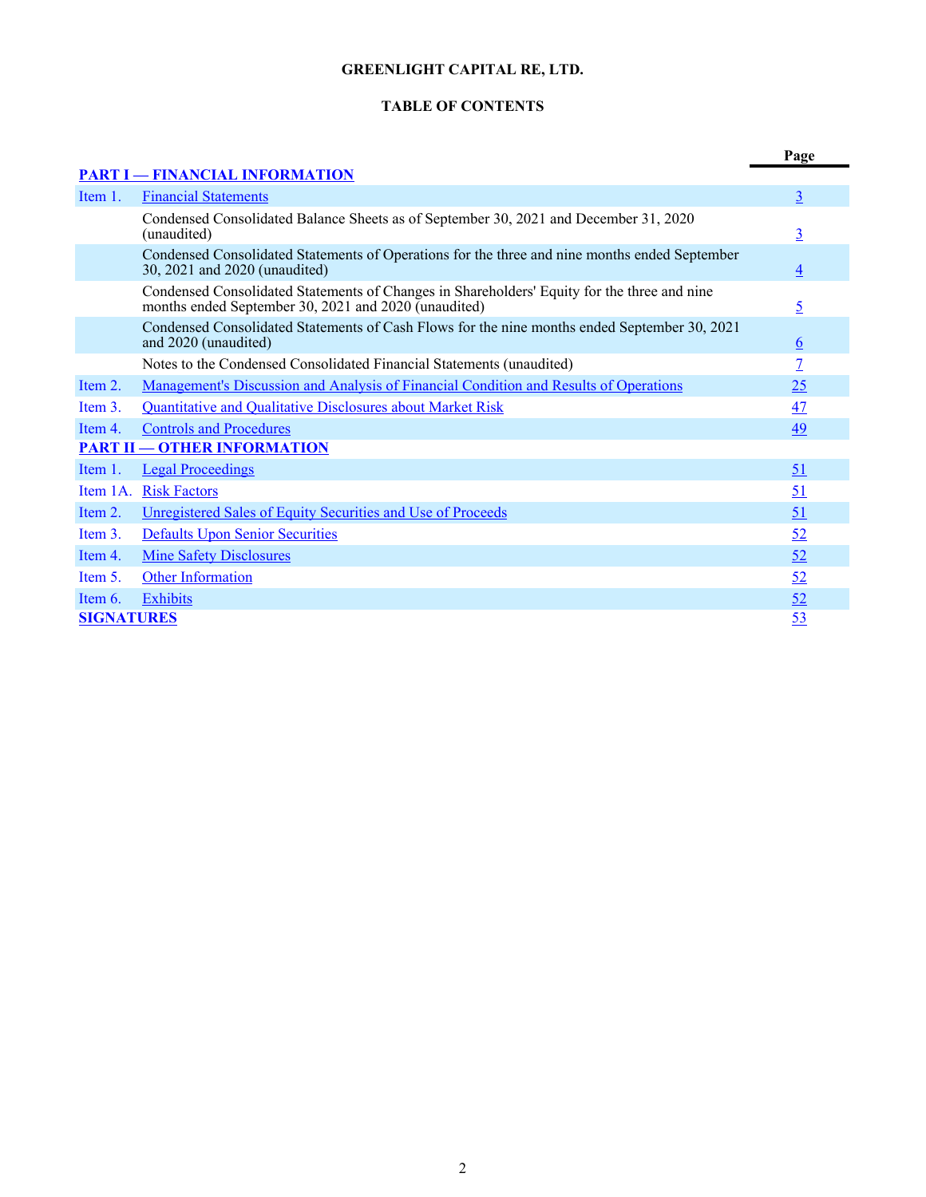**GREENLIGHT CAPITAL RE, LTD.**

**TABLE OF CONTENTS**

| | | Page |
|---|---|---|
| **PART I — FINANCIAL INFORMATION** | | |
| Item 1. | Financial Statements | 3 |
| | Condensed Consolidated Balance Sheets as of September 30, 2021 and December 31, 2020 (unaudited) | 3 |
| | Condensed Consolidated Statements of Operations for the three and nine months ended September 30, 2021 and 2020 (unaudited) | 4 |
| | Condensed Consolidated Statements of Changes in Shareholders' Equity for the three and nine months ended September 30, 2021 and 2020 (unaudited) | 5 |
| | Condensed Consolidated Statements of Cash Flows for the nine months ended September 30, 2021 and 2020 (unaudited) | 6 |
| | Notes to the Condensed Consolidated Financial Statements (unaudited) | 7 |
| Item 2. | Management's Discussion and Analysis of Financial Condition and Results of Operations | 25 |
| Item 3. | Quantitative and Qualitative Disclosures about Market Risk | 47 |
| Item 4. | Controls and Procedures | 49 |
| **PART II — OTHER INFORMATION** | | |
| Item 1. | Legal Proceedings | 51 |
| Item 1A. | Risk Factors | 51 |
| Item 2. | Unregistered Sales of Equity Securities and Use of Proceeds | 51 |
| Item 3. | Defaults Upon Senior Securities | 52 |
| Item 4. | Mine Safety Disclosures | 52 |
| Item 5. | Other Information | 52 |
| Item 6. | Exhibits | 52 |
| **SIGNATURES** | | 53 |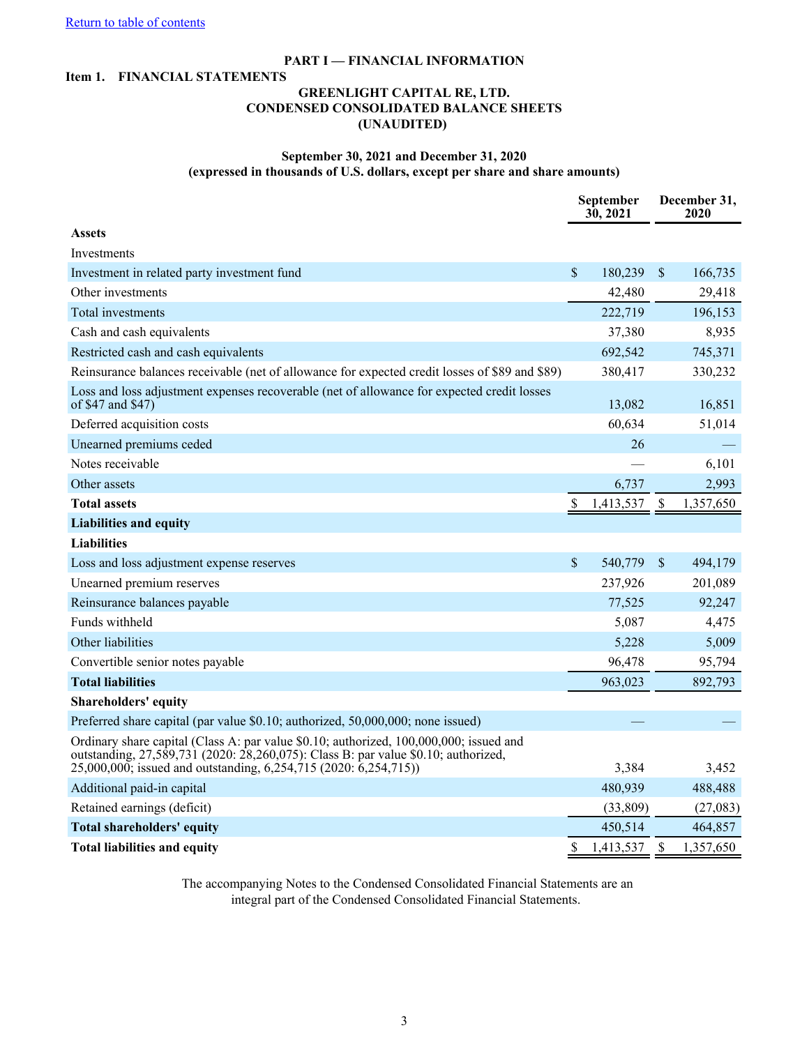[Return to table of contents](#)

## PART I — FINANCIAL INFORMATION

**Item 1. FINANCIAL STATEMENTS**

### GREENLIGHT CAPITAL RE, LTD.
### CONDENSED CONSOLIDATED BALANCE SHEETS
### (UNAUDITED)

**September 30, 2021 and December 31, 2020**
**(expressed in thousands of U.S. dollars, except per share and share amounts)**

| | September 30, 2021 | December 31, 2020 |
|---|---|---|
| **Assets** | | |
| Investments | | |
| Investment in related party investment fund | $ 180,239 | $ 166,735 |
| Other investments | 42,480 | 29,418 |
| Total investments | 222,719 | 196,153 |
| Cash and cash equivalents | 37,380 | 8,935 |
| Restricted cash and cash equivalents | 692,542 | 745,371 |
| Reinsurance balances receivable (net of allowance for expected credit losses of $89 and $89) | 380,417 | 330,232 |
| Loss and loss adjustment expenses recoverable (net of allowance for expected credit losses of $47 and $47) | 13,082 | 16,851 |
| Deferred acquisition costs | 60,634 | 51,014 |
| Unearned premiums ceded | 26 | — |
| Notes receivable | — | 6,101 |
| Other assets | 6,737 | 2,993 |
| **Total assets** | $ 1,413,537 | $ 1,357,650 |
| **Liabilities and equity** | | |
| **Liabilities** | | |
| Loss and loss adjustment expense reserves | $ 540,779 | $ 494,179 |
| Unearned premium reserves | 237,926 | 201,089 |
| Reinsurance balances payable | 77,525 | 92,247 |
| Funds withheld | 5,087 | 4,475 |
| Other liabilities | 5,228 | 5,009 |
| Convertible senior notes payable | 96,478 | 95,794 |
| **Total liabilities** | 963,023 | 892,793 |
| **Shareholders' equity** | | |
| Preferred share capital (par value $0.10; authorized, 50,000,000; none issued) | — | — |
| Ordinary share capital (Class A: par value $0.10; authorized, 100,000,000; issued and outstanding, 27,589,731 (2020: 28,260,075): Class B: par value $0.10; authorized, 25,000,000; issued and outstanding, 6,254,715 (2020: 6,254,715)) | 3,384 | 3,452 |
| Additional paid-in capital | 480,939 | 488,488 |
| Retained earnings (deficit) | (33,809) | (27,083) |
| **Total shareholders' equity** | 450,514 | 464,857 |
| **Total liabilities and equity** | $ 1,413,537 | $ 1,357,650 |

The accompanying Notes to the Condensed Consolidated Financial Statements are an integral part of the Condensed Consolidated Financial Statements.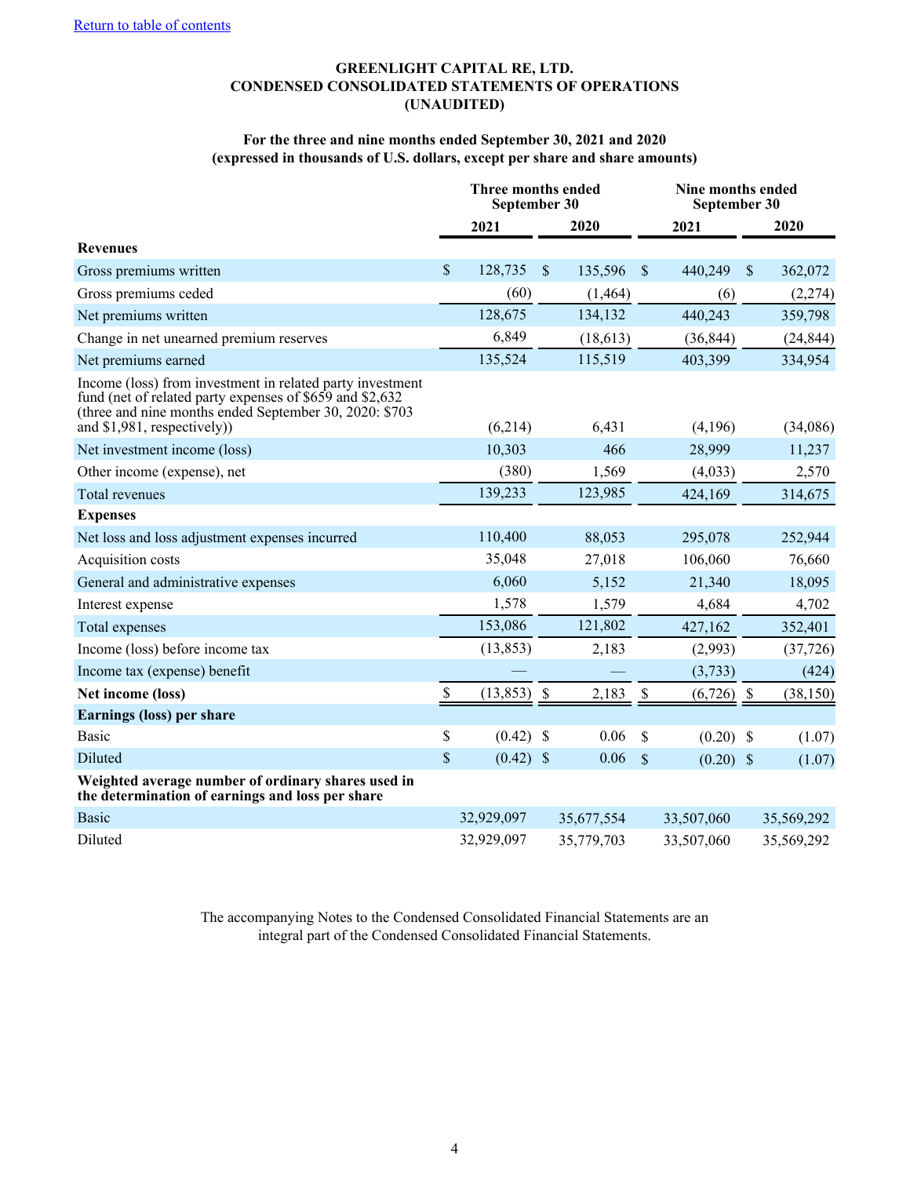Return to table of contents

**GREENLIGHT CAPITAL RE, LTD.**
**CONDENSED CONSOLIDATED STATEMENTS OF OPERATIONS**
**(UNAUDITED)**

**For the three and nine months ended September 30, 2021 and 2020**
**(expressed in thousands of U.S. dollars, except per share and share amounts)**

| | Three months ended September 30 | | Nine months ended September 30 | |
|---|---|---|---|---|
| | 2021 | 2020 | 2021 | 2020 |
| **Revenues** | | | | |
| Gross premiums written | $ 128,735 | $ 135,596 | $ 440,249 | $ 362,072 |
| Gross premiums ceded | (60) | (1,464) | (6) | (2,274) |
| Net premiums written | 128,675 | 134,132 | 440,243 | 359,798 |
| Change in net unearned premium reserves | 6,849 | (18,613) | (36,844) | (24,844) |
| Net premiums earned | 135,524 | 115,519 | 403,399 | 334,954 |
| Income (loss) from investment in related party investment fund (net of related party expenses of $659 and $2,632 (three and nine months ended September 30, 2020: $703 and $1,981, respectively)) | (6,214) | 6,431 | (4,196) | (34,086) |
| Net investment income (loss) | 10,303 | 466 | 28,999 | 11,237 |
| Other income (expense), net | (380) | 1,569 | (4,033) | 2,570 |
| Total revenues | 139,233 | 123,985 | 424,169 | 314,675 |
| **Expenses** | | | | |
| Net loss and loss adjustment expenses incurred | 110,400 | 88,053 | 295,078 | 252,944 |
| Acquisition costs | 35,048 | 27,018 | 106,060 | 76,660 |
| General and administrative expenses | 6,060 | 5,152 | 21,340 | 18,095 |
| Interest expense | 1,578 | 1,579 | 4,684 | 4,702 |
| Total expenses | 153,086 | 121,802 | 427,162 | 352,401 |
| Income (loss) before income tax | (13,853) | 2,183 | (2,993) | (37,726) |
| Income tax (expense) benefit | — | — | (3,733) | (424) |
| **Net income (loss)** | $ (13,853) | $ 2,183 | $ (6,726) | $ (38,150) |
| **Earnings (loss) per share** | | | | |
| Basic | $ (0.42) | $ 0.06 | $ (0.20) | $ (1.07) |
| Diluted | $ (0.42) | $ 0.06 | $ (0.20) | $ (1.07) |
| **Weighted average number of ordinary shares used in the determination of earnings and loss per share** | | | | |
| Basic | 32,929,097 | 35,677,554 | 33,507,060 | 35,569,292 |
| Diluted | 32,929,097 | 35,779,703 | 33,507,060 | 35,569,292 |

The accompanying Notes to the Condensed Consolidated Financial Statements are an integral part of the Condensed Consolidated Financial Statements.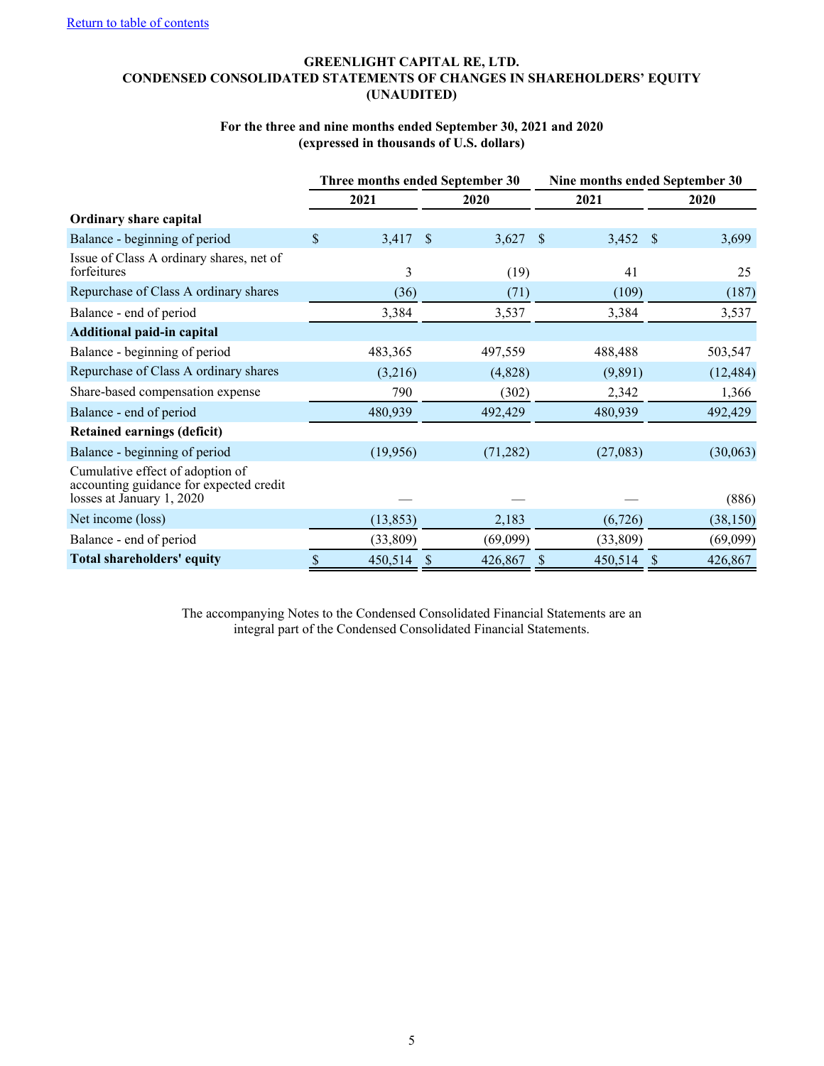[Return to table of contents](#)

**GREENLIGHT CAPITAL RE, LTD.**
**CONDENSED CONSOLIDATED STATEMENTS OF CHANGES IN SHAREHOLDERS' EQUITY**
**(UNAUDITED)**

**For the three and nine months ended September 30, 2021 and 2020**
**(expressed in thousands of U.S. dollars)**

| | Three months ended September 30 | | Nine months ended September 30 | |
|---|---|---|---|---|
| | **2021** | **2020** | **2021** | **2020** |
| **Ordinary share capital** | | | | |
| Balance - beginning of period | $ 3,417 | $ 3,627 | $ 3,452 | $ 3,699 |
| Issue of Class A ordinary shares, net of forfeitures | 3 | (19) | 41 | 25 |
| Repurchase of Class A ordinary shares | (36) | (71) | (109) | (187) |
| Balance - end of period | 3,384 | 3,537 | 3,384 | 3,537 |
| **Additional paid-in capital** | | | | |
| Balance - beginning of period | 483,365 | 497,559 | 488,488 | 503,547 |
| Repurchase of Class A ordinary shares | (3,216) | (4,828) | (9,891) | (12,484) |
| Share-based compensation expense | 790 | (302) | 2,342 | 1,366 |
| Balance - end of period | 480,939 | 492,429 | 480,939 | 492,429 |
| **Retained earnings (deficit)** | | | | |
| Balance - beginning of period | (19,956) | (71,282) | (27,083) | (30,063) |
| Cumulative effect of adoption of accounting guidance for expected credit losses at January 1, 2020 | — | — | — | (886) |
| Net income (loss) | (13,853) | 2,183 | (6,726) | (38,150) |
| Balance - end of period | (33,809) | (69,099) | (33,809) | (69,099) |
| **Total shareholders' equity** | $ 450,514 | $ 426,867 | $ 450,514 | $ 426,867 |

The accompanying Notes to the Condensed Consolidated Financial Statements are an integral part of the Condensed Consolidated Financial Statements.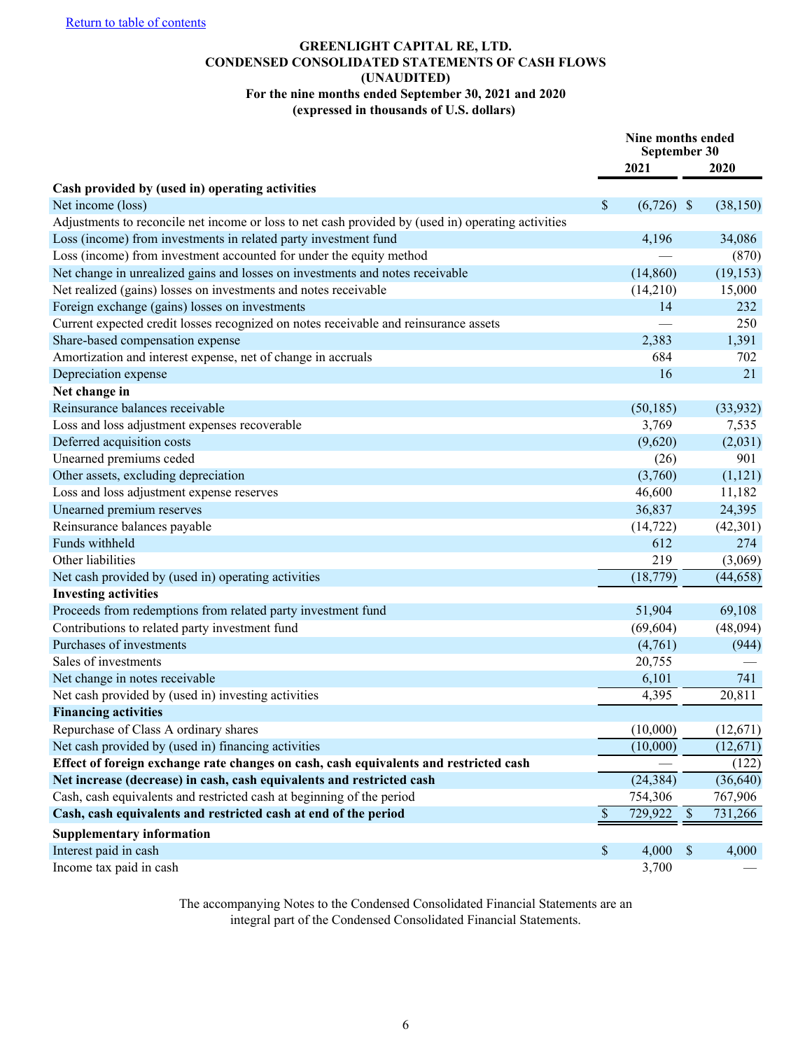[Return to table of contents]

# GREENLIGHT CAPITAL RE, LTD.
## CONDENSED CONSOLIDATED STATEMENTS OF CASH FLOWS
### (UNAUDITED)
### For the nine months ended September 30, 2021 and 2020
### (expressed in thousands of U.S. dollars)

| | Nine months ended September 30 | |
|---|---|---|
| | **2021** | **2020** |
| **Cash provided by (used in) operating activities** | | |
| Net income (loss) | $ (6,726) | $ (38,150) |
| Adjustments to reconcile net income or loss to net cash provided by (used in) operating activities | | |
| Loss (income) from investments in related party investment fund | 4,196 | 34,086 |
| Loss (income) from investment accounted for under the equity method | — | (870) |
| Net change in unrealized gains and losses on investments and notes receivable | (14,860) | (19,153) |
| Net realized (gains) losses on investments and notes receivable | (14,210) | 15,000 |
| Foreign exchange (gains) losses on investments | 14 | 232 |
| Current expected credit losses recognized on notes receivable and reinsurance assets | — | 250 |
| Share-based compensation expense | 2,383 | 1,391 |
| Amortization and interest expense, net of change in accruals | 684 | 702 |
| Depreciation expense | 16 | 21 |
| **Net change in** | | |
| Reinsurance balances receivable | (50,185) | (33,932) |
| Loss and loss adjustment expenses recoverable | 3,769 | 7,535 |
| Deferred acquisition costs | (9,620) | (2,031) |
| Unearned premiums ceded | (26) | 901 |
| Other assets, excluding depreciation | (3,760) | (1,121) |
| Loss and loss adjustment expense reserves | 46,600 | 11,182 |
| Unearned premium reserves | 36,837 | 24,395 |
| Reinsurance balances payable | (14,722) | (42,301) |
| Funds withheld | 612 | 274 |
| Other liabilities | 219 | (3,069) |
| Net cash provided by (used in) operating activities | (18,779) | (44,658) |
| **Investing activities** | | |
| Proceeds from redemptions from related party investment fund | 51,904 | 69,108 |
| Contributions to related party investment fund | (69,604) | (48,094) |
| Purchases of investments | (4,761) | (944) |
| Sales of investments | 20,755 | — |
| Net change in notes receivable | 6,101 | 741 |
| Net cash provided by (used in) investing activities | 4,395 | 20,811 |
| **Financing activities** | | |
| Repurchase of Class A ordinary shares | (10,000) | (12,671) |
| Net cash provided by (used in) financing activities | (10,000) | (12,671) |
| **Effect of foreign exchange rate changes on cash, cash equivalents and restricted cash** | — | (122) |
| **Net increase (decrease) in cash, cash equivalents and restricted cash** | (24,384) | (36,640) |
| Cash, cash equivalents and restricted cash at beginning of the period | 754,306 | 767,906 |
| **Cash, cash equivalents and restricted cash at end of the period** | $ 729,922 | $ 731,266 |
| **Supplementary information** | | |
| Interest paid in cash | $ 4,000 | $ 4,000 |
| Income tax paid in cash | 3,700 | — |

The accompanying Notes to the Condensed Consolidated Financial Statements are an integral part of the Condensed Consolidated Financial Statements.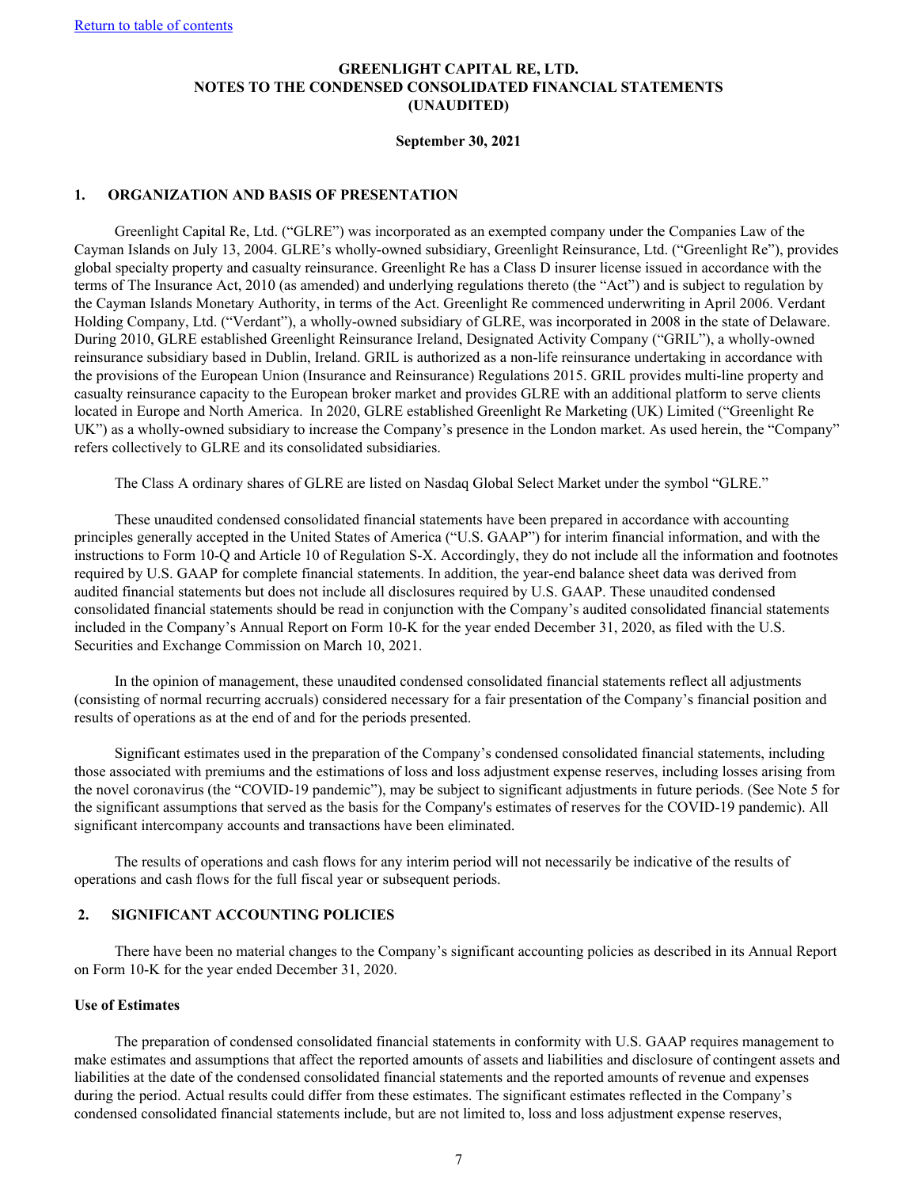**GREENLIGHT CAPITAL RE, LTD.**
**NOTES TO THE CONDENSED CONSOLIDATED FINANCIAL STATEMENTS**
**(UNAUDITED)**

**September 30, 2021**

## 1. ORGANIZATION AND BASIS OF PRESENTATION

Greenlight Capital Re, Ltd. ("GLRE") was incorporated as an exempted company under the Companies Law of the Cayman Islands on July 13, 2004. GLRE's wholly-owned subsidiary, Greenlight Reinsurance, Ltd. ("Greenlight Re"), provides global specialty property and casualty reinsurance. Greenlight Re has a Class D insurer license issued in accordance with the terms of The Insurance Act, 2010 (as amended) and underlying regulations thereto (the "Act") and is subject to regulation by the Cayman Islands Monetary Authority, in terms of the Act. Greenlight Re commenced underwriting in April 2006. Verdant Holding Company, Ltd. ("Verdant"), a wholly-owned subsidiary of GLRE, was incorporated in 2008 in the state of Delaware. During 2010, GLRE established Greenlight Reinsurance Ireland, Designated Activity Company ("GRIL"), a wholly-owned reinsurance subsidiary based in Dublin, Ireland. GRIL is authorized as a non-life reinsurance undertaking in accordance with the provisions of the European Union (Insurance and Reinsurance) Regulations 2015. GRIL provides multi-line property and casualty reinsurance capacity to the European broker market and provides GLRE with an additional platform to serve clients located in Europe and North America. In 2020, GLRE established Greenlight Re Marketing (UK) Limited ("Greenlight Re UK") as a wholly-owned subsidiary to increase the Company's presence in the London market. As used herein, the "Company" refers collectively to GLRE and its consolidated subsidiaries.

The Class A ordinary shares of GLRE are listed on Nasdaq Global Select Market under the symbol "GLRE."

These unaudited condensed consolidated financial statements have been prepared in accordance with accounting principles generally accepted in the United States of America ("U.S. GAAP") for interim financial information, and with the instructions to Form 10-Q and Article 10 of Regulation S-X. Accordingly, they do not include all the information and footnotes required by U.S. GAAP for complete financial statements. In addition, the year-end balance sheet data was derived from audited financial statements but does not include all disclosures required by U.S. GAAP. These unaudited condensed consolidated financial statements should be read in conjunction with the Company's audited consolidated financial statements included in the Company's Annual Report on Form 10-K for the year ended December 31, 2020, as filed with the U.S. Securities and Exchange Commission on March 10, 2021.

In the opinion of management, these unaudited condensed consolidated financial statements reflect all adjustments (consisting of normal recurring accruals) considered necessary for a fair presentation of the Company's financial position and results of operations as at the end of and for the periods presented.

Significant estimates used in the preparation of the Company's condensed consolidated financial statements, including those associated with premiums and the estimations of loss and loss adjustment expense reserves, including losses arising from the novel coronavirus (the "COVID-19 pandemic"), may be subject to significant adjustments in future periods. (See Note 5 for the significant assumptions that served as the basis for the Company's estimates of reserves for the COVID-19 pandemic). All significant intercompany accounts and transactions have been eliminated.

The results of operations and cash flows for any interim period will not necessarily be indicative of the results of operations and cash flows for the full fiscal year or subsequent periods.

## 2. SIGNIFICANT ACCOUNTING POLICIES

There have been no material changes to the Company's significant accounting policies as described in its Annual Report on Form 10-K for the year ended December 31, 2020.

### Use of Estimates

The preparation of condensed consolidated financial statements in conformity with U.S. GAAP requires management to make estimates and assumptions that affect the reported amounts of assets and liabilities and disclosure of contingent assets and liabilities at the date of the condensed consolidated financial statements and the reported amounts of revenue and expenses during the period. Actual results could differ from these estimates. The significant estimates reflected in the Company's condensed consolidated financial statements include, but are not limited to, loss and loss adjustment expense reserves,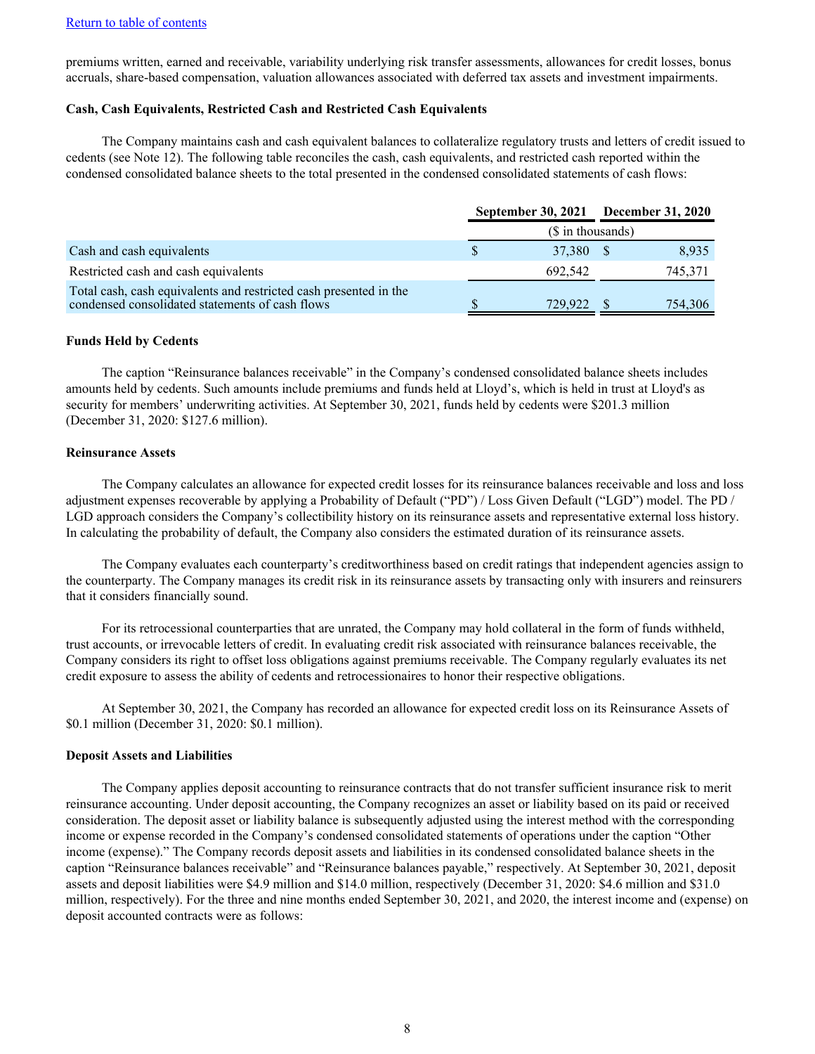[Return to table of contents](#)

premiums written, earned and receivable, variability underlying risk transfer assessments, allowances for credit losses, bonus accruals, share-based compensation, valuation allowances associated with deferred tax assets and investment impairments.

**Cash, Cash Equivalents, Restricted Cash and Restricted Cash Equivalents**

The Company maintains cash and cash equivalent balances to collateralize regulatory trusts and letters of credit issued to cedents (see Note 12). The following table reconciles the cash, cash equivalents, and restricted cash reported within the condensed consolidated balance sheets to the total presented in the condensed consolidated statements of cash flows:

| | September 30, 2021 | December 31, 2020 |
|---|---|---|
| | ($ in thousands) | |
| Cash and cash equivalents | $ 37,380 | $ 8,935 |
| Restricted cash and cash equivalents | 692,542 | 745,371 |
| Total cash, cash equivalents and restricted cash presented in the condensed consolidated statements of cash flows | $ 729,922 | $ 754,306 |

**Funds Held by Cedents**

The caption "Reinsurance balances receivable" in the Company's condensed consolidated balance sheets includes amounts held by cedents. Such amounts include premiums and funds held at Lloyd's, which is held in trust at Lloyd's as security for members' underwriting activities. At September 30, 2021, funds held by cedents were $201.3 million (December 31, 2020: $127.6 million).

**Reinsurance Assets**

The Company calculates an allowance for expected credit losses for its reinsurance balances receivable and loss and loss adjustment expenses recoverable by applying a Probability of Default ("PD") / Loss Given Default ("LGD") model. The PD / LGD approach considers the Company's collectibility history on its reinsurance assets and representative external loss history. In calculating the probability of default, the Company also considers the estimated duration of its reinsurance assets.

The Company evaluates each counterparty's creditworthiness based on credit ratings that independent agencies assign to the counterparty. The Company manages its credit risk in its reinsurance assets by transacting only with insurers and reinsurers that it considers financially sound.

For its retrocessional counterparties that are unrated, the Company may hold collateral in the form of funds withheld, trust accounts, or irrevocable letters of credit. In evaluating credit risk associated with reinsurance balances receivable, the Company considers its right to offset loss obligations against premiums receivable. The Company regularly evaluates its net credit exposure to assess the ability of cedents and retrocessionaires to honor their respective obligations.

At September 30, 2021, the Company has recorded an allowance for expected credit loss on its Reinsurance Assets of $0.1 million (December 31, 2020: $0.1 million).

**Deposit Assets and Liabilities**

The Company applies deposit accounting to reinsurance contracts that do not transfer sufficient insurance risk to merit reinsurance accounting. Under deposit accounting, the Company recognizes an asset or liability based on its paid or received consideration. The deposit asset or liability balance is subsequently adjusted using the interest method with the corresponding income or expense recorded in the Company's condensed consolidated statements of operations under the caption "Other income (expense)." The Company records deposit assets and liabilities in its condensed consolidated balance sheets in the caption "Reinsurance balances receivable" and "Reinsurance balances payable," respectively. At September 30, 2021, deposit assets and deposit liabilities were $4.9 million and $14.0 million, respectively (December 31, 2020: $4.6 million and $31.0 million, respectively). For the three and nine months ended September 30, 2021, and 2020, the interest income and (expense) on deposit accounted contracts were as follows: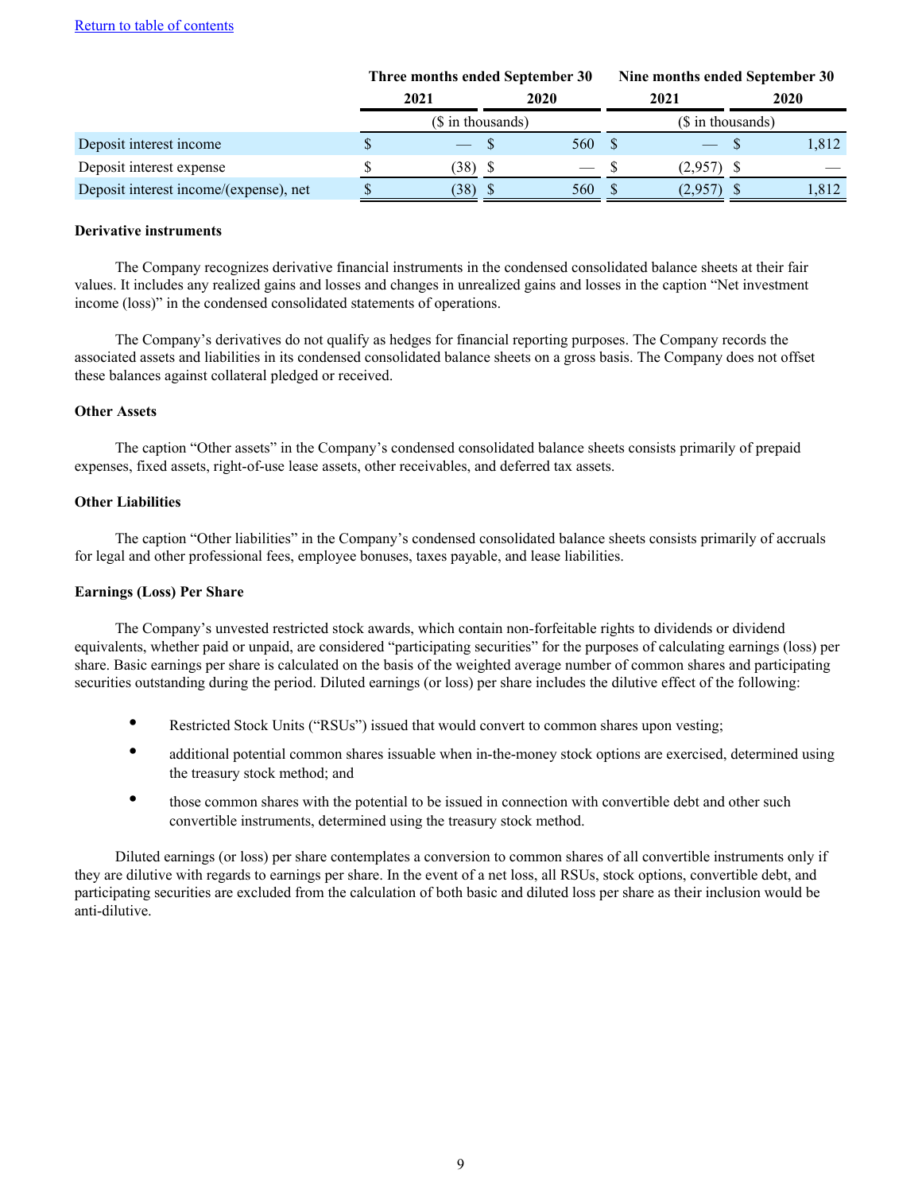[Return to table of contents](#)

| | Three months ended September 30 | | Nine months ended September 30 | |
|---|---|---|---|---|
| | 2021 | 2020 | 2021 | 2020 |
| | ($ in thousands) | | ($ in thousands) | |
| Deposit interest income | $ — | $ 560 | $ — | $ 1,812 |
| Deposit interest expense | $ (38) | $ — | $ (2,957) | $ — |
| Deposit interest income/(expense), net | $ (38) | $ 560 | $ (2,957) | $ 1,812 |

**Derivative instruments**

The Company recognizes derivative financial instruments in the condensed consolidated balance sheets at their fair values. It includes any realized gains and losses and changes in unrealized gains and losses in the caption "Net investment income (loss)" in the condensed consolidated statements of operations.

The Company's derivatives do not qualify as hedges for financial reporting purposes. The Company records the associated assets and liabilities in its condensed consolidated balance sheets on a gross basis. The Company does not offset these balances against collateral pledged or received.

**Other Assets**

The caption "Other assets" in the Company's condensed consolidated balance sheets consists primarily of prepaid expenses, fixed assets, right-of-use lease assets, other receivables, and deferred tax assets.

**Other Liabilities**

The caption "Other liabilities" in the Company's condensed consolidated balance sheets consists primarily of accruals for legal and other professional fees, employee bonuses, taxes payable, and lease liabilities.

**Earnings (Loss) Per Share**

The Company's unvested restricted stock awards, which contain non-forfeitable rights to dividends or dividend equivalents, whether paid or unpaid, are considered "participating securities" for the purposes of calculating earnings (loss) per share. Basic earnings per share is calculated on the basis of the weighted average number of common shares and participating securities outstanding during the period. Diluted earnings (or loss) per share includes the dilutive effect of the following:

- Restricted Stock Units ("RSUs") issued that would convert to common shares upon vesting;
- additional potential common shares issuable when in-the-money stock options are exercised, determined using the treasury stock method; and
- those common shares with the potential to be issued in connection with convertible debt and other such convertible instruments, determined using the treasury stock method.

Diluted earnings (or loss) per share contemplates a conversion to common shares of all convertible instruments only if they are dilutive with regards to earnings per share. In the event of a net loss, all RSUs, stock options, convertible debt, and participating securities are excluded from the calculation of both basic and diluted loss per share as their inclusion would be anti-dilutive.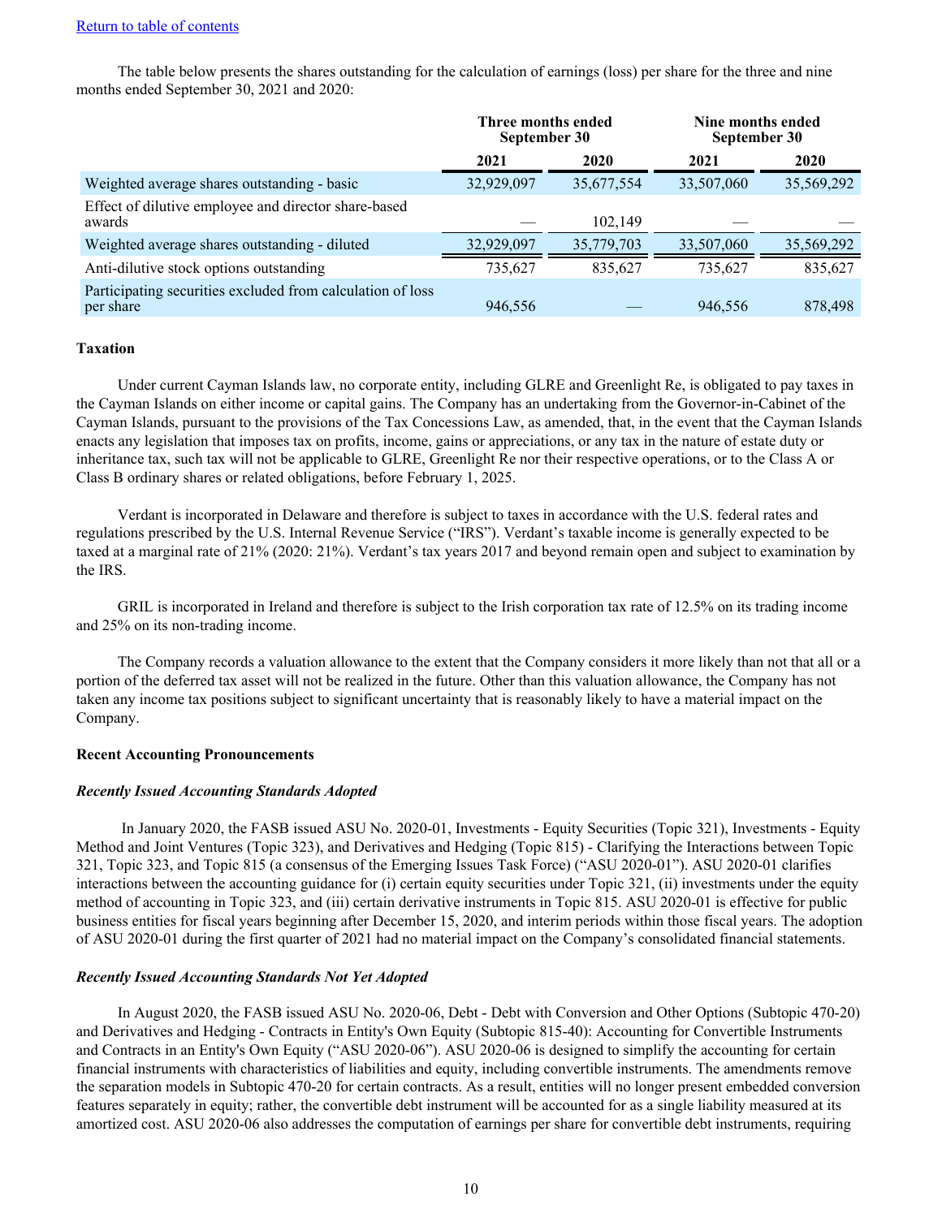[Return to table of contents](#)

The table below presents the shares outstanding for the calculation of earnings (loss) per share for the three and nine months ended September 30, 2021 and 2020:

| | Three months ended September 30 | | Nine months ended September 30 | |
|---|---|---|---|---|
| | 2021 | 2020 | 2021 | 2020 |
| Weighted average shares outstanding - basic | 32,929,097 | 35,677,554 | 33,507,060 | 35,569,292 |
| Effect of dilutive employee and director share-based awards | — | 102,149 | — | — |
| Weighted average shares outstanding - diluted | 32,929,097 | 35,779,703 | 33,507,060 | 35,569,292 |
| Anti-dilutive stock options outstanding | 735,627 | 835,627 | 735,627 | 835,627 |
| Participating securities excluded from calculation of loss per share | 946,556 | — | 946,556 | 878,498 |

**Taxation**

Under current Cayman Islands law, no corporate entity, including GLRE and Greenlight Re, is obligated to pay taxes in the Cayman Islands on either income or capital gains. The Company has an undertaking from the Governor-in-Cabinet of the Cayman Islands, pursuant to the provisions of the Tax Concessions Law, as amended, that, in the event that the Cayman Islands enacts any legislation that imposes tax on profits, income, gains or appreciations, or any tax in the nature of estate duty or inheritance tax, such tax will not be applicable to GLRE, Greenlight Re nor their respective operations, or to the Class A or Class B ordinary shares or related obligations, before February 1, 2025.

Verdant is incorporated in Delaware and therefore is subject to taxes in accordance with the U.S. federal rates and regulations prescribed by the U.S. Internal Revenue Service ("IRS"). Verdant's taxable income is generally expected to be taxed at a marginal rate of 21% (2020: 21%). Verdant's tax years 2017 and beyond remain open and subject to examination by the IRS.

GRIL is incorporated in Ireland and therefore is subject to the Irish corporation tax rate of 12.5% on its trading income and 25% on its non-trading income.

The Company records a valuation allowance to the extent that the Company considers it more likely than not that all or a portion of the deferred tax asset will not be realized in the future. Other than this valuation allowance, the Company has not taken any income tax positions subject to significant uncertainty that is reasonably likely to have a material impact on the Company.

**Recent Accounting Pronouncements**

***Recently Issued Accounting Standards Adopted***

In January 2020, the FASB issued ASU No. 2020-01, Investments - Equity Securities (Topic 321), Investments - Equity Method and Joint Ventures (Topic 323), and Derivatives and Hedging (Topic 815) - Clarifying the Interactions between Topic 321, Topic 323, and Topic 815 (a consensus of the Emerging Issues Task Force) ("ASU 2020-01"). ASU 2020-01 clarifies interactions between the accounting guidance for (i) certain equity securities under Topic 321, (ii) investments under the equity method of accounting in Topic 323, and (iii) certain derivative instruments in Topic 815. ASU 2020-01 is effective for public business entities for fiscal years beginning after December 15, 2020, and interim periods within those fiscal years. The adoption of ASU 2020-01 during the first quarter of 2021 had no material impact on the Company's consolidated financial statements.

***Recently Issued Accounting Standards Not Yet Adopted***

In August 2020, the FASB issued ASU No. 2020-06, Debt - Debt with Conversion and Other Options (Subtopic 470-20) and Derivatives and Hedging - Contracts in Entity's Own Equity (Subtopic 815-40): Accounting for Convertible Instruments and Contracts in an Entity's Own Equity ("ASU 2020-06"). ASU 2020-06 is designed to simplify the accounting for certain financial instruments with characteristics of liabilities and equity, including convertible instruments. The amendments remove the separation models in Subtopic 470-20 for certain contracts. As a result, entities will no longer present embedded conversion features separately in equity; rather, the convertible debt instrument will be accounted for as a single liability measured at its amortized cost. ASU 2020-06 also addresses the computation of earnings per share for convertible debt instruments, requiring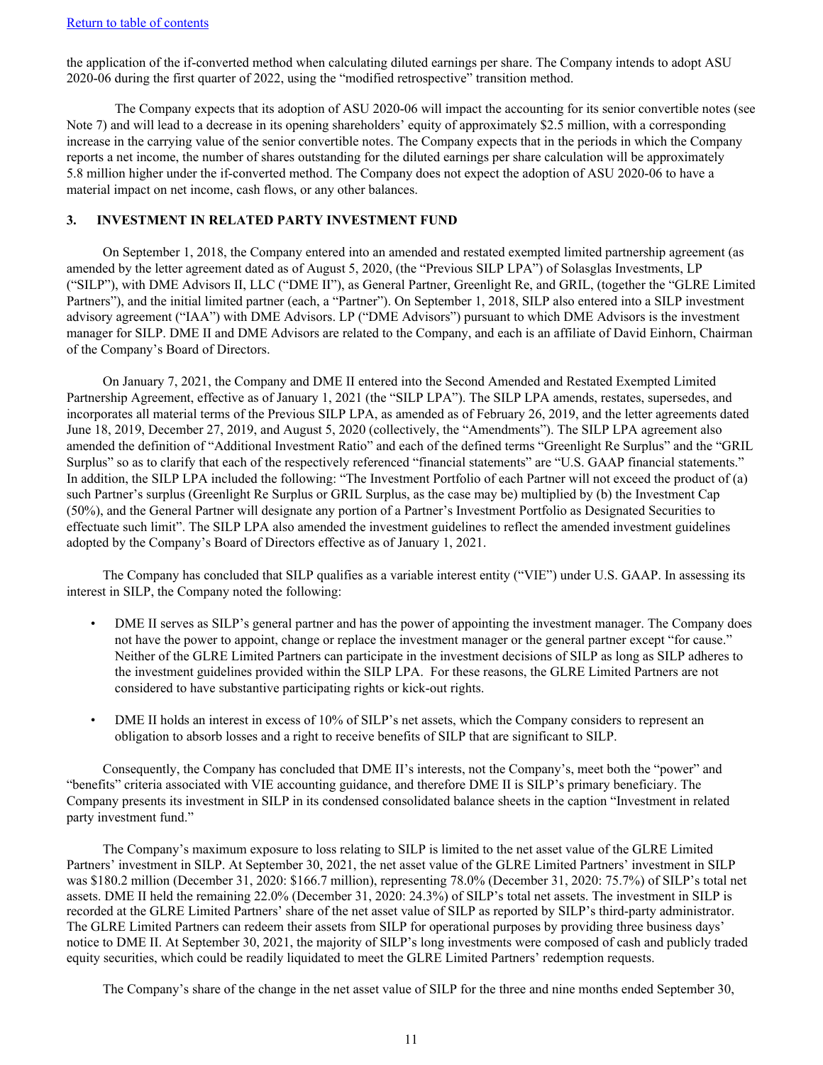[Return to table of contents](#)

the application of the if-converted method when calculating diluted earnings per share. The Company intends to adopt ASU 2020-06 during the first quarter of 2022, using the "modified retrospective" transition method.

The Company expects that its adoption of ASU 2020-06 will impact the accounting for its senior convertible notes (see Note 7) and will lead to a decrease in its opening shareholders' equity of approximately $2.5 million, with a corresponding increase in the carrying value of the senior convertible notes. The Company expects that in the periods in which the Company reports a net income, the number of shares outstanding for the diluted earnings per share calculation will be approximately 5.8 million higher under the if-converted method. The Company does not expect the adoption of ASU 2020-06 to have a material impact on net income, cash flows, or any other balances.

## 3. INVESTMENT IN RELATED PARTY INVESTMENT FUND

On September 1, 2018, the Company entered into an amended and restated exempted limited partnership agreement (as amended by the letter agreement dated as of August 5, 2020, (the "Previous SILP LPA") of Solasglas Investments, LP ("SILP"), with DME Advisors II, LLC ("DME II"), as General Partner, Greenlight Re, and GRIL, (together the "GLRE Limited Partners"), and the initial limited partner (each, a "Partner"). On September 1, 2018, SILP also entered into a SILP investment advisory agreement ("IAA") with DME Advisors. LP ("DME Advisors") pursuant to which DME Advisors is the investment manager for SILP. DME II and DME Advisors are related to the Company, and each is an affiliate of David Einhorn, Chairman of the Company's Board of Directors.

On January 7, 2021, the Company and DME II entered into the Second Amended and Restated Exempted Limited Partnership Agreement, effective as of January 1, 2021 (the "SILP LPA"). The SILP LPA amends, restates, supersedes, and incorporates all material terms of the Previous SILP LPA, as amended as of February 26, 2019, and the letter agreements dated June 18, 2019, December 27, 2019, and August 5, 2020 (collectively, the "Amendments"). The SILP LPA agreement also amended the definition of "Additional Investment Ratio" and each of the defined terms "Greenlight Re Surplus" and the "GRIL Surplus" so as to clarify that each of the respectively referenced "financial statements" are "U.S. GAAP financial statements." In addition, the SILP LPA included the following: "The Investment Portfolio of each Partner will not exceed the product of (a) such Partner's surplus (Greenlight Re Surplus or GRIL Surplus, as the case may be) multiplied by (b) the Investment Cap (50%), and the General Partner will designate any portion of a Partner's Investment Portfolio as Designated Securities to effectuate such limit". The SILP LPA also amended the investment guidelines to reflect the amended investment guidelines adopted by the Company's Board of Directors effective as of January 1, 2021.

The Company has concluded that SILP qualifies as a variable interest entity ("VIE") under U.S. GAAP. In assessing its interest in SILP, the Company noted the following:

- DME II serves as SILP's general partner and has the power of appointing the investment manager. The Company does not have the power to appoint, change or replace the investment manager or the general partner except "for cause." Neither of the GLRE Limited Partners can participate in the investment decisions of SILP as long as SILP adheres to the investment guidelines provided within the SILP LPA. For these reasons, the GLRE Limited Partners are not considered to have substantive participating rights or kick-out rights.

- DME II holds an interest in excess of 10% of SILP's net assets, which the Company considers to represent an obligation to absorb losses and a right to receive benefits of SILP that are significant to SILP.

Consequently, the Company has concluded that DME II's interests, not the Company's, meet both the "power" and "benefits" criteria associated with VIE accounting guidance, and therefore DME II is SILP's primary beneficiary. The Company presents its investment in SILP in its condensed consolidated balance sheets in the caption "Investment in related party investment fund."

The Company's maximum exposure to loss relating to SILP is limited to the net asset value of the GLRE Limited Partners' investment in SILP. At September 30, 2021, the net asset value of the GLRE Limited Partners' investment in SILP was $180.2 million (December 31, 2020: $166.7 million), representing 78.0% (December 31, 2020: 75.7%) of SILP's total net assets. DME II held the remaining 22.0% (December 31, 2020: 24.3%) of SILP's total net assets. The investment in SILP is recorded at the GLRE Limited Partners' share of the net asset value of SILP as reported by SILP's third-party administrator. The GLRE Limited Partners can redeem their assets from SILP for operational purposes by providing three business days' notice to DME II. At September 30, 2021, the majority of SILP's long investments were composed of cash and publicly traded equity securities, which could be readily liquidated to meet the GLRE Limited Partners' redemption requests.

The Company's share of the change in the net asset value of SILP for the three and nine months ended September 30,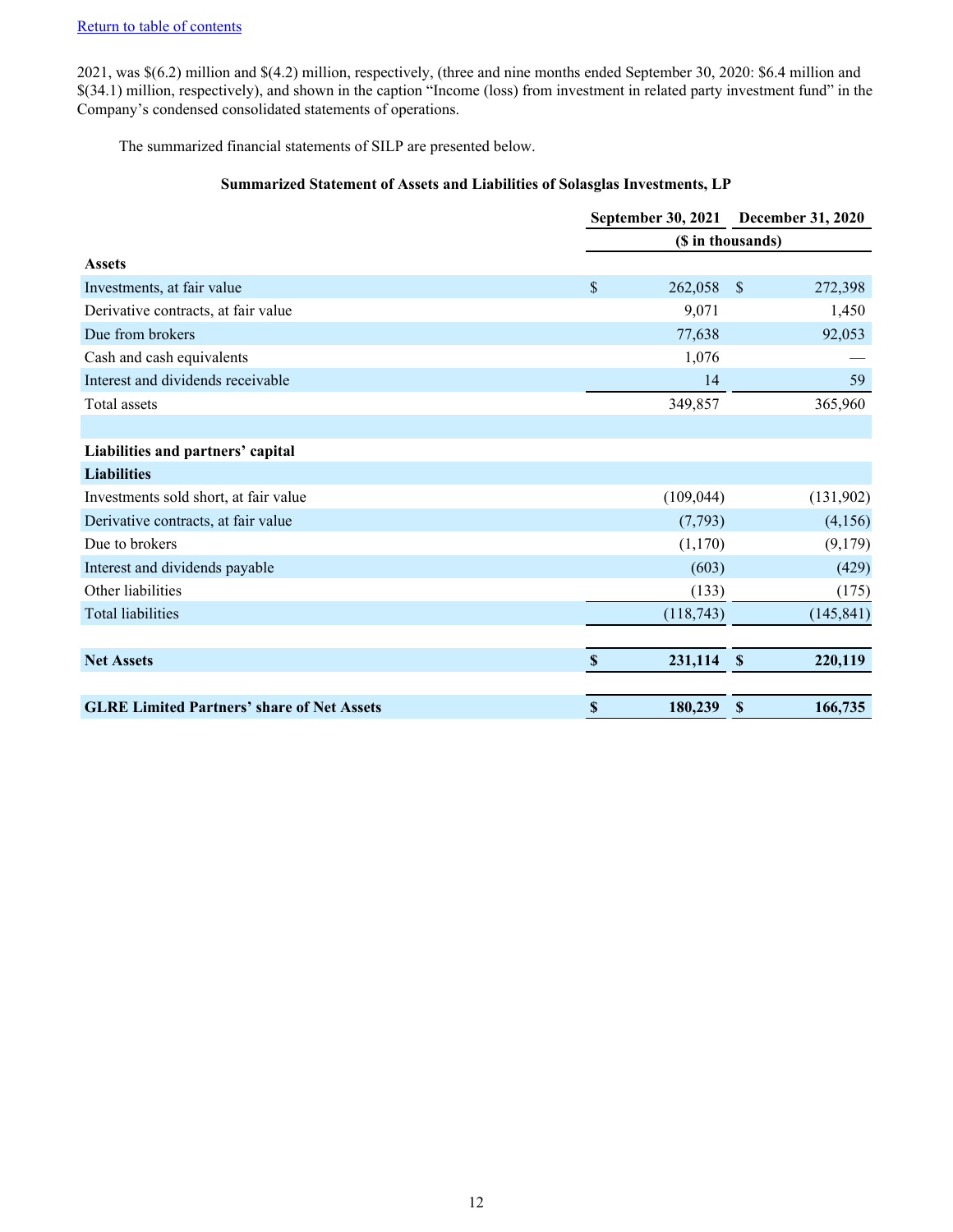[Return to table of contents](#)

2021, was $(6.2) million and $(4.2) million, respectively, (three and nine months ended September 30, 2020: $6.4 million and $(34.1) million, respectively), and shown in the caption "Income (loss) from investment in related party investment fund" in the Company's condensed consolidated statements of operations.

The summarized financial statements of SILP are presented below.

**Summarized Statement of Assets and Liabilities of Solasglas Investments, LP**

| | September 30, 2021 | December 31, 2020 |
|---|---|---|
| | ($ in thousands) | |
| **Assets** | | |
| Investments, at fair value | $ 262,058 | $ 272,398 |
| Derivative contracts, at fair value | 9,071 | 1,450 |
| Due from brokers | 77,638 | 92,053 |
| Cash and cash equivalents | 1,076 | — |
| Interest and dividends receivable | 14 | 59 |
| Total assets | 349,857 | 365,960 |
| | | |
| **Liabilities and partners' capital** | | |
| **Liabilities** | | |
| Investments sold short, at fair value | (109,044) | (131,902) |
| Derivative contracts, at fair value | (7,793) | (4,156) |
| Due to brokers | (1,170) | (9,179) |
| Interest and dividends payable | (603) | (429) |
| Other liabilities | (133) | (175) |
| Total liabilities | (118,743) | (145,841) |
| | | |
| **Net Assets** | **$ 231,114** | **$ 220,119** |
| | | |
| **GLRE Limited Partners' share of Net Assets** | **$ 180,239** | **$ 166,735** |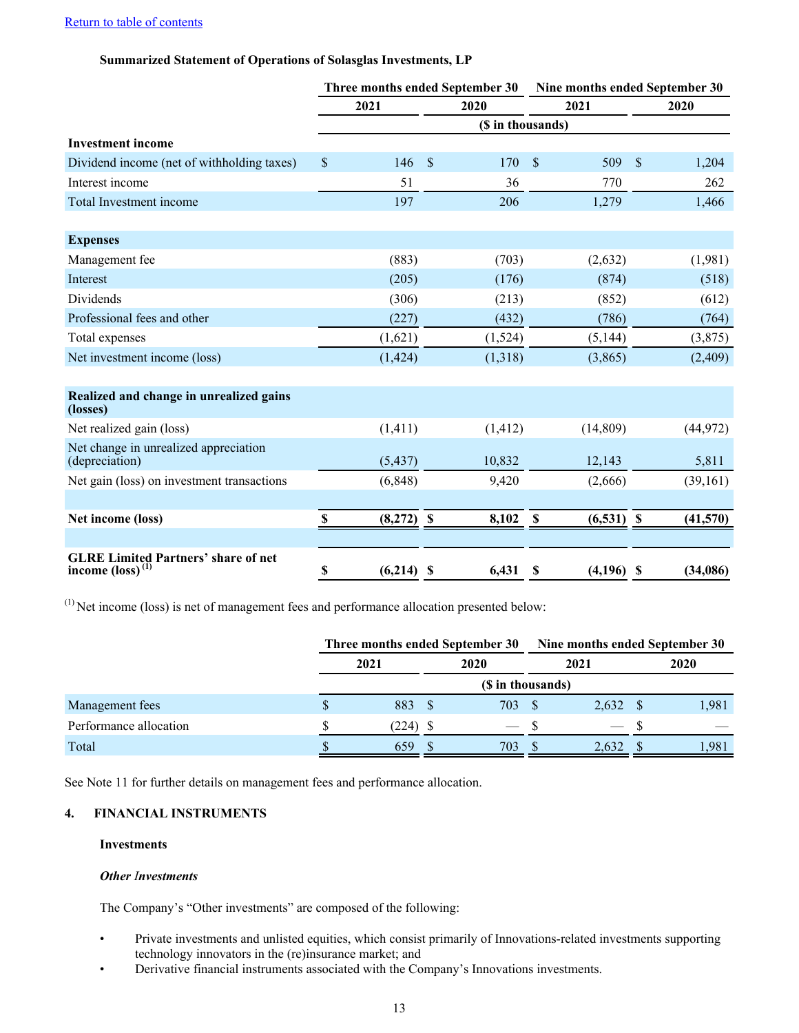**Summarized Statement of Operations of Solasglas Investments, LP**

| | Three months ended September 30 | | Nine months ended September 30 | |
|---|---|---|---|---|
| | 2021 | 2020 | 2021 | 2020 |
| | ($ in thousands) | | | |
| **Investment income** | | | | |
| Dividend income (net of withholding taxes) | $ 146 | $ 170 | $ 509 | $ 1,204 |
| Interest income | 51 | 36 | 770 | 262 |
| Total Investment income | 197 | 206 | 1,279 | 1,466 |
| | | | | |
| **Expenses** | | | | |
| Management fee | (883) | (703) | (2,632) | (1,981) |
| Interest | (205) | (176) | (874) | (518) |
| Dividends | (306) | (213) | (852) | (612) |
| Professional fees and other | (227) | (432) | (786) | (764) |
| Total expenses | (1,621) | (1,524) | (5,144) | (3,875) |
| Net investment income (loss) | (1,424) | (1,318) | (3,865) | (2,409) |
| | | | | |
| **Realized and change in unrealized gains (losses)** | | | | |
| Net realized gain (loss) | (1,411) | (1,412) | (14,809) | (44,972) |
| Net change in unrealized appreciation (depreciation) | (5,437) | 10,832 | 12,143 | 5,811 |
| Net gain (loss) on investment transactions | (6,848) | 9,420 | (2,666) | (39,161) |
| | | | | |
| **Net income (loss)** | **$ (8,272)** | **$ 8,102** | **$ (6,531)** | **$ (41,570)** |
| | | | | |
| **GLRE Limited Partners' share of net income (loss)** [(1)] | **$ (6,214)** | **$ 6,431** | **$ (4,196)** | **$ (34,086)** |

[(1)] Net income (loss) is net of management fees and performance allocation presented below:

| | Three months ended September 30 | | Nine months ended September 30 | |
|---|---|---|---|---|
| | 2021 | 2020 | 2021 | 2020 |
| | ($ in thousands) | | | |
| Management fees | $ 883 | $ 703 | $ 2,632 | $ 1,981 |
| Performance allocation | $ (224) | $ — | $ — | $ — |
| Total | $ 659 | $ 703 | $ 2,632 | $ 1,981 |

See Note 11 for further details on management fees and performance allocation.

## 4. FINANCIAL INSTRUMENTS

### Investments

***Other Investments***

The Company's "Other investments" are composed of the following:

- Private investments and unlisted equities, which consist primarily of Innovations-related investments supporting technology innovators in the (re)insurance market; and
- Derivative financial instruments associated with the Company's Innovations investments.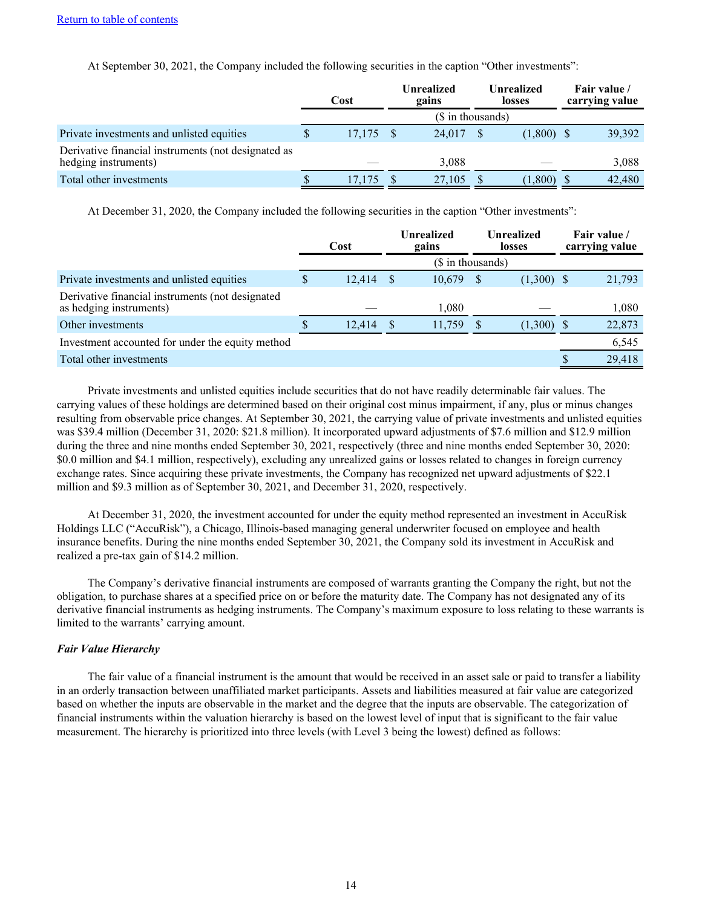At September 30, 2021, the Company included the following securities in the caption "Other investments":

| | Cost | Unrealized gains | Unrealized losses | Fair value / carrying value |
|---|---|---|---|---|
| | ($ in thousands) | | | |
| Private investments and unlisted equities | $ 17,175 | $ 24,017 | $ (1,800) | $ 39,392 |
| Derivative financial instruments (not designated as hedging instruments) | — | 3,088 | — | 3,088 |
| Total other investments | $ 17,175 | $ 27,105 | $ (1,800) | $ 42,480 |

At December 31, 2020, the Company included the following securities in the caption "Other investments":

| | Cost | Unrealized gains | Unrealized losses | Fair value / carrying value |
|---|---|---|---|---|
| | ($ in thousands) | | | |
| Private investments and unlisted equities | $ 12,414 | $ 10,679 | $ (1,300) | $ 21,793 |
| Derivative financial instruments (not designated as hedging instruments) | — | 1,080 | — | 1,080 |
| Other investments | $ 12,414 | $ 11,759 | $ (1,300) | $ 22,873 |
| Investment accounted for under the equity method | | | | 6,545 |
| Total other investments | | | | $ 29,418 |

Private investments and unlisted equities include securities that do not have readily determinable fair values. The carrying values of these holdings are determined based on their original cost minus impairment, if any, plus or minus changes resulting from observable price changes. At September 30, 2021, the carrying value of private investments and unlisted equities was $39.4 million (December 31, 2020: $21.8 million). It incorporated upward adjustments of $7.6 million and $12.9 million during the three and nine months ended September 30, 2021, respectively (three and nine months ended September 30, 2020: $0.0 million and $4.1 million, respectively), excluding any unrealized gains or losses related to changes in foreign currency exchange rates. Since acquiring these private investments, the Company has recognized net upward adjustments of $22.1 million and $9.3 million as of September 30, 2021, and December 31, 2020, respectively.

At December 31, 2020, the investment accounted for under the equity method represented an investment in AccuRisk Holdings LLC ("AccuRisk"), a Chicago, Illinois-based managing general underwriter focused on employee and health insurance benefits. During the nine months ended September 30, 2021, the Company sold its investment in AccuRisk and realized a pre-tax gain of $14.2 million.

The Company's derivative financial instruments are composed of warrants granting the Company the right, but not the obligation, to purchase shares at a specified price on or before the maturity date. The Company has not designated any of its derivative financial instruments as hedging instruments. The Company's maximum exposure to loss relating to these warrants is limited to the warrants' carrying amount.

***Fair Value Hierarchy***

The fair value of a financial instrument is the amount that would be received in an asset sale or paid to transfer a liability in an orderly transaction between unaffiliated market participants. Assets and liabilities measured at fair value are categorized based on whether the inputs are observable in the market and the degree that the inputs are observable. The categorization of financial instruments within the valuation hierarchy is based on the lowest level of input that is significant to the fair value measurement. The hierarchy is prioritized into three levels (with Level 3 being the lowest) defined as follows: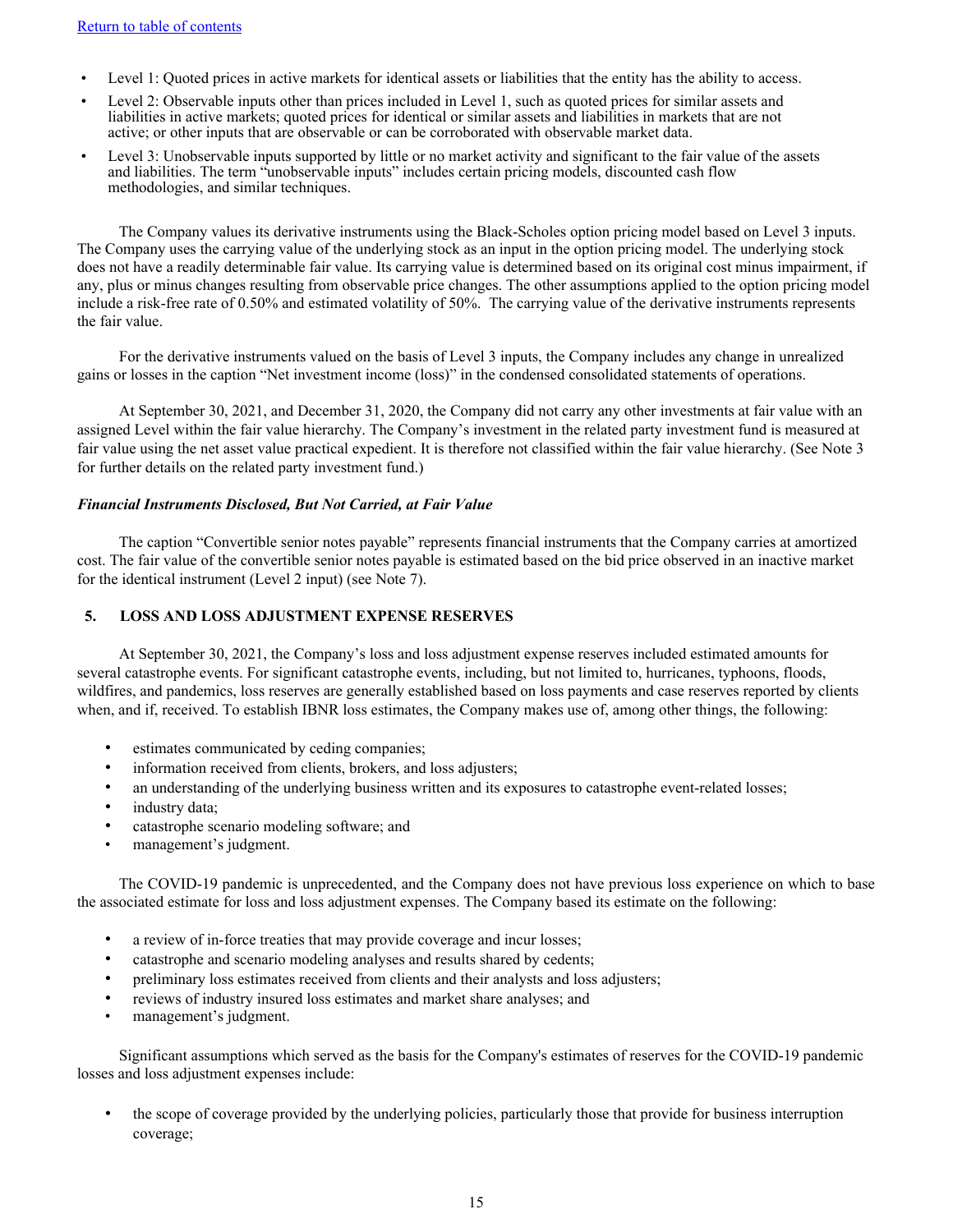- Level 1: Quoted prices in active markets for identical assets or liabilities that the entity has the ability to access.
- Level 2: Observable inputs other than prices included in Level 1, such as quoted prices for similar assets and liabilities in active markets; quoted prices for identical or similar assets and liabilities in markets that are not active; or other inputs that are observable or can be corroborated with observable market data.
- Level 3: Unobservable inputs supported by little or no market activity and significant to the fair value of the assets and liabilities. The term "unobservable inputs" includes certain pricing models, discounted cash flow methodologies, and similar techniques.

The Company values its derivative instruments using the Black-Scholes option pricing model based on Level 3 inputs. The Company uses the carrying value of the underlying stock as an input in the option pricing model. The underlying stock does not have a readily determinable fair value. Its carrying value is determined based on its original cost minus impairment, if any, plus or minus changes resulting from observable price changes. The other assumptions applied to the option pricing model include a risk-free rate of 0.50% and estimated volatility of 50%. The carrying value of the derivative instruments represents the fair value.

For the derivative instruments valued on the basis of Level 3 inputs, the Company includes any change in unrealized gains or losses in the caption "Net investment income (loss)" in the condensed consolidated statements of operations.

At September 30, 2021, and December 31, 2020, the Company did not carry any other investments at fair value with an assigned Level within the fair value hierarchy. The Company's investment in the related party investment fund is measured at fair value using the net asset value practical expedient. It is therefore not classified within the fair value hierarchy. (See Note 3 for further details on the related party investment fund.)

***Financial Instruments Disclosed, But Not Carried, at Fair Value***

The caption "Convertible senior notes payable" represents financial instruments that the Company carries at amortized cost. The fair value of the convertible senior notes payable is estimated based on the bid price observed in an inactive market for the identical instrument (Level 2 input) (see Note 7).

## 5. LOSS AND LOSS ADJUSTMENT EXPENSE RESERVES

At September 30, 2021, the Company's loss and loss adjustment expense reserves included estimated amounts for several catastrophe events. For significant catastrophe events, including, but not limited to, hurricanes, typhoons, floods, wildfires, and pandemics, loss reserves are generally established based on loss payments and case reserves reported by clients when, and if, received. To establish IBNR loss estimates, the Company makes use of, among other things, the following:

- estimates communicated by ceding companies;
- information received from clients, brokers, and loss adjusters;
- an understanding of the underlying business written and its exposures to catastrophe event-related losses;
- industry data;
- catastrophe scenario modeling software; and
- management's judgment.

The COVID-19 pandemic is unprecedented, and the Company does not have previous loss experience on which to base the associated estimate for loss and loss adjustment expenses. The Company based its estimate on the following:

- a review of in-force treaties that may provide coverage and incur losses;
- catastrophe and scenario modeling analyses and results shared by cedents;
- preliminary loss estimates received from clients and their analysts and loss adjusters;
- reviews of industry insured loss estimates and market share analyses; and
- management's judgment.

Significant assumptions which served as the basis for the Company's estimates of reserves for the COVID-19 pandemic losses and loss adjustment expenses include:

- the scope of coverage provided by the underlying policies, particularly those that provide for business interruption coverage;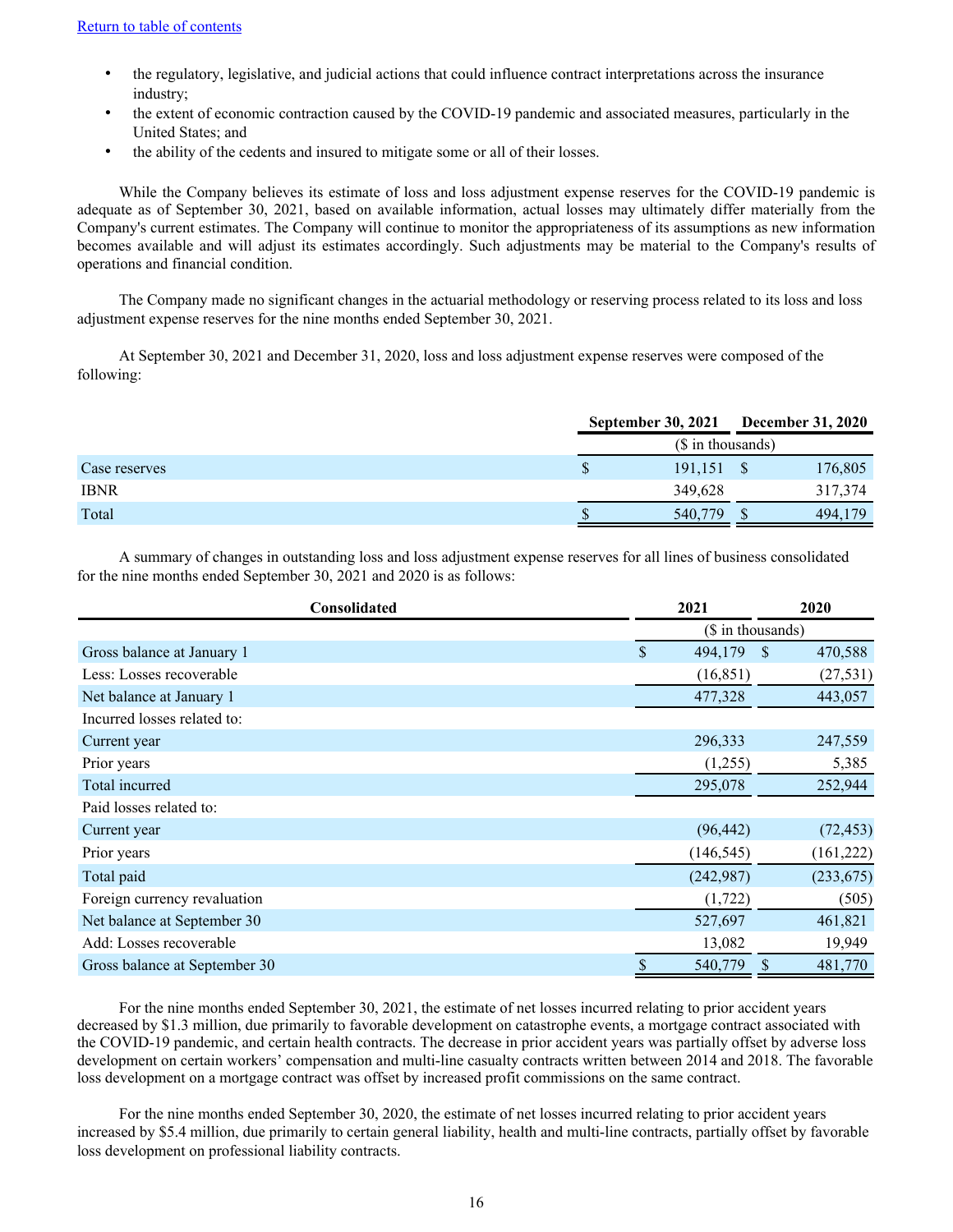- the regulatory, legislative, and judicial actions that could influence contract interpretations across the insurance industry;
- the extent of economic contraction caused by the COVID-19 pandemic and associated measures, particularly in the United States; and
- the ability of the cedents and insured to mitigate some or all of their losses.

While the Company believes its estimate of loss and loss adjustment expense reserves for the COVID-19 pandemic is adequate as of September 30, 2021, based on available information, actual losses may ultimately differ materially from the Company's current estimates. The Company will continue to monitor the appropriateness of its assumptions as new information becomes available and will adjust its estimates accordingly. Such adjustments may be material to the Company's results of operations and financial condition.

The Company made no significant changes in the actuarial methodology or reserving process related to its loss and loss adjustment expense reserves for the nine months ended September 30, 2021.

At September 30, 2021 and December 31, 2020, loss and loss adjustment expense reserves were composed of the following:

| | September 30, 2021 | December 31, 2020 |
|---|---|---|
| | ($ in thousands) | |
| Case reserves | $ 191,151 | $ 176,805 |
| IBNR | 349,628 | 317,374 |
| Total | $ 540,779 | $ 494,179 |

A summary of changes in outstanding loss and loss adjustment expense reserves for all lines of business consolidated for the nine months ended September 30, 2021 and 2020 is as follows:

| Consolidated | 2021 | 2020 |
|---|---|---|
| | ($ in thousands) | |
| Gross balance at January 1 | $ 494,179 | $ 470,588 |
| Less: Losses recoverable | (16,851) | (27,531) |
| Net balance at January 1 | 477,328 | 443,057 |
| Incurred losses related to: | | |
| Current year | 296,333 | 247,559 |
| Prior years | (1,255) | 5,385 |
| Total incurred | 295,078 | 252,944 |
| Paid losses related to: | | |
| Current year | (96,442) | (72,453) |
| Prior years | (146,545) | (161,222) |
| Total paid | (242,987) | (233,675) |
| Foreign currency revaluation | (1,722) | (505) |
| Net balance at September 30 | 527,697 | 461,821 |
| Add: Losses recoverable | 13,082 | 19,949 |
| Gross balance at September 30 | $ 540,779 | $ 481,770 |

For the nine months ended September 30, 2021, the estimate of net losses incurred relating to prior accident years decreased by $1.3 million, due primarily to favorable development on catastrophe events, a mortgage contract associated with the COVID-19 pandemic, and certain health contracts. The decrease in prior accident years was partially offset by adverse loss development on certain workers' compensation and multi-line casualty contracts written between 2014 and 2018. The favorable loss development on a mortgage contract was offset by increased profit commissions on the same contract.

For the nine months ended September 30, 2020, the estimate of net losses incurred relating to prior accident years increased by $5.4 million, due primarily to certain general liability, health and multi-line contracts, partially offset by favorable loss development on professional liability contracts.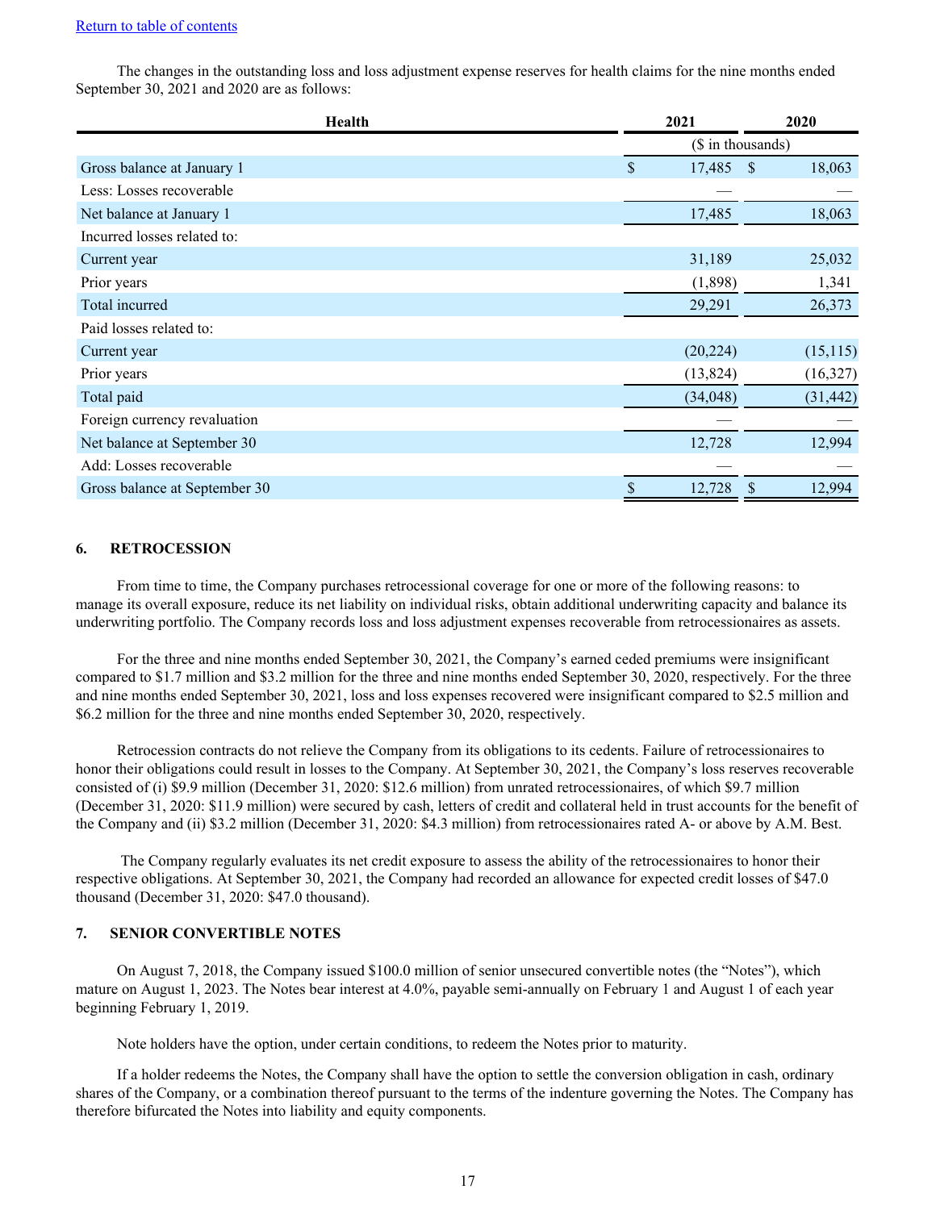[Return to table of contents](#)

The changes in the outstanding loss and loss adjustment expense reserves for health claims for the nine months ended September 30, 2021 and 2020 are as follows:

| Health | 2021 | 2020 |
|---|---|---|
| | ($ in thousands) | |
| Gross balance at January 1 | $ 17,485 | $ 18,063 |
| Less: Losses recoverable | — | — |
| Net balance at January 1 | 17,485 | 18,063 |
| Incurred losses related to: | | |
| Current year | 31,189 | 25,032 |
| Prior years | (1,898) | 1,341 |
| Total incurred | 29,291 | 26,373 |
| Paid losses related to: | | |
| Current year | (20,224) | (15,115) |
| Prior years | (13,824) | (16,327) |
| Total paid | (34,048) | (31,442) |
| Foreign currency revaluation | — | — |
| Net balance at September 30 | 12,728 | 12,994 |
| Add: Losses recoverable | — | — |
| Gross balance at September 30 | $ 12,728 | $ 12,994 |

## 6. RETROCESSION

From time to time, the Company purchases retrocessional coverage for one or more of the following reasons: to manage its overall exposure, reduce its net liability on individual risks, obtain additional underwriting capacity and balance its underwriting portfolio. The Company records loss and loss adjustment expenses recoverable from retrocessionaires as assets.

For the three and nine months ended September 30, 2021, the Company's earned ceded premiums were insignificant compared to $1.7 million and $3.2 million for the three and nine months ended September 30, 2020, respectively. For the three and nine months ended September 30, 2021, loss and loss expenses recovered were insignificant compared to $2.5 million and $6.2 million for the three and nine months ended September 30, 2020, respectively.

Retrocession contracts do not relieve the Company from its obligations to its cedents. Failure of retrocessionaires to honor their obligations could result in losses to the Company. At September 30, 2021, the Company's loss reserves recoverable consisted of (i) $9.9 million (December 31, 2020: $12.6 million) from unrated retrocessionaires, of which $9.7 million (December 31, 2020: $11.9 million) were secured by cash, letters of credit and collateral held in trust accounts for the benefit of the Company and (ii) $3.2 million (December 31, 2020: $4.3 million) from retrocessionaires rated A- or above by A.M. Best.

The Company regularly evaluates its net credit exposure to assess the ability of the retrocessionaires to honor their respective obligations. At September 30, 2021, the Company had recorded an allowance for expected credit losses of $47.0 thousand (December 31, 2020: $47.0 thousand).

## 7. SENIOR CONVERTIBLE NOTES

On August 7, 2018, the Company issued $100.0 million of senior unsecured convertible notes (the "Notes"), which mature on August 1, 2023. The Notes bear interest at 4.0%, payable semi-annually on February 1 and August 1 of each year beginning February 1, 2019.

Note holders have the option, under certain conditions, to redeem the Notes prior to maturity.

If a holder redeems the Notes, the Company shall have the option to settle the conversion obligation in cash, ordinary shares of the Company, or a combination thereof pursuant to the terms of the indenture governing the Notes. The Company has therefore bifurcated the Notes into liability and equity components.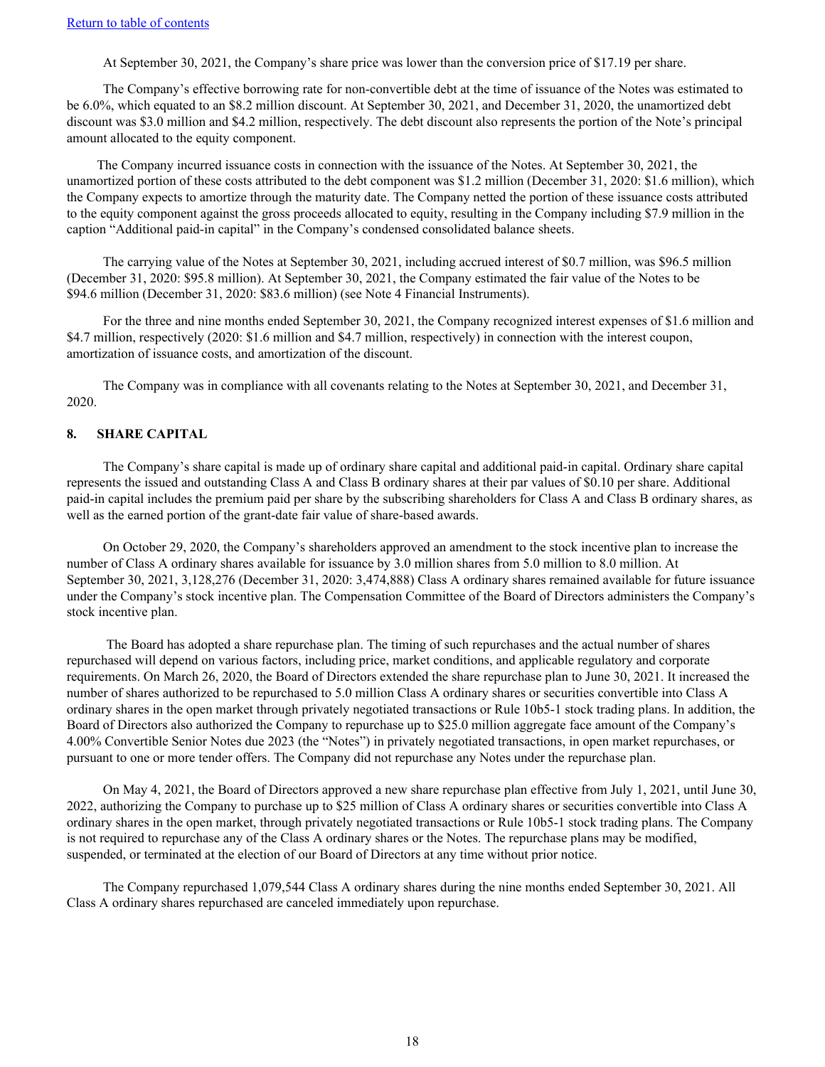At September 30, 2021, the Company's share price was lower than the conversion price of $17.19 per share.

The Company's effective borrowing rate for non-convertible debt at the time of issuance of the Notes was estimated to be 6.0%, which equated to an $8.2 million discount. At September 30, 2021, and December 31, 2020, the unamortized debt discount was $3.0 million and $4.2 million, respectively. The debt discount also represents the portion of the Note's principal amount allocated to the equity component.

The Company incurred issuance costs in connection with the issuance of the Notes. At September 30, 2021, the unamortized portion of these costs attributed to the debt component was $1.2 million (December 31, 2020: $1.6 million), which the Company expects to amortize through the maturity date. The Company netted the portion of these issuance costs attributed to the equity component against the gross proceeds allocated to equity, resulting in the Company including $7.9 million in the caption "Additional paid-in capital" in the Company's condensed consolidated balance sheets.

The carrying value of the Notes at September 30, 2021, including accrued interest of $0.7 million, was $96.5 million (December 31, 2020: $95.8 million). At September 30, 2021, the Company estimated the fair value of the Notes to be $94.6 million (December 31, 2020: $83.6 million) (see Note 4 Financial Instruments).

For the three and nine months ended September 30, 2021, the Company recognized interest expenses of $1.6 million and $4.7 million, respectively (2020: $1.6 million and $4.7 million, respectively) in connection with the interest coupon, amortization of issuance costs, and amortization of the discount.

The Company was in compliance with all covenants relating to the Notes at September 30, 2021, and December 31, 2020.

## 8. SHARE CAPITAL

The Company's share capital is made up of ordinary share capital and additional paid-in capital. Ordinary share capital represents the issued and outstanding Class A and Class B ordinary shares at their par values of $0.10 per share. Additional paid-in capital includes the premium paid per share by the subscribing shareholders for Class A and Class B ordinary shares, as well as the earned portion of the grant-date fair value of share-based awards.

On October 29, 2020, the Company's shareholders approved an amendment to the stock incentive plan to increase the number of Class A ordinary shares available for issuance by 3.0 million shares from 5.0 million to 8.0 million. At September 30, 2021, 3,128,276 (December 31, 2020: 3,474,888) Class A ordinary shares remained available for future issuance under the Company's stock incentive plan. The Compensation Committee of the Board of Directors administers the Company's stock incentive plan.

The Board has adopted a share repurchase plan. The timing of such repurchases and the actual number of shares repurchased will depend on various factors, including price, market conditions, and applicable regulatory and corporate requirements. On March 26, 2020, the Board of Directors extended the share repurchase plan to June 30, 2021. It increased the number of shares authorized to be repurchased to 5.0 million Class A ordinary shares or securities convertible into Class A ordinary shares in the open market through privately negotiated transactions or Rule 10b5-1 stock trading plans. In addition, the Board of Directors also authorized the Company to repurchase up to $25.0 million aggregate face amount of the Company's 4.00% Convertible Senior Notes due 2023 (the "Notes") in privately negotiated transactions, in open market repurchases, or pursuant to one or more tender offers. The Company did not repurchase any Notes under the repurchase plan.

On May 4, 2021, the Board of Directors approved a new share repurchase plan effective from July 1, 2021, until June 30, 2022, authorizing the Company to purchase up to $25 million of Class A ordinary shares or securities convertible into Class A ordinary shares in the open market, through privately negotiated transactions or Rule 10b5-1 stock trading plans. The Company is not required to repurchase any of the Class A ordinary shares or the Notes. The repurchase plans may be modified, suspended, or terminated at the election of our Board of Directors at any time without prior notice.

The Company repurchased 1,079,544 Class A ordinary shares during the nine months ended September 30, 2021. All Class A ordinary shares repurchased are canceled immediately upon repurchase.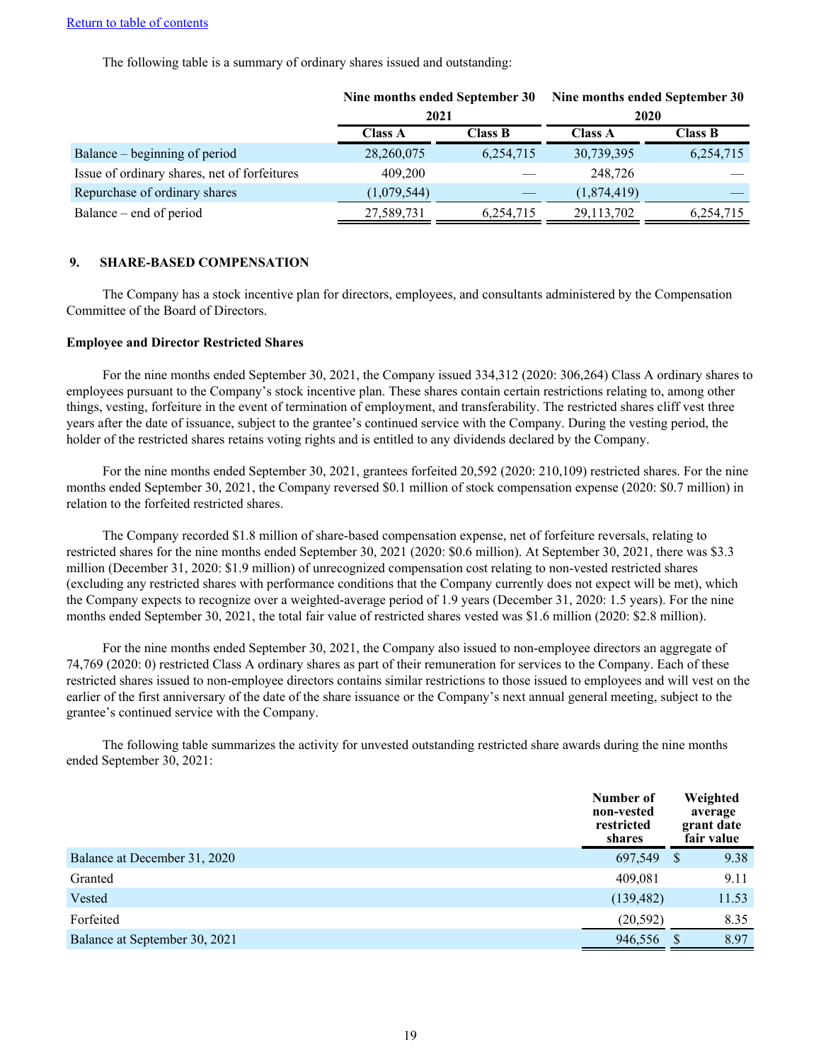[Return to table of contents](#)

The following table is a summary of ordinary shares issued and outstanding:

| | Nine months ended September 30 2021 | | Nine months ended September 30 2020 | |
|---|---|---|---|---|
| | Class A | Class B | Class A | Class B |
| Balance – beginning of period | 28,260,075 | 6,254,715 | 30,739,395 | 6,254,715 |
| Issue of ordinary shares, net of forfeitures | 409,200 | — | 248,726 | — |
| Repurchase of ordinary shares | (1,079,544) | — | (1,874,419) | — |
| Balance – end of period | 27,589,731 | 6,254,715 | 29,113,702 | 6,254,715 |

## 9. SHARE-BASED COMPENSATION

The Company has a stock incentive plan for directors, employees, and consultants administered by the Compensation Committee of the Board of Directors.

**Employee and Director Restricted Shares**

For the nine months ended September 30, 2021, the Company issued 334,312 (2020: 306,264) Class A ordinary shares to employees pursuant to the Company's stock incentive plan. These shares contain certain restrictions relating to, among other things, vesting, forfeiture in the event of termination of employment, and transferability. The restricted shares cliff vest three years after the date of issuance, subject to the grantee's continued service with the Company. During the vesting period, the holder of the restricted shares retains voting rights and is entitled to any dividends declared by the Company.

For the nine months ended September 30, 2021, grantees forfeited 20,592 (2020: 210,109) restricted shares. For the nine months ended September 30, 2021, the Company reversed $0.1 million of stock compensation expense (2020: $0.7 million) in relation to the forfeited restricted shares.

The Company recorded $1.8 million of share-based compensation expense, net of forfeiture reversals, relating to restricted shares for the nine months ended September 30, 2021 (2020: $0.6 million). At September 30, 2021, there was $3.3 million (December 31, 2020: $1.9 million) of unrecognized compensation cost relating to non-vested restricted shares (excluding any restricted shares with performance conditions that the Company currently does not expect will be met), which the Company expects to recognize over a weighted-average period of 1.9 years (December 31, 2020: 1.5 years). For the nine months ended September 30, 2021, the total fair value of restricted shares vested was $1.6 million (2020: $2.8 million).

For the nine months ended September 30, 2021, the Company also issued to non-employee directors an aggregate of 74,769 (2020: 0) restricted Class A ordinary shares as part of their remuneration for services to the Company. Each of these restricted shares issued to non-employee directors contains similar restrictions to those issued to employees and will vest on the earlier of the first anniversary of the date of the share issuance or the Company's next annual general meeting, subject to the grantee's continued service with the Company.

The following table summarizes the activity for unvested outstanding restricted share awards during the nine months ended September 30, 2021:

| | Number of non-vested restricted shares | Weighted average grant date fair value |
|---|---|---|
| Balance at December 31, 2020 | 697,549 | $ 9.38 |
| Granted | 409,081 | 9.11 |
| Vested | (139,482) | 11.53 |
| Forfeited | (20,592) | 8.35 |
| Balance at September 30, 2021 | 946,556 | $ 8.97 |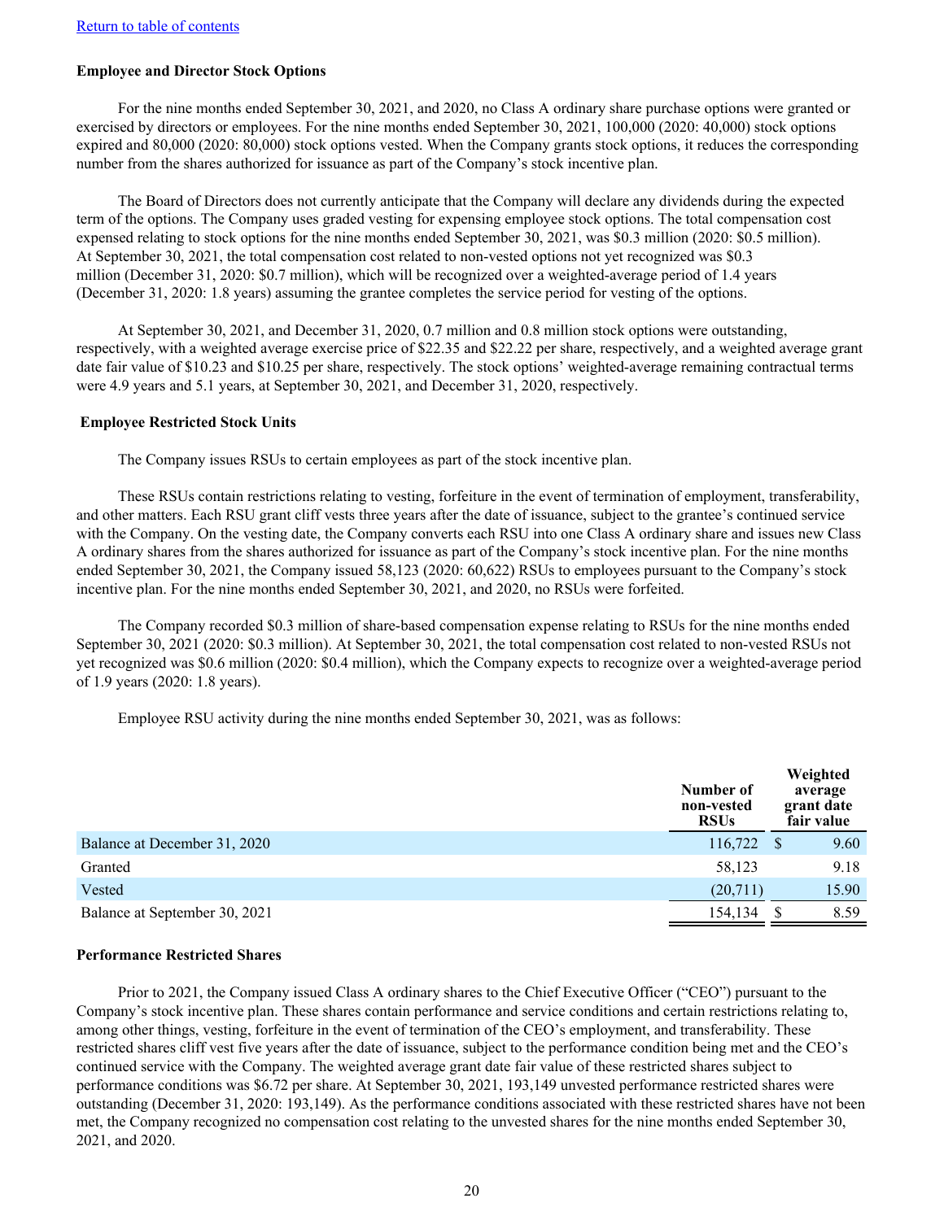[Return to table of contents](#)

**Employee and Director Stock Options**

For the nine months ended September 30, 2021, and 2020, no Class A ordinary share purchase options were granted or exercised by directors or employees. For the nine months ended September 30, 2021, 100,000 (2020: 40,000) stock options expired and 80,000 (2020: 80,000) stock options vested. When the Company grants stock options, it reduces the corresponding number from the shares authorized for issuance as part of the Company's stock incentive plan.

The Board of Directors does not currently anticipate that the Company will declare any dividends during the expected term of the options. The Company uses graded vesting for expensing employee stock options. The total compensation cost expensed relating to stock options for the nine months ended September 30, 2021, was $0.3 million (2020: $0.5 million). At September 30, 2021, the total compensation cost related to non-vested options not yet recognized was $0.3 million (December 31, 2020: $0.7 million), which will be recognized over a weighted-average period of 1.4 years (December 31, 2020: 1.8 years) assuming the grantee completes the service period for vesting of the options.

At September 30, 2021, and December 31, 2020, 0.7 million and 0.8 million stock options were outstanding, respectively, with a weighted average exercise price of $22.35 and $22.22 per share, respectively, and a weighted average grant date fair value of $10.23 and $10.25 per share, respectively. The stock options' weighted-average remaining contractual terms were 4.9 years and 5.1 years, at September 30, 2021, and December 31, 2020, respectively.

**Employee Restricted Stock Units**

The Company issues RSUs to certain employees as part of the stock incentive plan.

These RSUs contain restrictions relating to vesting, forfeiture in the event of termination of employment, transferability, and other matters. Each RSU grant cliff vests three years after the date of issuance, subject to the grantee's continued service with the Company. On the vesting date, the Company converts each RSU into one Class A ordinary share and issues new Class A ordinary shares from the shares authorized for issuance as part of the Company's stock incentive plan. For the nine months ended September 30, 2021, the Company issued 58,123 (2020: 60,622) RSUs to employees pursuant to the Company's stock incentive plan. For the nine months ended September 30, 2021, and 2020, no RSUs were forfeited.

The Company recorded $0.3 million of share-based compensation expense relating to RSUs for the nine months ended September 30, 2021 (2020: $0.3 million). At September 30, 2021, the total compensation cost related to non-vested RSUs not yet recognized was $0.6 million (2020: $0.4 million), which the Company expects to recognize over a weighted-average period of 1.9 years (2020: 1.8 years).

Employee RSU activity during the nine months ended September 30, 2021, was as follows:

| | Number of non-vested RSUs | Weighted average grant date fair value |
|---|---|---|
| Balance at December 31, 2020 | 116,722 | $ 9.60 |
| Granted | 58,123 | 9.18 |
| Vested | (20,711) | 15.90 |
| Balance at September 30, 2021 | 154,134 | $ 8.59 |

**Performance Restricted Shares**

Prior to 2021, the Company issued Class A ordinary shares to the Chief Executive Officer ("CEO") pursuant to the Company's stock incentive plan. These shares contain performance and service conditions and certain restrictions relating to, among other things, vesting, forfeiture in the event of termination of the CEO's employment, and transferability. These restricted shares cliff vest five years after the date of issuance, subject to the performance condition being met and the CEO's continued service with the Company. The weighted average grant date fair value of these restricted shares subject to performance conditions was $6.72 per share. At September 30, 2021, 193,149 unvested performance restricted shares were outstanding (December 31, 2020: 193,149). As the performance conditions associated with these restricted shares have not been met, the Company recognized no compensation cost relating to the unvested shares for the nine months ended September 30, 2021, and 2020.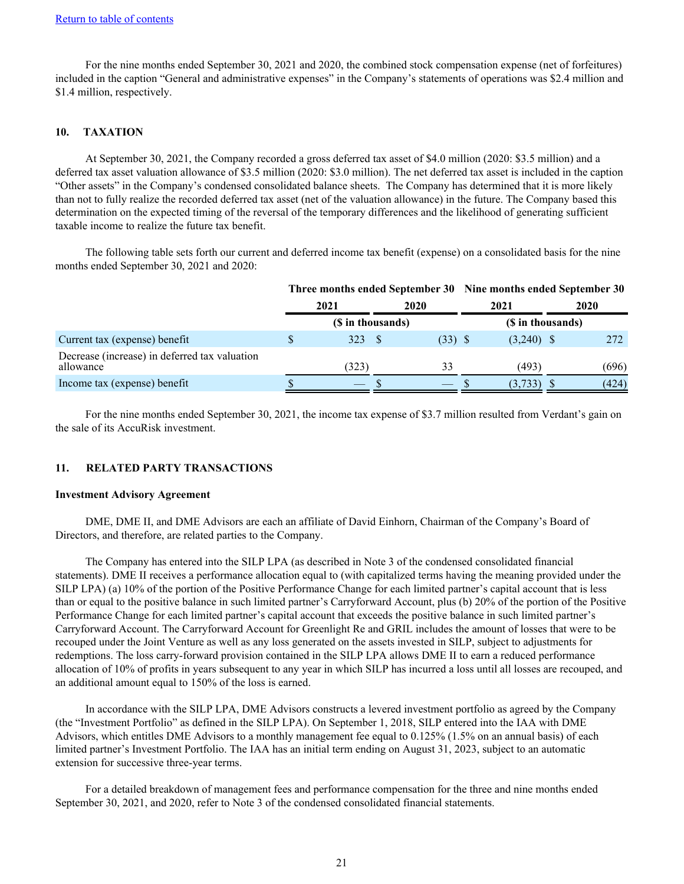[Return to table of contents](#)

For the nine months ended September 30, 2021 and 2020, the combined stock compensation expense (net of forfeitures) included in the caption "General and administrative expenses" in the Company's statements of operations was $2.4 million and $1.4 million, respectively.

## 10. TAXATION

At September 30, 2021, the Company recorded a gross deferred tax asset of $4.0 million (2020: $3.5 million) and a deferred tax asset valuation allowance of $3.5 million (2020: $3.0 million). The net deferred tax asset is included in the caption "Other assets" in the Company's condensed consolidated balance sheets. The Company has determined that it is more likely than not to fully realize the recorded deferred tax asset (net of the valuation allowance) in the future. The Company based this determination on the expected timing of the reversal of the temporary differences and the likelihood of generating sufficient taxable income to realize the future tax benefit.

The following table sets forth our current and deferred income tax benefit (expense) on a consolidated basis for the nine months ended September 30, 2021 and 2020:

| | Three months ended September 30 | | Nine months ended September 30 | |
|---|---|---|---|---|
| | 2021 | 2020 | 2021 | 2020 |
| | ($ in thousands) | | ($ in thousands) | |
| Current tax (expense) benefit | $ 323 | $ (33) | $ (3,240) | $ 272 |
| Decrease (increase) in deferred tax valuation allowance | (323) | 33 | (493) | (696) |
| Income tax (expense) benefit | $ — | $ — | $ (3,733) | $ (424) |

For the nine months ended September 30, 2021, the income tax expense of $3.7 million resulted from Verdant's gain on the sale of its AccuRisk investment.

## 11. RELATED PARTY TRANSACTIONS

**Investment Advisory Agreement**

DME, DME II, and DME Advisors are each an affiliate of David Einhorn, Chairman of the Company's Board of Directors, and therefore, are related parties to the Company.

The Company has entered into the SILP LPA (as described in Note 3 of the condensed consolidated financial statements). DME II receives a performance allocation equal to (with capitalized terms having the meaning provided under the SILP LPA) (a) 10% of the portion of the Positive Performance Change for each limited partner's capital account that is less than or equal to the positive balance in such limited partner's Carryforward Account, plus (b) 20% of the portion of the Positive Performance Change for each limited partner's capital account that exceeds the positive balance in such limited partner's Carryforward Account. The Carryforward Account for Greenlight Re and GRIL includes the amount of losses that were to be recouped under the Joint Venture as well as any loss generated on the assets invested in SILP, subject to adjustments for redemptions. The loss carry-forward provision contained in the SILP LPA allows DME II to earn a reduced performance allocation of 10% of profits in years subsequent to any year in which SILP has incurred a loss until all losses are recouped, and an additional amount equal to 150% of the loss is earned.

In accordance with the SILP LPA, DME Advisors constructs a levered investment portfolio as agreed by the Company (the "Investment Portfolio" as defined in the SILP LPA). On September 1, 2018, SILP entered into the IAA with DME Advisors, which entitles DME Advisors to a monthly management fee equal to 0.125% (1.5% on an annual basis) of each limited partner's Investment Portfolio. The IAA has an initial term ending on August 31, 2023, subject to an automatic extension for successive three-year terms.

For a detailed breakdown of management fees and performance compensation for the three and nine months ended September 30, 2021, and 2020, refer to Note 3 of the condensed consolidated financial statements.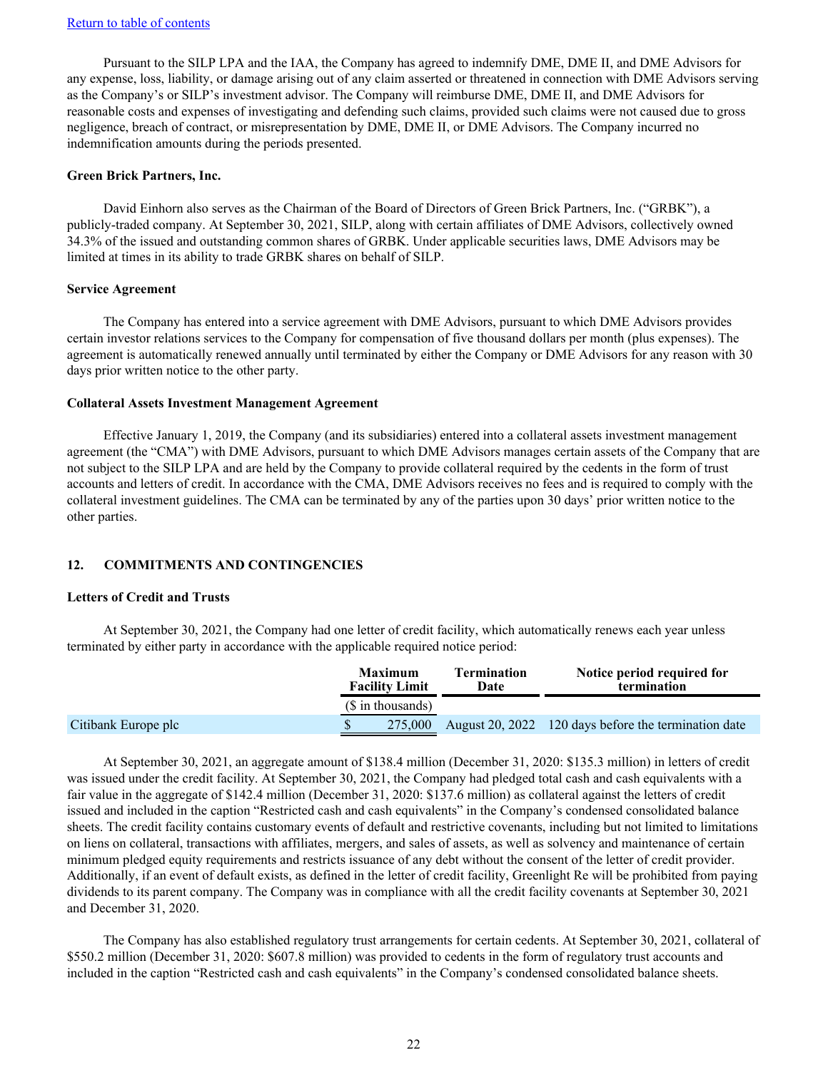Return to table of contents

Pursuant to the SILP LPA and the IAA, the Company has agreed to indemnify DME, DME II, and DME Advisors for any expense, loss, liability, or damage arising out of any claim asserted or threatened in connection with DME Advisors serving as the Company's or SILP's investment advisor. The Company will reimburse DME, DME II, and DME Advisors for reasonable costs and expenses of investigating and defending such claims, provided such claims were not caused due to gross negligence, breach of contract, or misrepresentation by DME, DME II, or DME Advisors. The Company incurred no indemnification amounts during the periods presented.

**Green Brick Partners, Inc.**

David Einhorn also serves as the Chairman of the Board of Directors of Green Brick Partners, Inc. ("GRBK"), a publicly-traded company. At September 30, 2021, SILP, along with certain affiliates of DME Advisors, collectively owned 34.3% of the issued and outstanding common shares of GRBK. Under applicable securities laws, DME Advisors may be limited at times in its ability to trade GRBK shares on behalf of SILP.

**Service Agreement**

The Company has entered into a service agreement with DME Advisors, pursuant to which DME Advisors provides certain investor relations services to the Company for compensation of five thousand dollars per month (plus expenses). The agreement is automatically renewed annually until terminated by either the Company or DME Advisors for any reason with 30 days prior written notice to the other party.

**Collateral Assets Investment Management Agreement**

Effective January 1, 2019, the Company (and its subsidiaries) entered into a collateral assets investment management agreement (the "CMA") with DME Advisors, pursuant to which DME Advisors manages certain assets of the Company that are not subject to the SILP LPA and are held by the Company to provide collateral required by the cedents in the form of trust accounts and letters of credit. In accordance with the CMA, DME Advisors receives no fees and is required to comply with the collateral investment guidelines. The CMA can be terminated by any of the parties upon 30 days' prior written notice to the other parties.

## 12. COMMITMENTS AND CONTINGENCIES

**Letters of Credit and Trusts**

At September 30, 2021, the Company had one letter of credit facility, which automatically renews each year unless terminated by either party in accordance with the applicable required notice period:

| | Maximum Facility Limit | Termination Date | Notice period required for termination |
|---|---|---|---|
| | ($ in thousands) | | |
| Citibank Europe plc | $ 275,000 | August 20, 2022 | 120 days before the termination date |

At September 30, 2021, an aggregate amount of $138.4 million (December 31, 2020: $135.3 million) in letters of credit was issued under the credit facility. At September 30, 2021, the Company had pledged total cash and cash equivalents with a fair value in the aggregate of $142.4 million (December 31, 2020: $137.6 million) as collateral against the letters of credit issued and included in the caption "Restricted cash and cash equivalents" in the Company's condensed consolidated balance sheets. The credit facility contains customary events of default and restrictive covenants, including but not limited to limitations on liens on collateral, transactions with affiliates, mergers, and sales of assets, as well as solvency and maintenance of certain minimum pledged equity requirements and restricts issuance of any debt without the consent of the letter of credit provider. Additionally, if an event of default exists, as defined in the letter of credit facility, Greenlight Re will be prohibited from paying dividends to its parent company. The Company was in compliance with all the credit facility covenants at September 30, 2021 and December 31, 2020.

The Company has also established regulatory trust arrangements for certain cedents. At September 30, 2021, collateral of $550.2 million (December 31, 2020: $607.8 million) was provided to cedents in the form of regulatory trust accounts and included in the caption "Restricted cash and cash equivalents" in the Company's condensed consolidated balance sheets.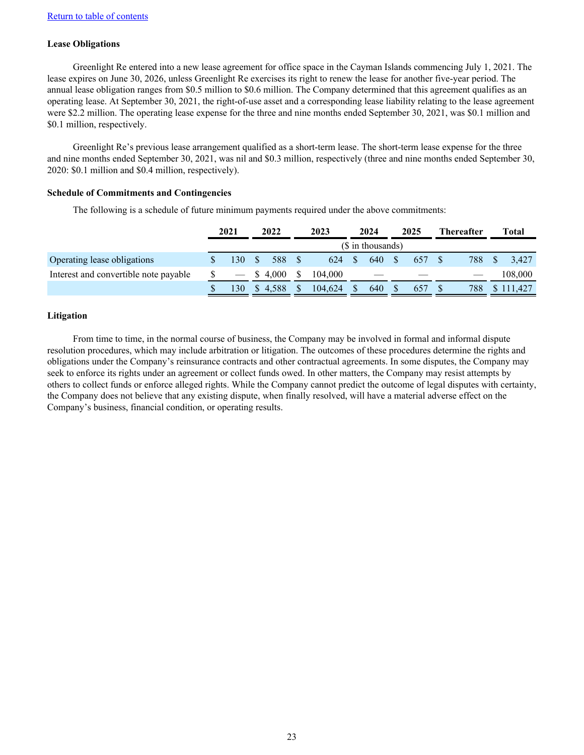[Return to table of contents]

**Lease Obligations**

Greenlight Re entered into a new lease agreement for office space in the Cayman Islands commencing July 1, 2021. The lease expires on June 30, 2026, unless Greenlight Re exercises its right to renew the lease for another five-year period. The annual lease obligation ranges from \$0.5 million to \$0.6 million. The Company determined that this agreement qualifies as an operating lease. At September 30, 2021, the right-of-use asset and a corresponding lease liability relating to the lease agreement were \$2.2 million. The operating lease expense for the three and nine months ended September 30, 2021, was \$0.1 million and \$0.1 million, respectively.

Greenlight Re's previous lease arrangement qualified as a short-term lease. The short-term lease expense for the three and nine months ended September 30, 2021, was nil and \$0.3 million, respectively (three and nine months ended September 30, 2020: \$0.1 million and \$0.4 million, respectively).

**Schedule of Commitments and Contingencies**

The following is a schedule of future minimum payments required under the above commitments:

| | 2021 | 2022 | 2023 | 2024 | 2025 | Thereafter | Total |
|---|---|---|---|---|---|---|---|
| | ($ in thousands) | | | | | | |
| Operating lease obligations | $ 130 | $ 588 | $ 624 | $ 640 | $ 657 | $ 788 | $ 3,427 |
| Interest and convertible note payable | $ — | $ 4,000 | $ 104,000 | — | — | — | 108,000 |
| | $ 130 | $ 4,588 | $ 104,624 | $ 640 | $ 657 | $ 788 | $ 111,427 |

**Litigation**

From time to time, in the normal course of business, the Company may be involved in formal and informal dispute resolution procedures, which may include arbitration or litigation. The outcomes of these procedures determine the rights and obligations under the Company's reinsurance contracts and other contractual agreements. In some disputes, the Company may seek to enforce its rights under an agreement or collect funds owed. In other matters, the Company may resist attempts by others to collect funds or enforce alleged rights. While the Company cannot predict the outcome of legal disputes with certainty, the Company does not believe that any existing dispute, when finally resolved, will have a material adverse effect on the Company's business, financial condition, or operating results.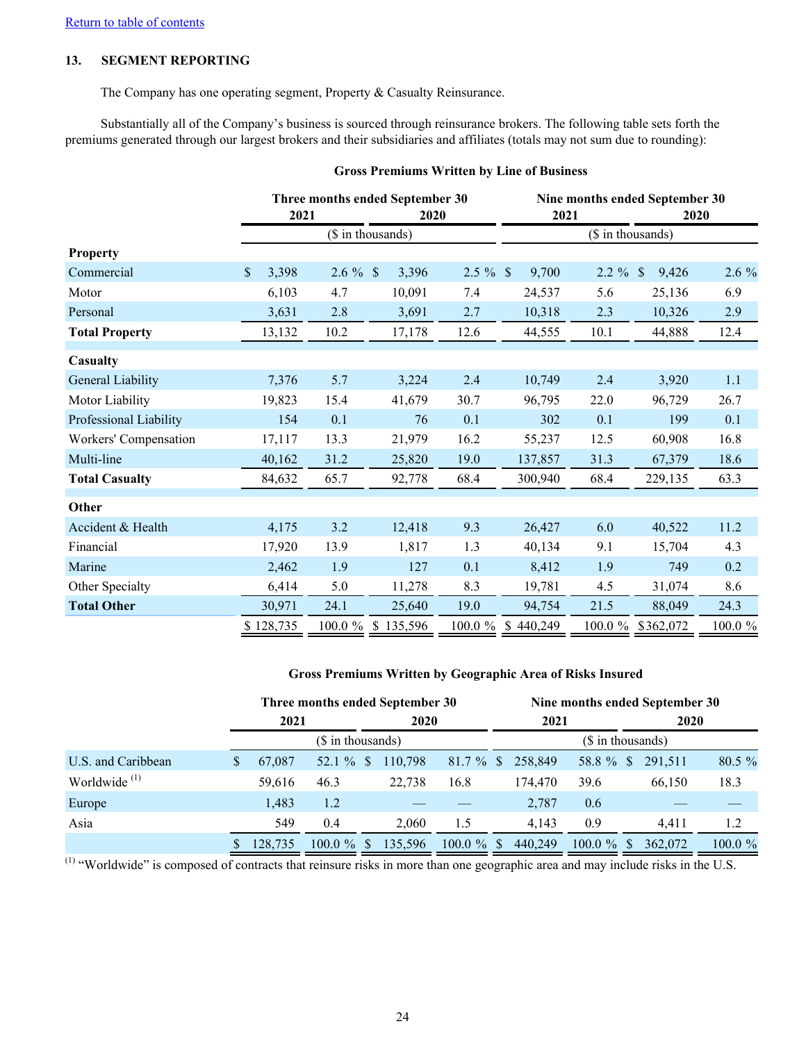[Return to table of contents]

## 13. SEGMENT REPORTING

The Company has one operating segment, Property & Casualty Reinsurance.

Substantially all of the Company's business is sourced through reinsurance brokers. The following table sets forth the premiums generated through our largest brokers and their subsidiaries and affiliates (totals may not sum due to rounding):

**Gross Premiums Written by Line of Business**

| | Three months ended September 30 | | | | Nine months ended September 30 | | | |
|---|---|---|---|---|---|---|---|---|
| | 2021 | | 2020 | | 2021 | | 2020 | |
| | ($ in thousands) | | | | ($ in thousands) | | | |
| **Property** | | | | | | | | |
| Commercial | $ 3,398 | 2.6 % | $ 3,396 | 2.5 % | $ 9,700 | 2.2 % | $ 9,426 | 2.6 % |
| Motor | 6,103 | 4.7 | 10,091 | 7.4 | 24,537 | 5.6 | 25,136 | 6.9 |
| Personal | 3,631 | 2.8 | 3,691 | 2.7 | 10,318 | 2.3 | 10,326 | 2.9 |
| **Total Property** | 13,132 | 10.2 | 17,178 | 12.6 | 44,555 | 10.1 | 44,888 | 12.4 |
| **Casualty** | | | | | | | | |
| General Liability | 7,376 | 5.7 | 3,224 | 2.4 | 10,749 | 2.4 | 3,920 | 1.1 |
| Motor Liability | 19,823 | 15.4 | 41,679 | 30.7 | 96,795 | 22.0 | 96,729 | 26.7 |
| Professional Liability | 154 | 0.1 | 76 | 0.1 | 302 | 0.1 | 199 | 0.1 |
| Workers' Compensation | 17,117 | 13.3 | 21,979 | 16.2 | 55,237 | 12.5 | 60,908 | 16.8 |
| Multi-line | 40,162 | 31.2 | 25,820 | 19.0 | 137,857 | 31.3 | 67,379 | 18.6 |
| **Total Casualty** | 84,632 | 65.7 | 92,778 | 68.4 | 300,940 | 68.4 | 229,135 | 63.3 |
| **Other** | | | | | | | | |
| Accident & Health | 4,175 | 3.2 | 12,418 | 9.3 | 26,427 | 6.0 | 40,522 | 11.2 |
| Financial | 17,920 | 13.9 | 1,817 | 1.3 | 40,134 | 9.1 | 15,704 | 4.3 |
| Marine | 2,462 | 1.9 | 127 | 0.1 | 8,412 | 1.9 | 749 | 0.2 |
| Other Specialty | 6,414 | 5.0 | 11,278 | 8.3 | 19,781 | 4.5 | 31,074 | 8.6 |
| **Total Other** | 30,971 | 24.1 | 25,640 | 19.0 | 94,754 | 21.5 | 88,049 | 24.3 |
| | $ 128,735 | 100.0 % | $ 135,596 | 100.0 % | $ 440,249 | 100.0 % | $362,072 | 100.0 % |

**Gross Premiums Written by Geographic Area of Risks Insured**

| | Three months ended September 30 | | | | Nine months ended September 30 | | | |
|---|---|---|---|---|---|---|---|---|
| | 2021 | | 2020 | | 2021 | | 2020 | |
| | ($ in thousands) | | | | ($ in thousands) | | | |
| U.S. and Caribbean | $ 67,087 | 52.1 % | $ 110,798 | 81.7 % | $ 258,849 | 58.8 % | $ 291,511 | 80.5 % |
| Worldwide [(1)] | 59,616 | 46.3 | 22,738 | 16.8 | 174,470 | 39.6 | 66,150 | 18.3 |
| Europe | 1,483 | 1.2 | — | — | 2,787 | 0.6 | — | — |
| Asia | 549 | 0.4 | 2,060 | 1.5 | 4,143 | 0.9 | 4,411 | 1.2 |
| | $ 128,735 | 100.0 % | $ 135,596 | 100.0 % | $ 440,249 | 100.0 % | $ 362,072 | 100.0 % |

[(1)] "Worldwide" is composed of contracts that reinsure risks in more than one geographic area and may include risks in the U.S.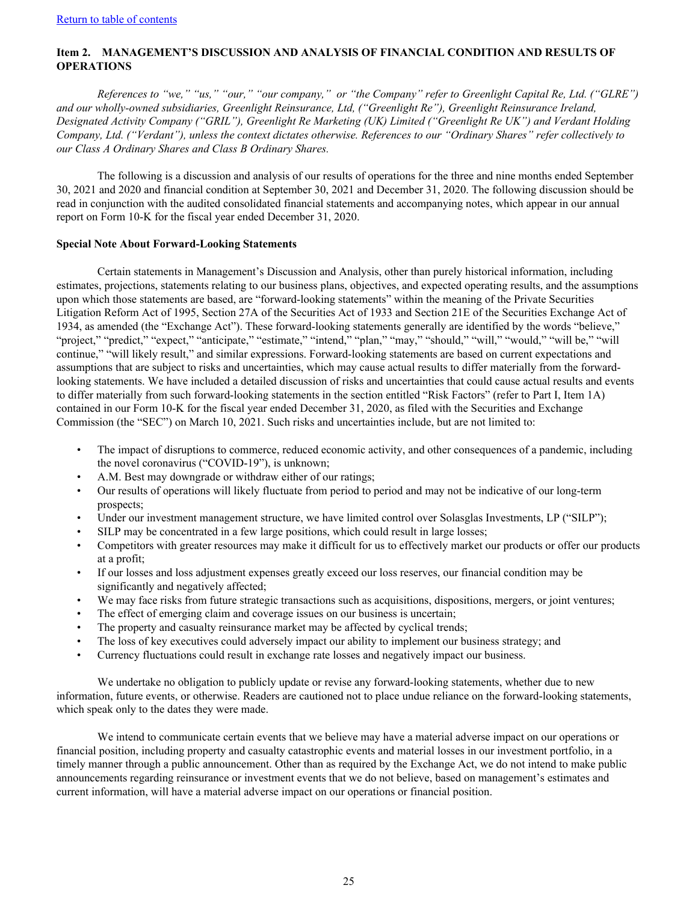[Return to table of contents]

## Item 2. MANAGEMENT'S DISCUSSION AND ANALYSIS OF FINANCIAL CONDITION AND RESULTS OF OPERATIONS

*References to "we," "us," "our," "our company," or "the Company" refer to Greenlight Capital Re, Ltd. ("GLRE") and our wholly-owned subsidiaries, Greenlight Reinsurance, Ltd, ("Greenlight Re"), Greenlight Reinsurance Ireland, Designated Activity Company ("GRIL"), Greenlight Re Marketing (UK) Limited ("Greenlight Re UK") and Verdant Holding Company, Ltd. ("Verdant"), unless the context dictates otherwise. References to our "Ordinary Shares" refer collectively to our Class A Ordinary Shares and Class B Ordinary Shares.*

The following is a discussion and analysis of our results of operations for the three and nine months ended September 30, 2021 and 2020 and financial condition at September 30, 2021 and December 31, 2020. The following discussion should be read in conjunction with the audited consolidated financial statements and accompanying notes, which appear in our annual report on Form 10-K for the fiscal year ended December 31, 2020.

### Special Note About Forward-Looking Statements

Certain statements in Management's Discussion and Analysis, other than purely historical information, including estimates, projections, statements relating to our business plans, objectives, and expected operating results, and the assumptions upon which those statements are based, are "forward-looking statements" within the meaning of the Private Securities Litigation Reform Act of 1995, Section 27A of the Securities Act of 1933 and Section 21E of the Securities Exchange Act of 1934, as amended (the "Exchange Act"). These forward-looking statements generally are identified by the words "believe," "project," "predict," "expect," "anticipate," "estimate," "intend," "plan," "may," "should," "will," "would," "will be," "will continue," "will likely result," and similar expressions. Forward-looking statements are based on current expectations and assumptions that are subject to risks and uncertainties, which may cause actual results to differ materially from the forward-looking statements. We have included a detailed discussion of risks and uncertainties that could cause actual results and events to differ materially from such forward-looking statements in the section entitled "Risk Factors" (refer to Part I, Item 1A) contained in our Form 10-K for the fiscal year ended December 31, 2020, as filed with the Securities and Exchange Commission (the "SEC") on March 10, 2021. Such risks and uncertainties include, but are not limited to:

- The impact of disruptions to commerce, reduced economic activity, and other consequences of a pandemic, including the novel coronavirus ("COVID-19"), is unknown;
- A.M. Best may downgrade or withdraw either of our ratings;
- Our results of operations will likely fluctuate from period to period and may not be indicative of our long-term prospects;
- Under our investment management structure, we have limited control over Solasglas Investments, LP ("SILP");
- SILP may be concentrated in a few large positions, which could result in large losses;
- Competitors with greater resources may make it difficult for us to effectively market our products or offer our products at a profit;
- If our losses and loss adjustment expenses greatly exceed our loss reserves, our financial condition may be significantly and negatively affected;
- We may face risks from future strategic transactions such as acquisitions, dispositions, mergers, or joint ventures;
- The effect of emerging claim and coverage issues on our business is uncertain;
- The property and casualty reinsurance market may be affected by cyclical trends;
- The loss of key executives could adversely impact our ability to implement our business strategy; and
- Currency fluctuations could result in exchange rate losses and negatively impact our business.

We undertake no obligation to publicly update or revise any forward-looking statements, whether due to new information, future events, or otherwise. Readers are cautioned not to place undue reliance on the forward-looking statements, which speak only to the dates they were made.

We intend to communicate certain events that we believe may have a material adverse impact on our operations or financial position, including property and casualty catastrophic events and material losses in our investment portfolio, in a timely manner through a public announcement. Other than as required by the Exchange Act, we do not intend to make public announcements regarding reinsurance or investment events that we do not believe, based on management's estimates and current information, will have a material adverse impact on our operations or financial position.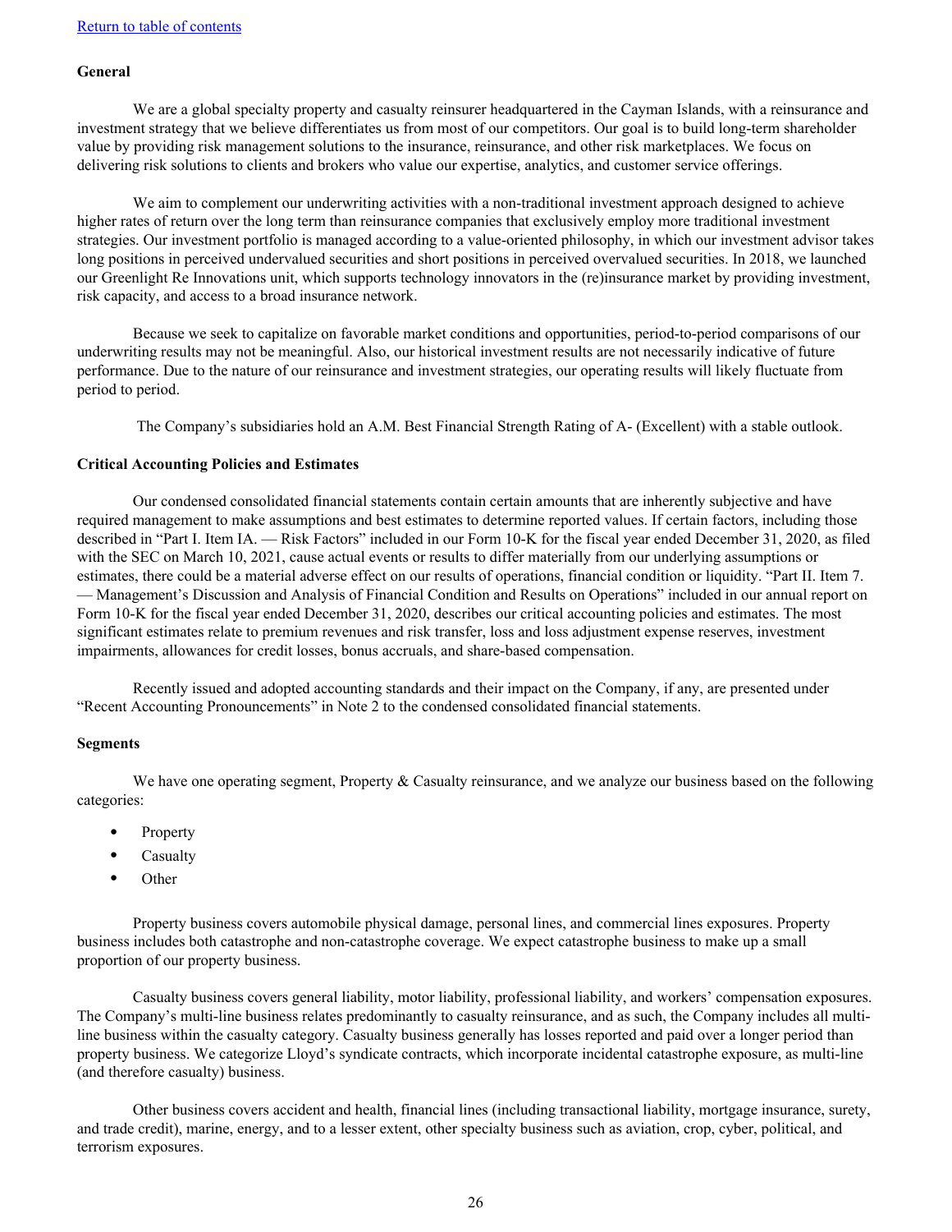[Return to table of contents](#)

**General**

We are a global specialty property and casualty reinsurer headquartered in the Cayman Islands, with a reinsurance and investment strategy that we believe differentiates us from most of our competitors. Our goal is to build long-term shareholder value by providing risk management solutions to the insurance, reinsurance, and other risk marketplaces. We focus on delivering risk solutions to clients and brokers who value our expertise, analytics, and customer service offerings.

We aim to complement our underwriting activities with a non-traditional investment approach designed to achieve higher rates of return over the long term than reinsurance companies that exclusively employ more traditional investment strategies. Our investment portfolio is managed according to a value-oriented philosophy, in which our investment advisor takes long positions in perceived undervalued securities and short positions in perceived overvalued securities. In 2018, we launched our Greenlight Re Innovations unit, which supports technology innovators in the (re)insurance market by providing investment, risk capacity, and access to a broad insurance network.

Because we seek to capitalize on favorable market conditions and opportunities, period-to-period comparisons of our underwriting results may not be meaningful. Also, our historical investment results are not necessarily indicative of future performance. Due to the nature of our reinsurance and investment strategies, our operating results will likely fluctuate from period to period.

The Company's subsidiaries hold an A.M. Best Financial Strength Rating of A- (Excellent) with a stable outlook.

**Critical Accounting Policies and Estimates**

Our condensed consolidated financial statements contain certain amounts that are inherently subjective and have required management to make assumptions and best estimates to determine reported values. If certain factors, including those described in "Part I. Item IA. — Risk Factors" included in our Form 10-K for the fiscal year ended December 31, 2020, as filed with the SEC on March 10, 2021, cause actual events or results to differ materially from our underlying assumptions or estimates, there could be a material adverse effect on our results of operations, financial condition or liquidity. "Part II. Item 7. — Management's Discussion and Analysis of Financial Condition and Results on Operations" included in our annual report on Form 10-K for the fiscal year ended December 31, 2020, describes our critical accounting policies and estimates. The most significant estimates relate to premium revenues and risk transfer, loss and loss adjustment expense reserves, investment impairments, allowances for credit losses, bonus accruals, and share-based compensation.

Recently issued and adopted accounting standards and their impact on the Company, if any, are presented under "Recent Accounting Pronouncements" in Note 2 to the condensed consolidated financial statements.

**Segments**

We have one operating segment, Property & Casualty reinsurance, and we analyze our business based on the following categories:

- Property
- Casualty
- Other

Property business covers automobile physical damage, personal lines, and commercial lines exposures. Property business includes both catastrophe and non-catastrophe coverage. We expect catastrophe business to make up a small proportion of our property business.

Casualty business covers general liability, motor liability, professional liability, and workers' compensation exposures. The Company's multi-line business relates predominantly to casualty reinsurance, and as such, the Company includes all multi-line business within the casualty category. Casualty business generally has losses reported and paid over a longer period than property business. We categorize Lloyd's syndicate contracts, which incorporate incidental catastrophe exposure, as multi-line (and therefore casualty) business.

Other business covers accident and health, financial lines (including transactional liability, mortgage insurance, surety, and trade credit), marine, energy, and to a lesser extent, other specialty business such as aviation, crop, cyber, political, and terrorism exposures.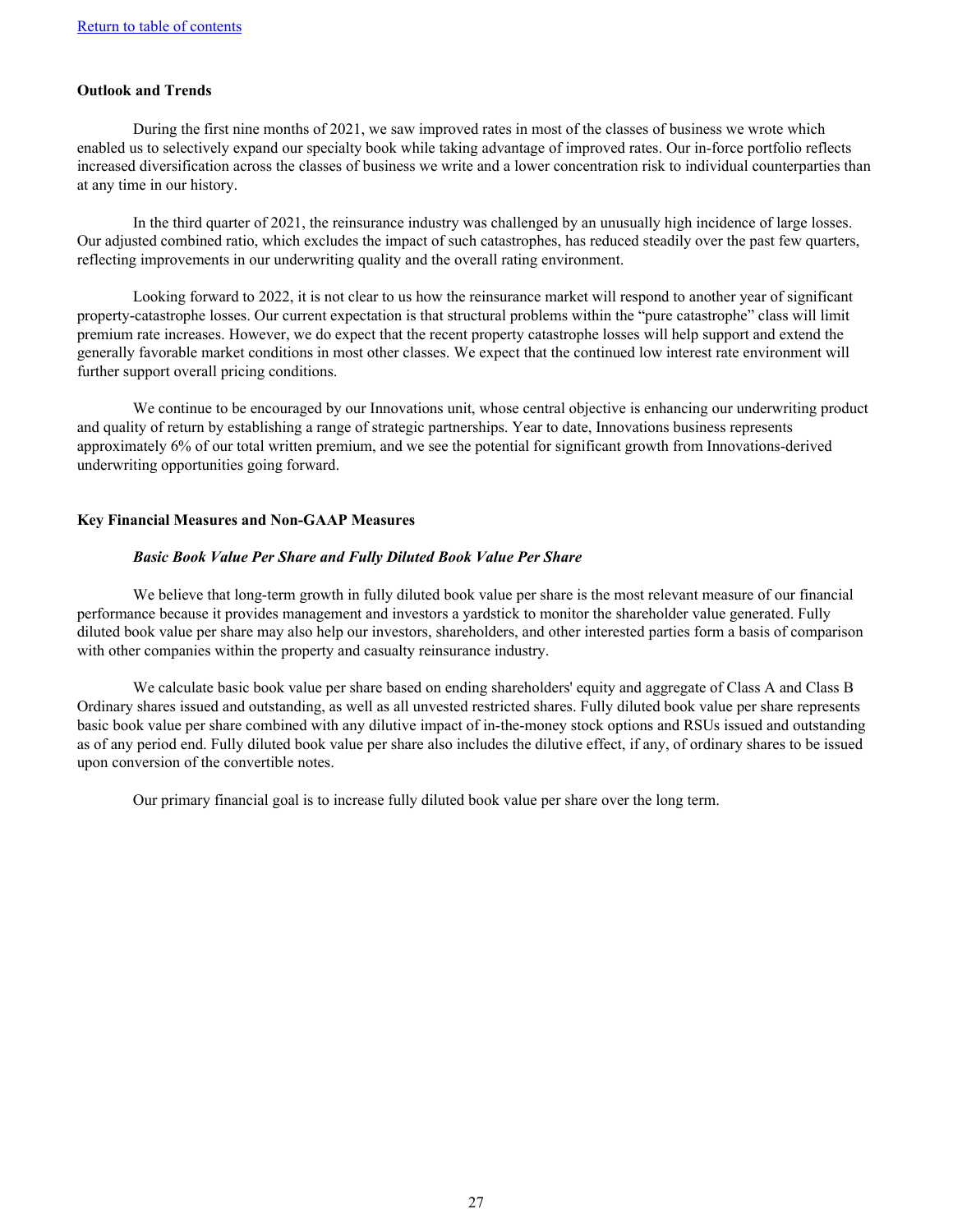**Outlook and Trends**

During the first nine months of 2021, we saw improved rates in most of the classes of business we wrote which enabled us to selectively expand our specialty book while taking advantage of improved rates. Our in-force portfolio reflects increased diversification across the classes of business we write and a lower concentration risk to individual counterparties than at any time in our history.

In the third quarter of 2021, the reinsurance industry was challenged by an unusually high incidence of large losses. Our adjusted combined ratio, which excludes the impact of such catastrophes, has reduced steadily over the past few quarters, reflecting improvements in our underwriting quality and the overall rating environment.

Looking forward to 2022, it is not clear to us how the reinsurance market will respond to another year of significant property-catastrophe losses. Our current expectation is that structural problems within the "pure catastrophe" class will limit premium rate increases. However, we do expect that the recent property catastrophe losses will help support and extend the generally favorable market conditions in most other classes. We expect that the continued low interest rate environment will further support overall pricing conditions.

We continue to be encouraged by our Innovations unit, whose central objective is enhancing our underwriting product and quality of return by establishing a range of strategic partnerships. Year to date, Innovations business represents approximately 6% of our total written premium, and we see the potential for significant growth from Innovations-derived underwriting opportunities going forward.

**Key Financial Measures and Non-GAAP Measures**

***Basic Book Value Per Share and Fully Diluted Book Value Per Share***

We believe that long-term growth in fully diluted book value per share is the most relevant measure of our financial performance because it provides management and investors a yardstick to monitor the shareholder value generated. Fully diluted book value per share may also help our investors, shareholders, and other interested parties form a basis of comparison with other companies within the property and casualty reinsurance industry.

We calculate basic book value per share based on ending shareholders' equity and aggregate of Class A and Class B Ordinary shares issued and outstanding, as well as all unvested restricted shares. Fully diluted book value per share represents basic book value per share combined with any dilutive impact of in-the-money stock options and RSUs issued and outstanding as of any period end. Fully diluted book value per share also includes the dilutive effect, if any, of ordinary shares to be issued upon conversion of the convertible notes.

Our primary financial goal is to increase fully diluted book value per share over the long term.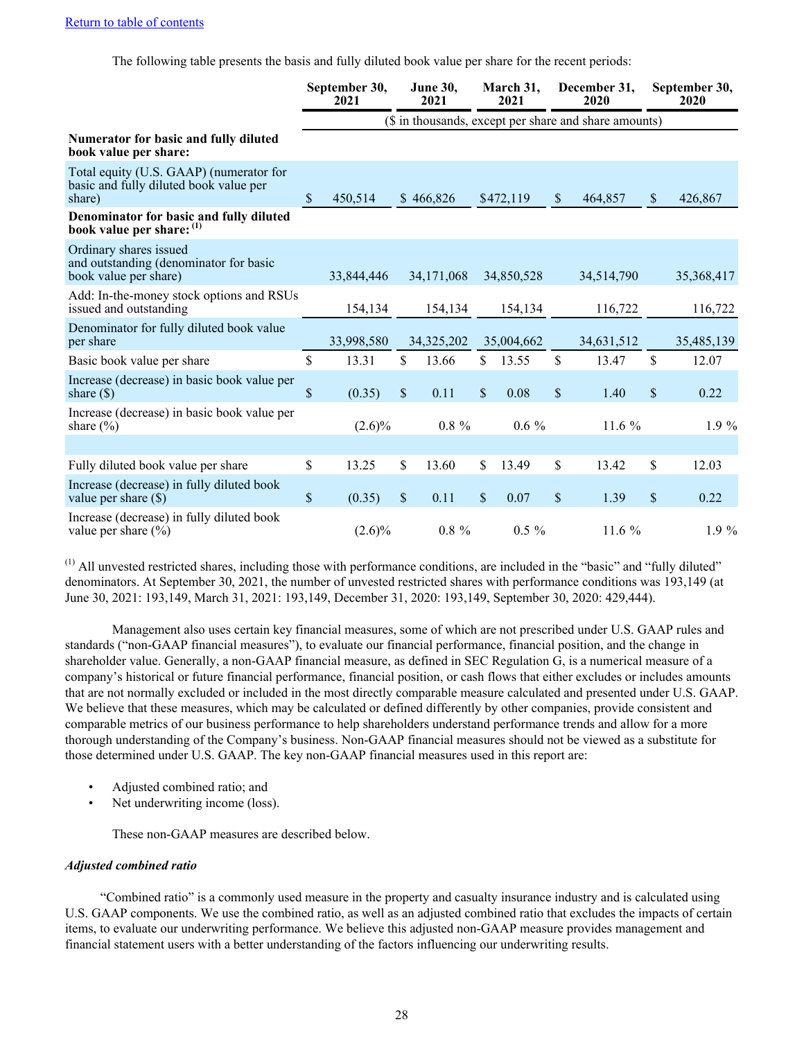[Return to table of contents](#)

The following table presents the basis and fully diluted book value per share for the recent periods:

| | September 30, 2021 | June 30, 2021 | March 31, 2021 | December 31, 2020 | September 30, 2020 |
|---|---|---|---|---|---|
| | ($ in thousands, except per share and share amounts) | | | | |
| **Numerator for basic and fully diluted book value per share:** | | | | | |
| Total equity (U.S. GAAP) (numerator for basic and fully diluted book value per share) | $ 450,514 | $ 466,826 | $472,119 | $ 464,857 | $ 426,867 |
| **Denominator for basic and fully diluted book value per share:** [(1)] | | | | | |
| Ordinary shares issued and outstanding (denominator for basic book value per share) | 33,844,446 | 34,171,068 | 34,850,528 | 34,514,790 | 35,368,417 |
| Add: In-the-money stock options and RSUs issued and outstanding | 154,134 | 154,134 | 154,134 | 116,722 | 116,722 |
| Denominator for fully diluted book value per share | 33,998,580 | 34,325,202 | 35,004,662 | 34,631,512 | 35,485,139 |
| Basic book value per share | $ 13.31 | $ 13.66 | $ 13.55 | $ 13.47 | $ 12.07 |
| Increase (decrease) in basic book value per share ($) | $ (0.35) | $ 0.11 | $ 0.08 | $ 1.40 | $ 0.22 |
| Increase (decrease) in basic book value per share (%) | (2.6)% | 0.8 % | 0.6 % | 11.6 % | 1.9 % |
| | | | | | |
| Fully diluted book value per share | $ 13.25 | $ 13.60 | $ 13.49 | $ 13.42 | $ 12.03 |
| Increase (decrease) in fully diluted book value per share ($) | $ (0.35) | $ 0.11 | $ 0.07 | $ 1.39 | $ 0.22 |
| Increase (decrease) in fully diluted book value per share (%) | (2.6)% | 0.8 % | 0.5 % | 11.6 % | 1.9 % |

[(1)] All unvested restricted shares, including those with performance conditions, are included in the "basic" and "fully diluted" denominators. At September 30, 2021, the number of unvested restricted shares with performance conditions was 193,149 (at June 30, 2021: 193,149, March 31, 2021: 193,149, December 31, 2020: 193,149, September 30, 2020: 429,444).

Management also uses certain key financial measures, some of which are not prescribed under U.S. GAAP rules and standards ("non-GAAP financial measures"), to evaluate our financial performance, financial position, and the change in shareholder value. Generally, a non-GAAP financial measure, as defined in SEC Regulation G, is a numerical measure of a company's historical or future financial performance, financial position, or cash flows that either excludes or includes amounts that are not normally excluded or included in the most directly comparable measure calculated and presented under U.S. GAAP. We believe that these measures, which may be calculated or defined differently by other companies, provide consistent and comparable metrics of our business performance to help shareholders understand performance trends and allow for a more thorough understanding of the Company's business. Non-GAAP financial measures should not be viewed as a substitute for those determined under U.S. GAAP. The key non-GAAP financial measures used in this report are:

- Adjusted combined ratio; and
- Net underwriting income (loss).

These non-GAAP measures are described below.

***Adjusted combined ratio***

"Combined ratio" is a commonly used measure in the property and casualty insurance industry and is calculated using U.S. GAAP components. We use the combined ratio, as well as an adjusted combined ratio that excludes the impacts of certain items, to evaluate our underwriting performance. We believe this adjusted non-GAAP measure provides management and financial statement users with a better understanding of the factors influencing our underwriting results.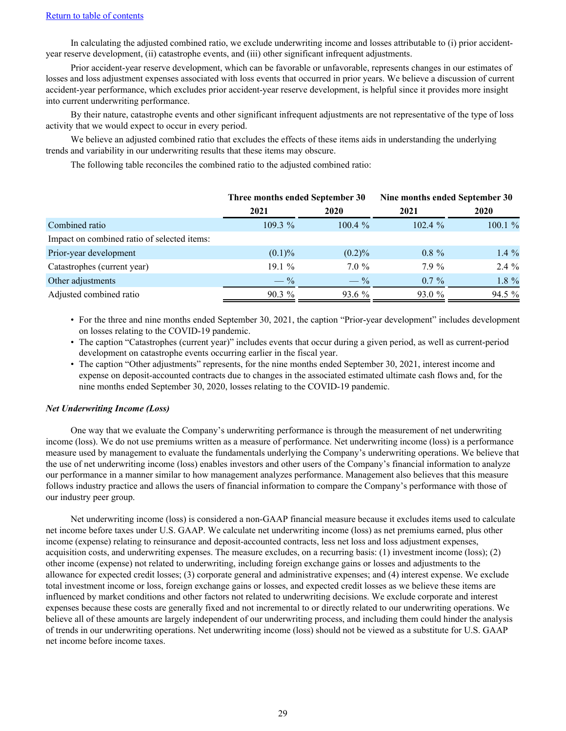[Return to table of contents](#)

In calculating the adjusted combined ratio, we exclude underwriting income and losses attributable to (i) prior accident-year reserve development, (ii) catastrophe events, and (iii) other significant infrequent adjustments.

Prior accident-year reserve development, which can be favorable or unfavorable, represents changes in our estimates of losses and loss adjustment expenses associated with loss events that occurred in prior years. We believe a discussion of current accident-year performance, which excludes prior accident-year reserve development, is helpful since it provides more insight into current underwriting performance.

By their nature, catastrophe events and other significant infrequent adjustments are not representative of the type of loss activity that we would expect to occur in every period.

We believe an adjusted combined ratio that excludes the effects of these items aids in understanding the underlying trends and variability in our underwriting results that these items may obscure.

The following table reconciles the combined ratio to the adjusted combined ratio:

| | Three months ended September 30 | | Nine months ended September 30 | |
|---|---|---|---|---|
| | 2021 | 2020 | 2021 | 2020 |
| Combined ratio | 109.3 % | 100.4 % | 102.4 % | 100.1 % |
| Impact on combined ratio of selected items: | | | | |
| Prior-year development | (0.1)% | (0.2)% | 0.8 % | 1.4 % |
| Catastrophes (current year) | 19.1 % | 7.0 % | 7.9 % | 2.4 % |
| Other adjustments | — % | — % | 0.7 % | 1.8 % |
| Adjusted combined ratio | 90.3 % | 93.6 % | 93.0 % | 94.5 % |

- For the three and nine months ended September 30, 2021, the caption "Prior-year development" includes development on losses relating to the COVID-19 pandemic.
- The caption "Catastrophes (current year)" includes events that occur during a given period, as well as current-period development on catastrophe events occurring earlier in the fiscal year.
- The caption "Other adjustments" represents, for the nine months ended September 30, 2021, interest income and expense on deposit-accounted contracts due to changes in the associated estimated ultimate cash flows and, for the nine months ended September 30, 2020, losses relating to the COVID-19 pandemic.

***Net Underwriting Income (Loss)***

One way that we evaluate the Company's underwriting performance is through the measurement of net underwriting income (loss). We do not use premiums written as a measure of performance. Net underwriting income (loss) is a performance measure used by management to evaluate the fundamentals underlying the Company's underwriting operations. We believe that the use of net underwriting income (loss) enables investors and other users of the Company's financial information to analyze our performance in a manner similar to how management analyzes performance. Management also believes that this measure follows industry practice and allows the users of financial information to compare the Company's performance with those of our industry peer group.

Net underwriting income (loss) is considered a non-GAAP financial measure because it excludes items used to calculate net income before taxes under U.S. GAAP. We calculate net underwriting income (loss) as net premiums earned, plus other income (expense) relating to reinsurance and deposit-accounted contracts, less net loss and loss adjustment expenses, acquisition costs, and underwriting expenses. The measure excludes, on a recurring basis: (1) investment income (loss); (2) other income (expense) not related to underwriting, including foreign exchange gains or losses and adjustments to the allowance for expected credit losses; (3) corporate general and administrative expenses; and (4) interest expense. We exclude total investment income or loss, foreign exchange gains or losses, and expected credit losses as we believe these items are influenced by market conditions and other factors not related to underwriting decisions. We exclude corporate and interest expenses because these costs are generally fixed and not incremental to or directly related to our underwriting operations. We believe all of these amounts are largely independent of our underwriting process, and including them could hinder the analysis of trends in our underwriting operations. Net underwriting income (loss) should not be viewed as a substitute for U.S. GAAP net income before income taxes.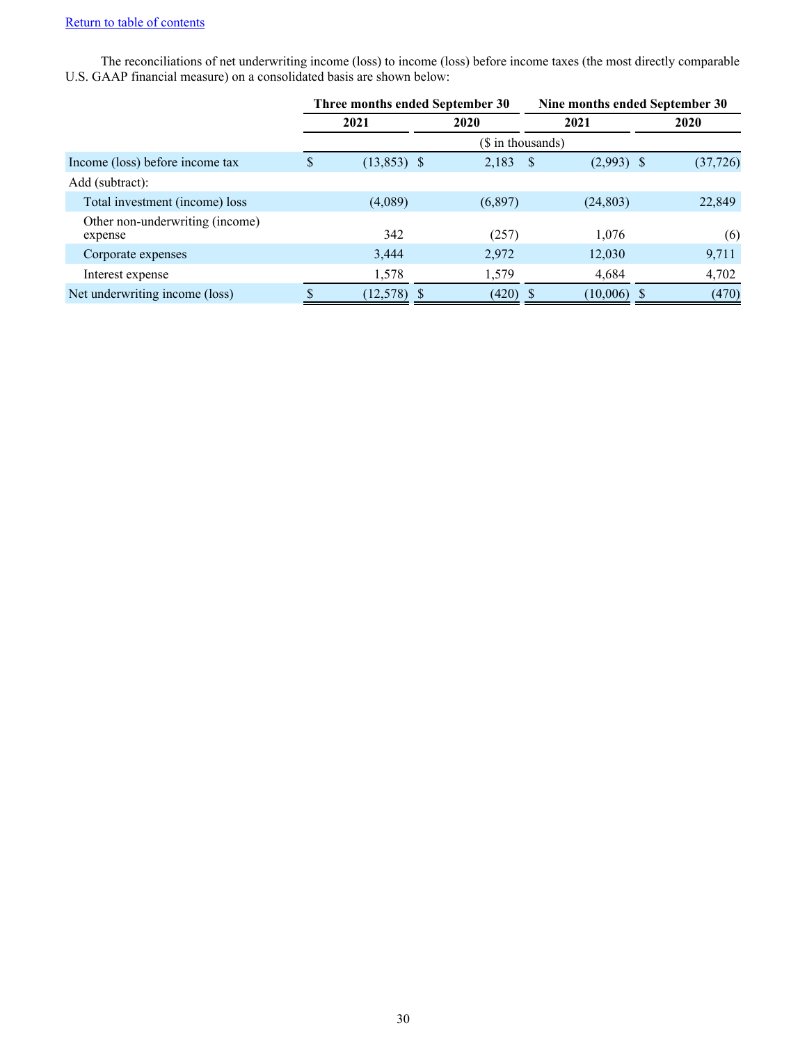[Return to table of contents](#)

The reconciliations of net underwriting income (loss) to income (loss) before income taxes (the most directly comparable U.S. GAAP financial measure) on a consolidated basis are shown below:

| | Three months ended September 30 | | Nine months ended September 30 | |
|---|---|---|---|---|
| | 2021 | 2020 | 2021 | 2020 |
| | ($ in thousands) | | | |
| Income (loss) before income tax | $ (13,853) | $ 2,183 | $ (2,993) | $ (37,726) |
| Add (subtract): | | | | |
| Total investment (income) loss | (4,089) | (6,897) | (24,803) | 22,849 |
| Other non-underwriting (income) expense | 342 | (257) | 1,076 | (6) |
| Corporate expenses | 3,444 | 2,972 | 12,030 | 9,711 |
| Interest expense | 1,578 | 1,579 | 4,684 | 4,702 |
| Net underwriting income (loss) | $ (12,578) | $ (420) | $ (10,006) | $ (470) |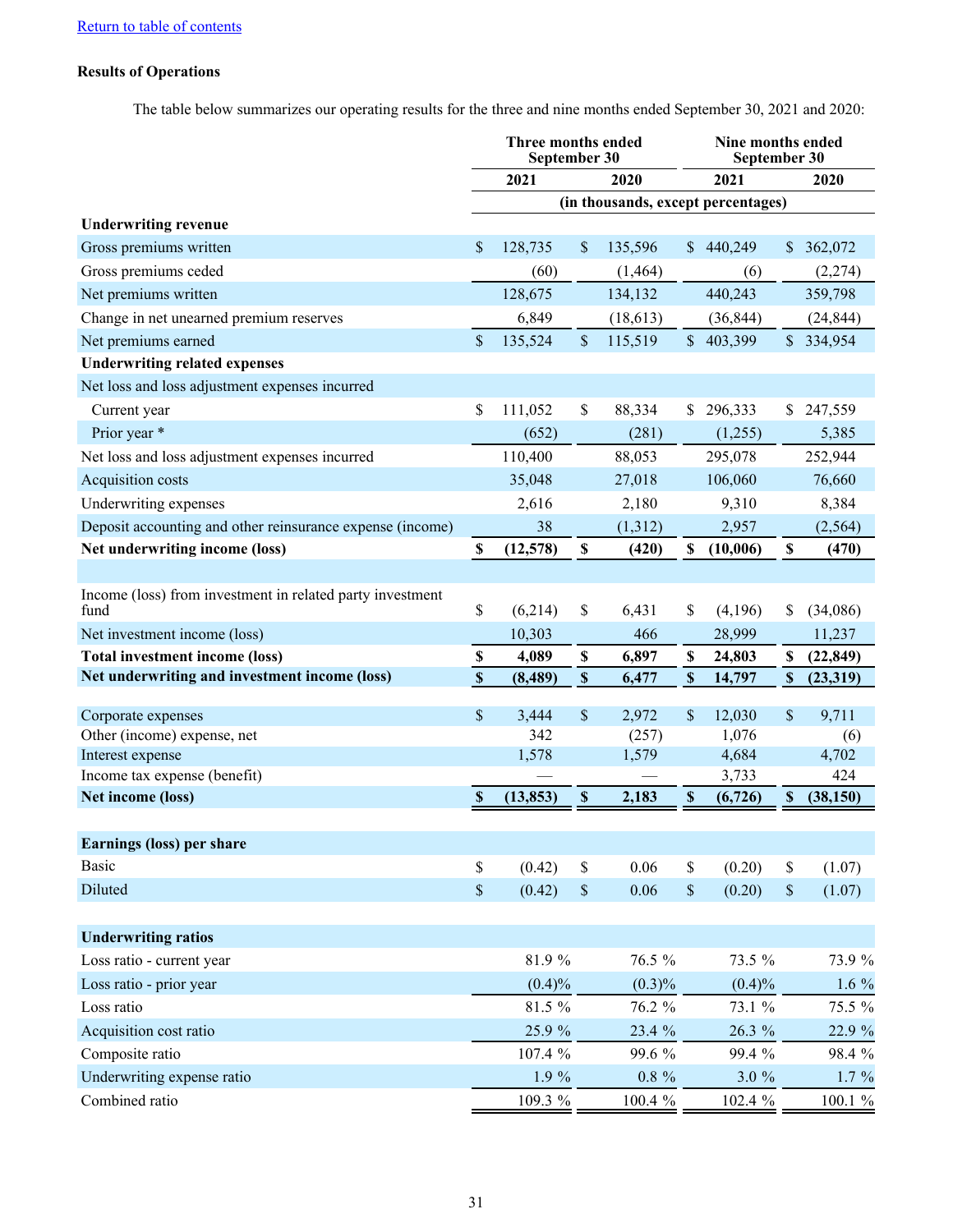[Return to table of contents](#)

**Results of Operations**

The table below summarizes our operating results for the three and nine months ended September 30, 2021 and 2020:

| | Three months ended September 30 | | Nine months ended September 30 | |
|---|---|---|---|---|
| | 2021 | 2020 | 2021 | 2020 |
| | (in thousands, except percentages) | | | |
| **Underwriting revenue** | | | | |
| Gross premiums written | $ 128,735 | $ 135,596 | $ 440,249 | $ 362,072 |
| Gross premiums ceded | (60) | (1,464) | (6) | (2,274) |
| Net premiums written | 128,675 | 134,132 | 440,243 | 359,798 |
| Change in net unearned premium reserves | 6,849 | (18,613) | (36,844) | (24,844) |
| Net premiums earned | $ 135,524 | $ 115,519 | $ 403,399 | $ 334,954 |
| **Underwriting related expenses** | | | | |
| Net loss and loss adjustment expenses incurred | | | | |
| Current year | $ 111,052 | $ 88,334 | $ 296,333 | $ 247,559 |
| Prior year * | (652) | (281) | (1,255) | 5,385 |
| Net loss and loss adjustment expenses incurred | 110,400 | 88,053 | 295,078 | 252,944 |
| Acquisition costs | 35,048 | 27,018 | 106,060 | 76,660 |
| Underwriting expenses | 2,616 | 2,180 | 9,310 | 8,384 |
| Deposit accounting and other reinsurance expense (income) | 38 | (1,312) | 2,957 | (2,564) |
| **Net underwriting income (loss)** | **$ (12,578)** | **$ (420)** | **$ (10,006)** | **$ (470)** |
| | | | | |
| Income (loss) from investment in related party investment fund | $ (6,214) | $ 6,431 | $ (4,196) | $ (34,086) |
| Net investment income (loss) | 10,303 | 466 | 28,999 | 11,237 |
| **Total investment income (loss)** | **$ 4,089** | **$ 6,897** | **$ 24,803** | **$ (22,849)** |
| **Net underwriting and investment income (loss)** | **$ (8,489)** | **$ 6,477** | **$ 14,797** | **$ (23,319)** |
| | | | | |
| Corporate expenses | $ 3,444 | $ 2,972 | $ 12,030 | $ 9,711 |
| Other (income) expense, net | 342 | (257) | 1,076 | (6) |
| Interest expense | 1,578 | 1,579 | 4,684 | 4,702 |
| Income tax expense (benefit) | — | — | 3,733 | 424 |
| **Net income (loss)** | **$ (13,853)** | **$ 2,183** | **$ (6,726)** | **$ (38,150)** |
| | | | | |
| **Earnings (loss) per share** | | | | |
| Basic | $ (0.42) | $ 0.06 | $ (0.20) | $ (1.07) |
| Diluted | $ (0.42) | $ 0.06 | $ (0.20) | $ (1.07) |
| | | | | |
| **Underwriting ratios** | | | | |
| Loss ratio - current year | 81.9 % | 76.5 % | 73.5 % | 73.9 % |
| Loss ratio - prior year | (0.4)% | (0.3)% | (0.4)% | 1.6 % |
| Loss ratio | 81.5 % | 76.2 % | 73.1 % | 75.5 % |
| Acquisition cost ratio | 25.9 % | 23.4 % | 26.3 % | 22.9 % |
| Composite ratio | 107.4 % | 99.6 % | 99.4 % | 98.4 % |
| Underwriting expense ratio | 1.9 % | 0.8 % | 3.0 % | 1.7 % |
| Combined ratio | 109.3 % | 100.4 % | 102.4 % | 100.1 % |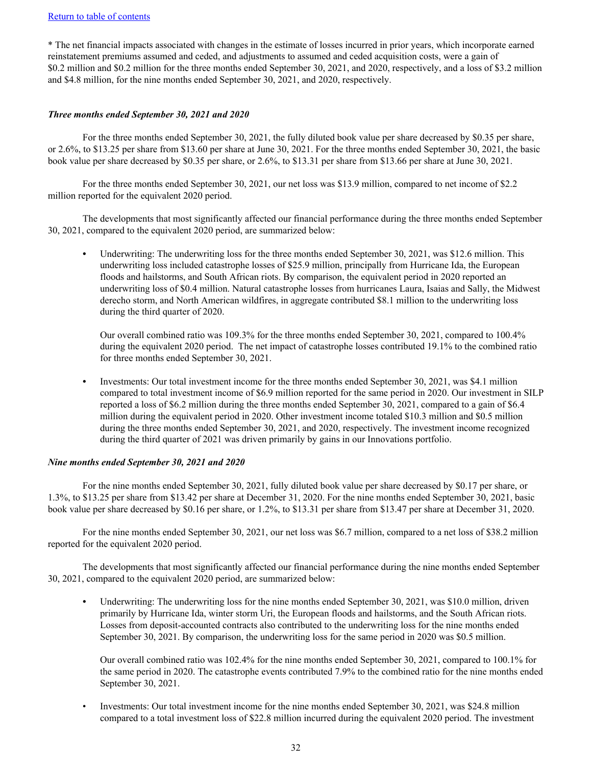[Return to table of contents](#)

* The net financial impacts associated with changes in the estimate of losses incurred in prior years, which incorporate earned reinstatement premiums assumed and ceded, and adjustments to assumed and ceded acquisition costs, were a gain of $0.2 million and $0.2 million for the three months ended September 30, 2021, and 2020, respectively, and a loss of $3.2 million and $4.8 million, for the nine months ended September 30, 2021, and 2020, respectively.

***Three months ended September 30, 2021 and 2020***

For the three months ended September 30, 2021, the fully diluted book value per share decreased by $0.35 per share, or 2.6%, to $13.25 per share from $13.60 per share at June 30, 2021. For the three months ended September 30, 2021, the basic book value per share decreased by $0.35 per share, or 2.6%, to $13.31 per share from $13.66 per share at June 30, 2021.

For the three months ended September 30, 2021, our net loss was $13.9 million, compared to net income of $2.2 million reported for the equivalent 2020 period.

The developments that most significantly affected our financial performance during the three months ended September 30, 2021, compared to the equivalent 2020 period, are summarized below:

- Underwriting: The underwriting loss for the three months ended September 30, 2021, was $12.6 million. This underwriting loss included catastrophe losses of $25.9 million, principally from Hurricane Ida, the European floods and hailstorms, and South African riots. By comparison, the equivalent period in 2020 reported an underwriting loss of $0.4 million. Natural catastrophe losses from hurricanes Laura, Isaias and Sally, the Midwest derecho storm, and North American wildfires, in aggregate contributed $8.1 million to the underwriting loss during the third quarter of 2020.

  Our overall combined ratio was 109.3% for the three months ended September 30, 2021, compared to 100.4% during the equivalent 2020 period. The net impact of catastrophe losses contributed 19.1% to the combined ratio for three months ended September 30, 2021.

- Investments: Our total investment income for the three months ended September 30, 2021, was $4.1 million compared to total investment income of $6.9 million reported for the same period in 2020. Our investment in SILP reported a loss of $6.2 million during the three months ended September 30, 2021, compared to a gain of $6.4 million during the equivalent period in 2020. Other investment income totaled $10.3 million and $0.5 million during the three months ended September 30, 2021, and 2020, respectively. The investment income recognized during the third quarter of 2021 was driven primarily by gains in our Innovations portfolio.

***Nine months ended September 30, 2021 and 2020***

For the nine months ended September 30, 2021, fully diluted book value per share decreased by $0.17 per share, or 1.3%, to $13.25 per share from $13.42 per share at December 31, 2020. For the nine months ended September 30, 2021, basic book value per share decreased by $0.16 per share, or 1.2%, to $13.31 per share from $13.47 per share at December 31, 2020.

For the nine months ended September 30, 2021, our net loss was $6.7 million, compared to a net loss of $38.2 million reported for the equivalent 2020 period.

The developments that most significantly affected our financial performance during the nine months ended September 30, 2021, compared to the equivalent 2020 period, are summarized below:

- Underwriting: The underwriting loss for the nine months ended September 30, 2021, was $10.0 million, driven primarily by Hurricane Ida, winter storm Uri, the European floods and hailstorms, and the South African riots. Losses from deposit-accounted contracts also contributed to the underwriting loss for the nine months ended September 30, 2021. By comparison, the underwriting loss for the same period in 2020 was $0.5 million.

  Our overall combined ratio was 102.4% for the nine months ended September 30, 2021, compared to 100.1% for the same period in 2020. The catastrophe events contributed 7.9% to the combined ratio for the nine months ended September 30, 2021.

- Investments: Our total investment income for the nine months ended September 30, 2021, was $24.8 million compared to a total investment loss of $22.8 million incurred during the equivalent 2020 period. The investment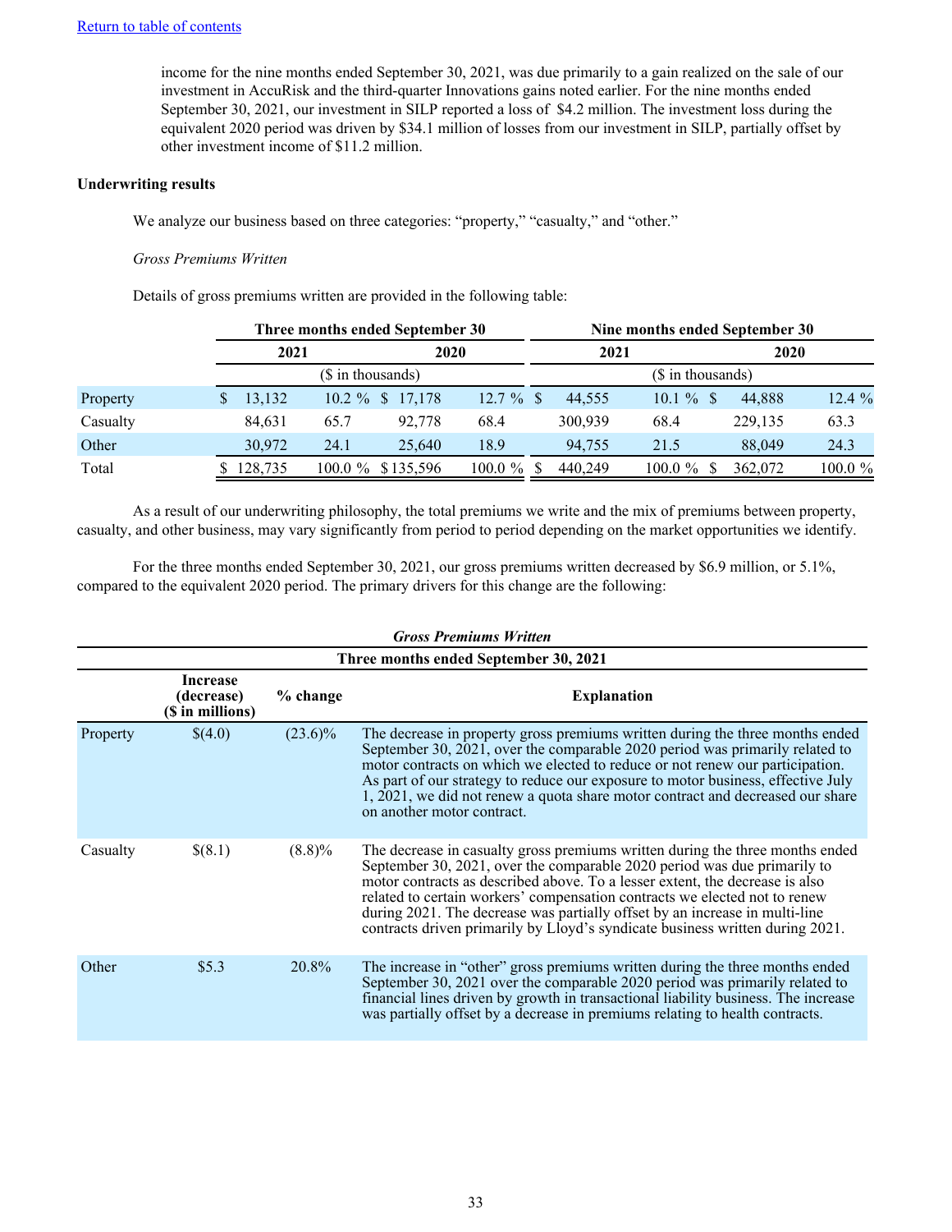[Return to table of contents](#)

income for the nine months ended September 30, 2021, was due primarily to a gain realized on the sale of our investment in AccuRisk and the third-quarter Innovations gains noted earlier. For the nine months ended September 30, 2021, our investment in SILP reported a loss of $4.2 million. The investment loss during the equivalent 2020 period was driven by $34.1 million of losses from our investment in SILP, partially offset by other investment income of $11.2 million.

**Underwriting results**

We analyze our business based on three categories: "property," "casualty," and "other."

*Gross Premiums Written*

Details of gross premiums written are provided in the following table:

| | Three months ended September 30 | | | | Nine months ended September 30 | | | |
|---|---|---|---|---|---|---|---|---|
| | 2021 | | 2020 | | 2021 | | 2020 | |
| | ($ in thousands) | | | | ($ in thousands) | | | |
| Property | $ 13,132 | 10.2 % | $ 17,178 | 12.7 % | $ 44,555 | 10.1 % | $ 44,888 | 12.4 % |
| Casualty | 84,631 | 65.7 | 92,778 | 68.4 | 300,939 | 68.4 | 229,135 | 63.3 |
| Other | 30,972 | 24.1 | 25,640 | 18.9 | 94,755 | 21.5 | 88,049 | 24.3 |
| Total | $ 128,735 | 100.0 % | $ 135,596 | 100.0 % | $ 440,249 | 100.0 % | $ 362,072 | 100.0 % |

As a result of our underwriting philosophy, the total premiums we write and the mix of premiums between property, casualty, and other business, may vary significantly from period to period depending on the market opportunities we identify.

For the three months ended September 30, 2021, our gross premiums written decreased by $6.9 million, or 5.1%, compared to the equivalent 2020 period. The primary drivers for this change are the following:

| ***Gross Premiums Written*** **Three months ended September 30, 2021** | | | |
|---|---|---|---|
| | **Increase (decrease) ($ in millions)** | **% change** | **Explanation** |
| Property | $(4.0) | (23.6)% | The decrease in property gross premiums written during the three months ended September 30, 2021, over the comparable 2020 period was primarily related to motor contracts on which we elected to reduce or not renew our participation. As part of our strategy to reduce our exposure to motor business, effective July 1, 2021, we did not renew a quota share motor contract and decreased our share on another motor contract. |
| Casualty | $(8.1) | (8.8)% | The decrease in casualty gross premiums written during the three months ended September 30, 2021, over the comparable 2020 period was due primarily to motor contracts as described above. To a lesser extent, the decrease is also related to certain workers' compensation contracts we elected not to renew during 2021. The decrease was partially offset by an increase in multi-line contracts driven primarily by Lloyd's syndicate business written during 2021. |
| Other | $5.3 | 20.8% | The increase in "other" gross premiums written during the three months ended September 30, 2021 over the comparable 2020 period was primarily related to financial lines driven by growth in transactional liability business. The increase was partially offset by a decrease in premiums relating to health contracts. |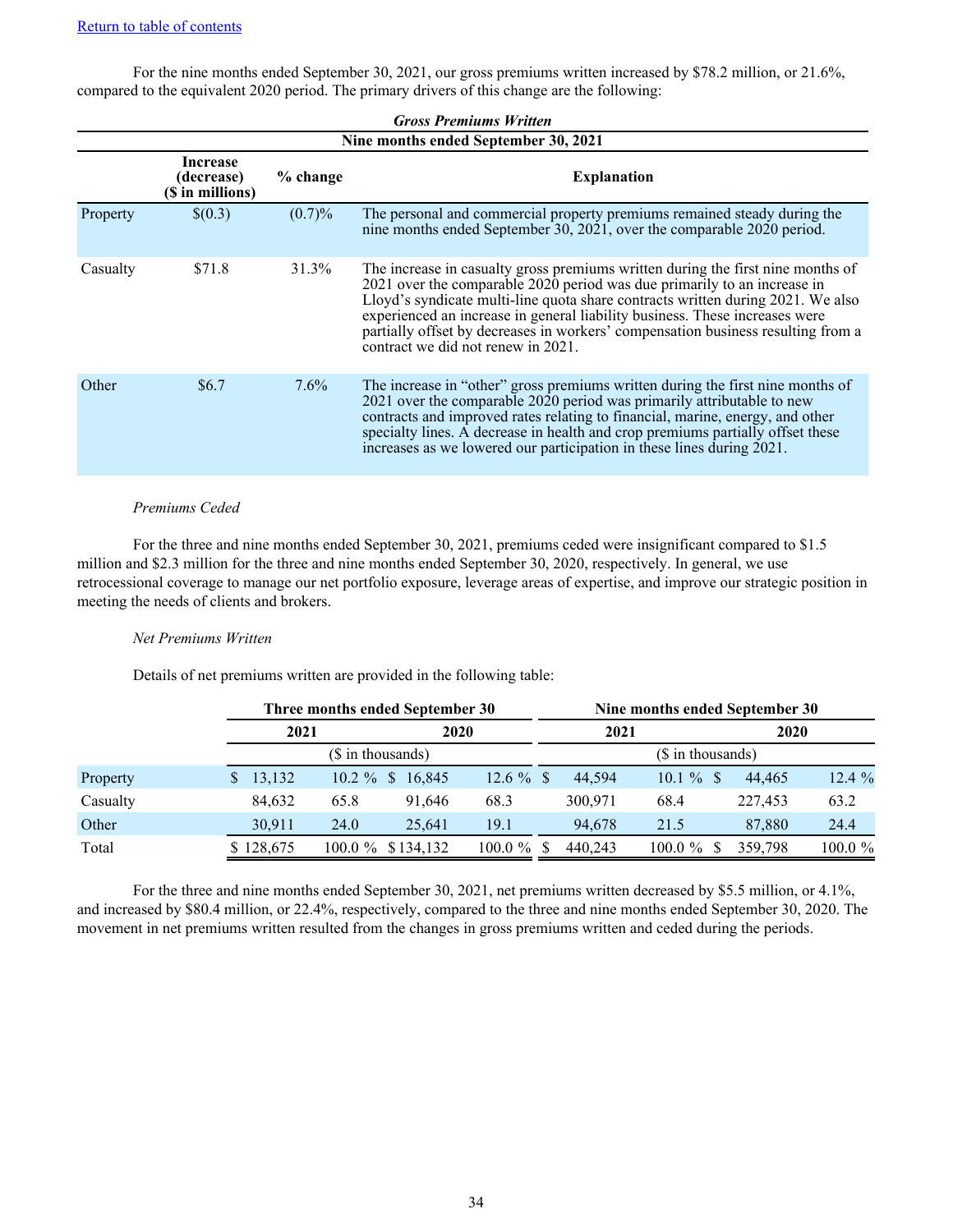[Return to table of contents](#)

For the nine months ended September 30, 2021, our gross premiums written increased by $78.2 million, or 21.6%, compared to the equivalent 2020 period. The primary drivers of this change are the following:

***Gross Premiums Written***

| Nine months ended September 30, 2021 | | | |
|---|---|---|---|
| | **Increase (decrease) ($ in millions)** | **% change** | **Explanation** |
| Property | $(0.3) | (0.7)% | The personal and commercial property premiums remained steady during the nine months ended September 30, 2021, over the comparable 2020 period. |
| Casualty | $71.8 | 31.3% | The increase in casualty gross premiums written during the first nine months of 2021 over the comparable 2020 period was due primarily to an increase in Lloyd's syndicate multi-line quota share contracts written during 2021. We also experienced an increase in general liability business. These increases were partially offset by decreases in workers' compensation business resulting from a contract we did not renew in 2021. |
| Other | $6.7 | 7.6% | The increase in "other" gross premiums written during the first nine months of 2021 over the comparable 2020 period was primarily attributable to new contracts and improved rates relating to financial, marine, energy, and other specialty lines. A decrease in health and crop premiums partially offset these increases as we lowered our participation in these lines during 2021. |

*Premiums Ceded*

For the three and nine months ended September 30, 2021, premiums ceded were insignificant compared to $1.5 million and $2.3 million for the three and nine months ended September 30, 2020, respectively. In general, we use retrocessional coverage to manage our net portfolio exposure, leverage areas of expertise, and improve our strategic position in meeting the needs of clients and brokers.

*Net Premiums Written*

Details of net premiums written are provided in the following table:

| | **Three months ended September 30** | | | | **Nine months ended September 30** | | | |
|---|---|---|---|---|---|---|---|---|
| | **2021** | | **2020** | | **2021** | | **2020** | |
| | ($ in thousands) | | | | ($ in thousands) | | | |
| Property | $ 13,132 | 10.2 % | $ 16,845 | 12.6 % | $ 44,594 | 10.1 % | $ 44,465 | 12.4 % |
| Casualty | 84,632 | 65.8 | 91,646 | 68.3 | 300,971 | 68.4 | 227,453 | 63.2 |
| Other | 30,911 | 24.0 | 25,641 | 19.1 | 94,678 | 21.5 | 87,880 | 24.4 |
| Total | $ 128,675 | 100.0 % | $ 134,132 | 100.0 % | $ 440,243 | 100.0 % | $ 359,798 | 100.0 % |

For the three and nine months ended September 30, 2021, net premiums written decreased by $5.5 million, or 4.1%, and increased by $80.4 million, or 22.4%, respectively, compared to the three and nine months ended September 30, 2020. The movement in net premiums written resulted from the changes in gross premiums written and ceded during the periods.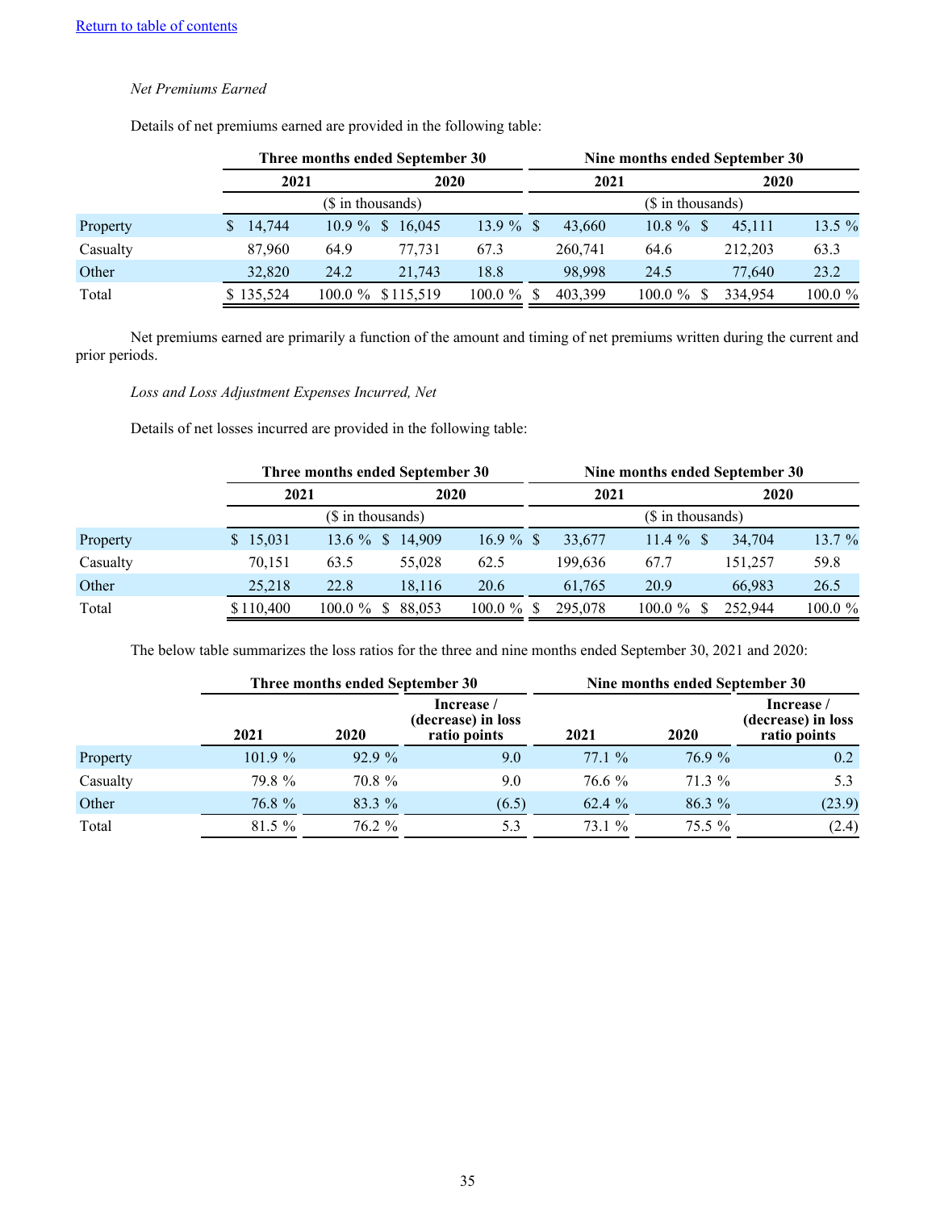[Return to table of contents](#)

*Net Premiums Earned*

Details of net premiums earned are provided in the following table:

| | Three months ended September 30 | | | | Nine months ended September 30 | | | |
|---|---|---|---|---|---|---|---|---|
| | 2021 | | 2020 | | 2021 | | 2020 | |
| | ($ in thousands) | | | | ($ in thousands) | | | |
| Property | $ 14,744 | 10.9 % | $ 16,045 | 13.9 % | $ 43,660 | 10.8 % | $ 45,111 | 13.5 % |
| Casualty | 87,960 | 64.9 | 77,731 | 67.3 | 260,741 | 64.6 | 212,203 | 63.3 |
| Other | 32,820 | 24.2 | 21,743 | 18.8 | 98,998 | 24.5 | 77,640 | 23.2 |
| Total | $ 135,524 | 100.0 % | $ 115,519 | 100.0 % | $ 403,399 | 100.0 % | $ 334,954 | 100.0 % |

Net premiums earned are primarily a function of the amount and timing of net premiums written during the current and prior periods.

*Loss and Loss Adjustment Expenses Incurred, Net*

Details of net losses incurred are provided in the following table:

| | Three months ended September 30 | | | | Nine months ended September 30 | | | |
|---|---|---|---|---|---|---|---|---|
| | 2021 | | 2020 | | 2021 | | 2020 | |
| | ($ in thousands) | | | | ($ in thousands) | | | |
| Property | $ 15,031 | 13.6 % | $ 14,909 | 16.9 % | $ 33,677 | 11.4 % | $ 34,704 | 13.7 % |
| Casualty | 70,151 | 63.5 | 55,028 | 62.5 | 199,636 | 67.7 | 151,257 | 59.8 |
| Other | 25,218 | 22.8 | 18,116 | 20.6 | 61,765 | 20.9 | 66,983 | 26.5 |
| Total | $ 110,400 | 100.0 % | $ 88,053 | 100.0 % | $ 295,078 | 100.0 % | $ 252,944 | 100.0 % |

The below table summarizes the loss ratios for the three and nine months ended September 30, 2021 and 2020:

| | Three months ended September 30 | | | Nine months ended September 30 | | |
|---|---|---|---|---|---|---|
| | 2021 | 2020 | Increase / (decrease) in loss ratio points | 2021 | 2020 | Increase / (decrease) in loss ratio points |
| Property | 101.9 % | 92.9 % | 9.0 | 77.1 % | 76.9 % | 0.2 |
| Casualty | 79.8 % | 70.8 % | 9.0 | 76.6 % | 71.3 % | 5.3 |
| Other | 76.8 % | 83.3 % | (6.5) | 62.4 % | 86.3 % | (23.9) |
| Total | 81.5 % | 76.2 % | 5.3 | 73.1 % | 75.5 % | (2.4) |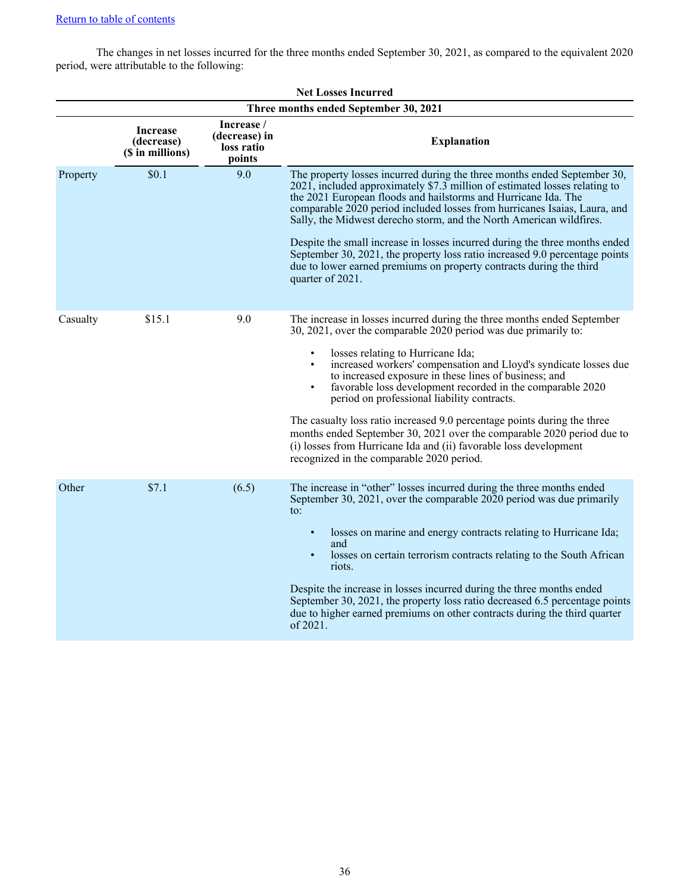[Return to table of contents](#)

The changes in net losses incurred for the three months ended September 30, 2021, as compared to the equivalent 2020 period, were attributable to the following:

| Net Losses Incurred | | | |
|---|---|---|---|
| Three months ended September 30, 2021 | | | |
| | **Increase (decrease) ($ in millions)** | **Increase / (decrease) in loss ratio points** | **Explanation** |
| Property | $0.1 | 9.0 | The property losses incurred during the three months ended September 30, 2021, included approximately $7.3 million of estimated losses relating to the 2021 European floods and hailstorms and Hurricane Ida. The comparable 2020 period included losses from hurricanes Isaias, Laura, and Sally, the Midwest derecho storm, and the North American wildfires.<br><br>Despite the small increase in losses incurred during the three months ended September 30, 2021, the property loss ratio increased 9.0 percentage points due to lower earned premiums on property contracts during the third quarter of 2021. |
| Casualty | $15.1 | 9.0 | The increase in losses incurred during the three months ended September 30, 2021, over the comparable 2020 period was due primarily to:<br><br>• losses relating to Hurricane Ida;<br>• increased workers' compensation and Lloyd's syndicate losses due to increased exposure in these lines of business; and<br>• favorable loss development recorded in the comparable 2020 period on professional liability contracts.<br><br>The casualty loss ratio increased 9.0 percentage points during the three months ended September 30, 2021 over the comparable 2020 period due to (i) losses from Hurricane Ida and (ii) favorable loss development recognized in the comparable 2020 period. |
| Other | $7.1 | (6.5) | The increase in "other" losses incurred during the three months ended September 30, 2021, over the comparable 2020 period was due primarily to:<br><br>• losses on marine and energy contracts relating to Hurricane Ida; and<br>• losses on certain terrorism contracts relating to the South African riots.<br><br>Despite the increase in losses incurred during the three months ended September 30, 2021, the property loss ratio decreased 6.5 percentage points due to higher earned premiums on other contracts during the third quarter of 2021. |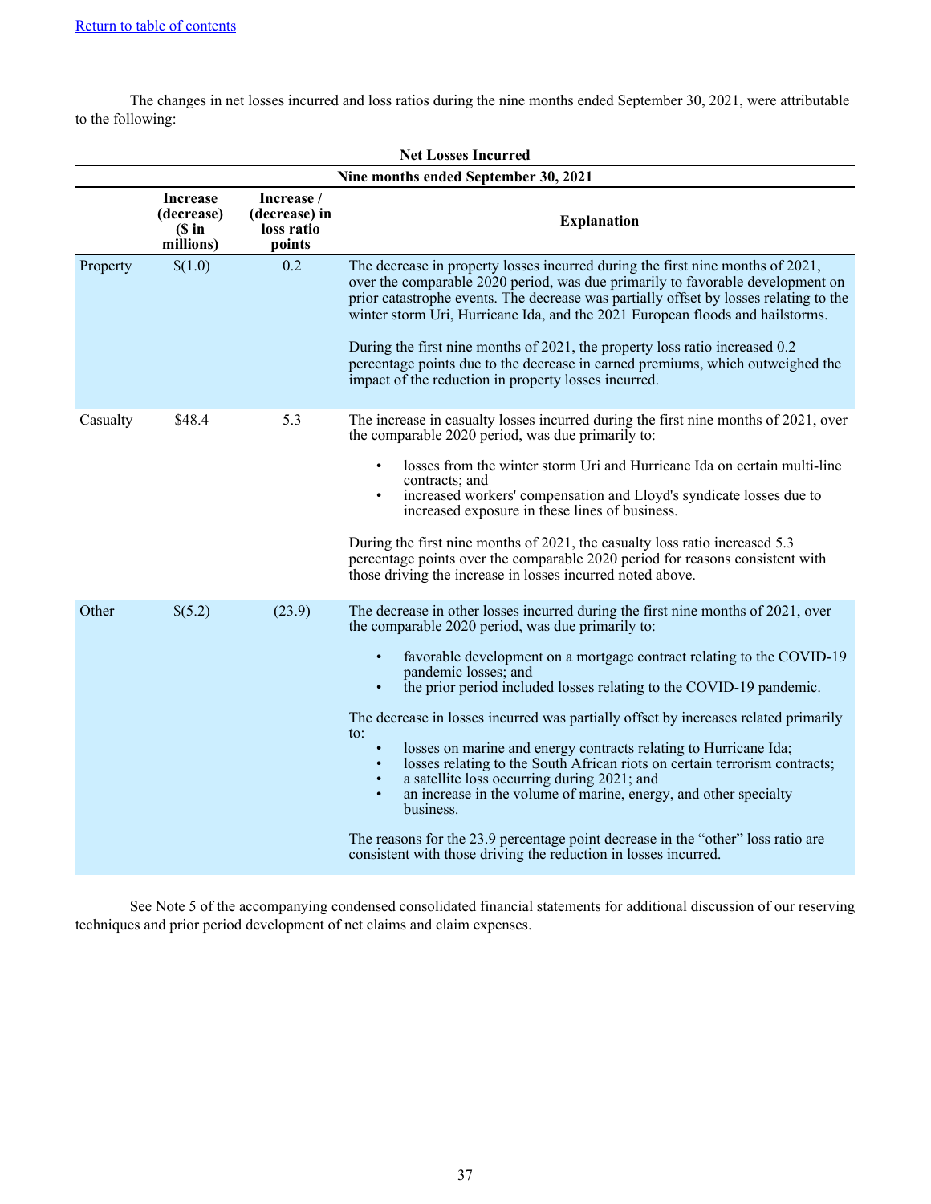[Return to table of contents](#)

The changes in net losses incurred and loss ratios during the nine months ended September 30, 2021, were attributable to the following:

**Net Losses Incurred**

**Nine months ended September 30, 2021**

| | Increase (decrease) ($ in millions) | Increase / (decrease) in loss ratio points | Explanation |
|---|---|---|---|
| Property | $(1.0) | 0.2 | The decrease in property losses incurred during the first nine months of 2021, over the comparable 2020 period, was due primarily to favorable development on prior catastrophe events. The decrease was partially offset by losses relating to the winter storm Uri, Hurricane Ida, and the 2021 European floods and hailstorms.<br><br>During the first nine months of 2021, the property loss ratio increased 0.2 percentage points due to the decrease in earned premiums, which outweighed the impact of the reduction in property losses incurred. |
| Casualty | $48.4 | 5.3 | The increase in casualty losses incurred during the first nine months of 2021, over the comparable 2020 period, was due primarily to:<br>• losses from the winter storm Uri and Hurricane Ida on certain multi-line contracts; and<br>• increased workers' compensation and Lloyd's syndicate losses due to increased exposure in these lines of business.<br><br>During the first nine months of 2021, the casualty loss ratio increased 5.3 percentage points over the comparable 2020 period for reasons consistent with those driving the increase in losses incurred noted above. |
| Other | $(5.2) | (23.9) | The decrease in other losses incurred during the first nine months of 2021, over the comparable 2020 period, was due primarily to:<br>• favorable development on a mortgage contract relating to the COVID-19 pandemic losses; and<br>• the prior period included losses relating to the COVID-19 pandemic.<br><br>The decrease in losses incurred was partially offset by increases related primarily to:<br>• losses on marine and energy contracts relating to Hurricane Ida;<br>• losses relating to the South African riots on certain terrorism contracts;<br>• a satellite loss occurring during 2021; and<br>• an increase in the volume of marine, energy, and other specialty business.<br><br>The reasons for the 23.9 percentage point decrease in the "other" loss ratio are consistent with those driving the reduction in losses incurred. |

See Note 5 of the accompanying condensed consolidated financial statements for additional discussion of our reserving techniques and prior period development of net claims and claim expenses.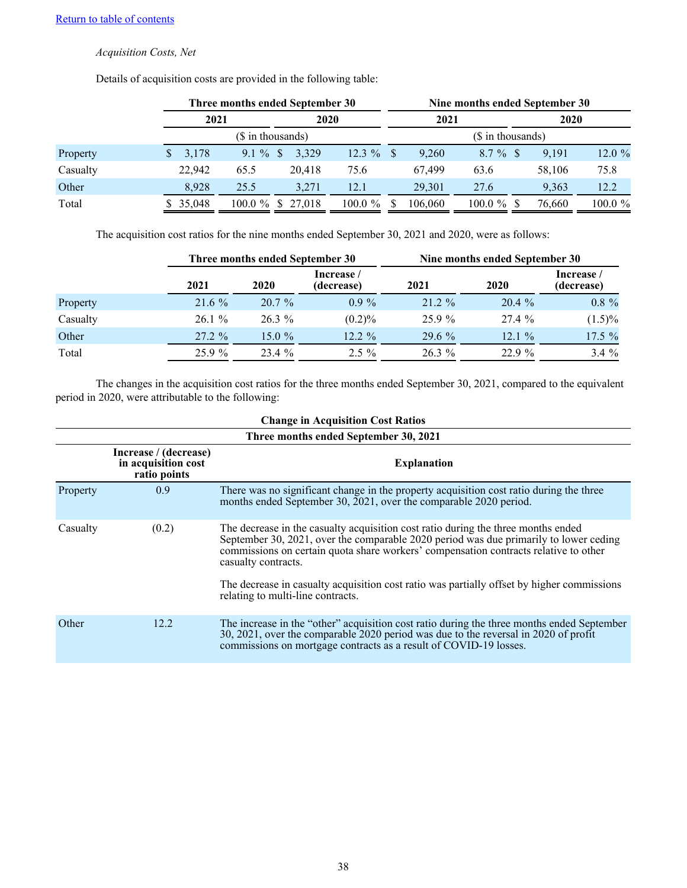[Return to table of contents](#)

*Acquisition Costs, Net*

Details of acquisition costs are provided in the following table:

| | Three months ended September 30 | | | | Nine months ended September 30 | | | |
|---|---|---|---|---|---|---|---|---|
| | 2021 | | 2020 | | 2021 | | 2020 | |
| | ($ in thousands) | | | | ($ in thousands) | | | |
| Property | $ 3,178 | 9.1 % | $ 3,329 | 12.3 % | $ 9,260 | 8.7 % | $ 9,191 | 12.0 % |
| Casualty | 22,942 | 65.5 | 20,418 | 75.6 | 67,499 | 63.6 | 58,106 | 75.8 |
| Other | 8,928 | 25.5 | 3,271 | 12.1 | 29,301 | 27.6 | 9,363 | 12.2 |
| Total | $ 35,048 | 100.0 % | $ 27,018 | 100.0 % | $ 106,060 | 100.0 % | $ 76,660 | 100.0 % |

The acquisition cost ratios for the nine months ended September 30, 2021 and 2020, were as follows:

| | Three months ended September 30 | | | Nine months ended September 30 | | |
|---|---|---|---|---|---|---|
| | 2021 | 2020 | Increase / (decrease) | 2021 | 2020 | Increase / (decrease) |
| Property | 21.6 % | 20.7 % | 0.9 % | 21.2 % | 20.4 % | 0.8 % |
| Casualty | 26.1 % | 26.3 % | (0.2)% | 25.9 % | 27.4 % | (1.5)% |
| Other | 27.2 % | 15.0 % | 12.2 % | 29.6 % | 12.1 % | 17.5 % |
| Total | 25.9 % | 23.4 % | 2.5 % | 26.3 % | 22.9 % | 3.4 % |

The changes in the acquisition cost ratios for the three months ended September 30, 2021, compared to the equivalent period in 2020, were attributable to the following:

**Change in Acquisition Cost Ratios**

**Three months ended September 30, 2021**

| | Increase / (decrease) in acquisition cost ratio points | Explanation |
|---|---|---|
| Property | 0.9 | There was no significant change in the property acquisition cost ratio during the three months ended September 30, 2021, over the comparable 2020 period. |
| Casualty | (0.2) | The decrease in the casualty acquisition cost ratio during the three months ended September 30, 2021, over the comparable 2020 period was due primarily to lower ceding commissions on certain quota share workers' compensation contracts relative to other casualty contracts.<br><br>The decrease in casualty acquisition cost ratio was partially offset by higher commissions relating to multi-line contracts. |
| Other | 12.2 | The increase in the "other" acquisition cost ratio during the three months ended September 30, 2021, over the comparable 2020 period was due to the reversal in 2020 of profit commissions on mortgage contracts as a result of COVID-19 losses. |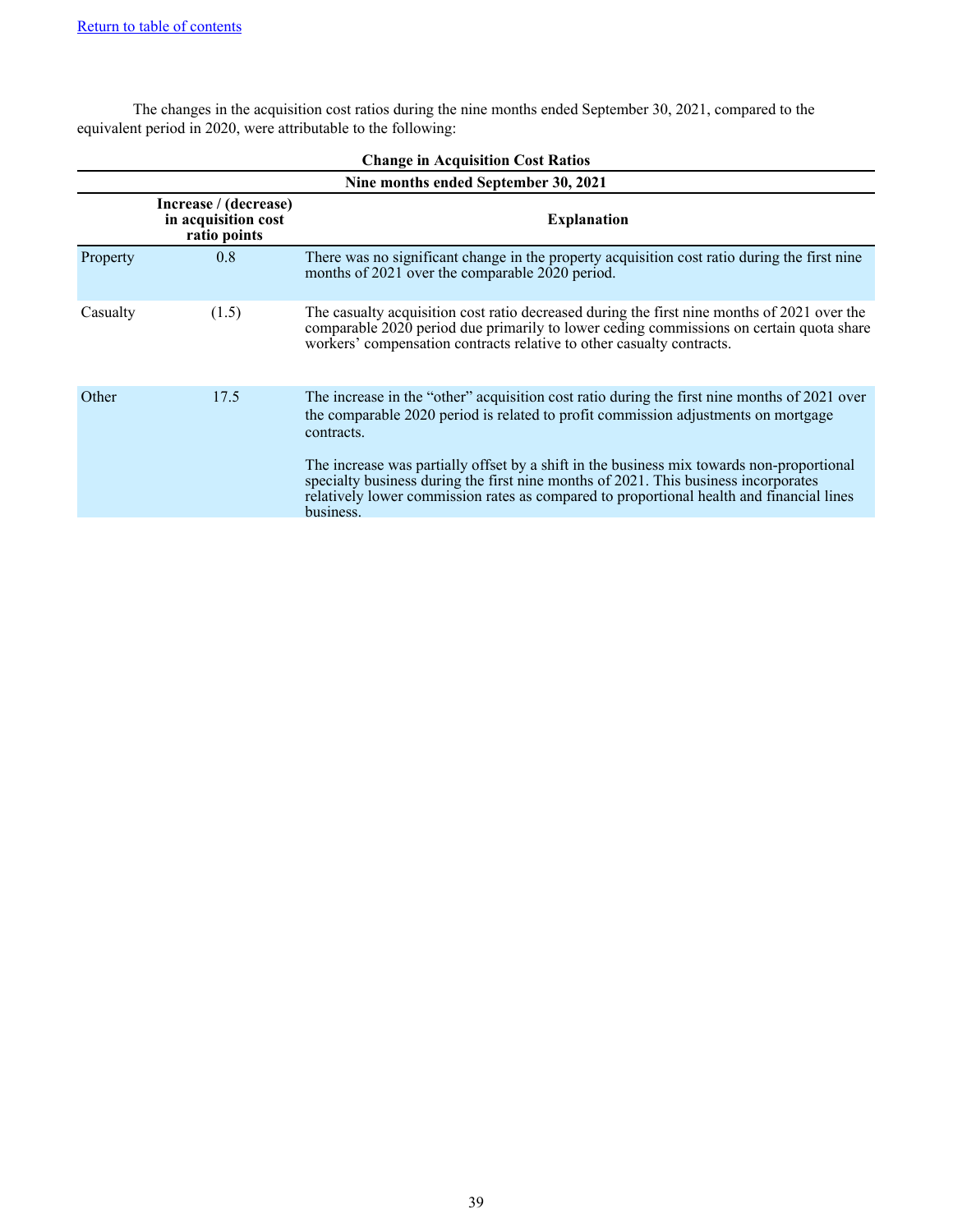The changes in the acquisition cost ratios during the nine months ended September 30, 2021, compared to the equivalent period in 2020, were attributable to the following:

**Change in Acquisition Cost Ratios**

| Nine months ended September 30, 2021 | | |
|---|---|---|
| | **Increase / (decrease) in acquisition cost ratio points** | **Explanation** |
| Property | 0.8 | There was no significant change in the property acquisition cost ratio during the first nine months of 2021 over the comparable 2020 period. |
| Casualty | (1.5) | The casualty acquisition cost ratio decreased during the first nine months of 2021 over the comparable 2020 period due primarily to lower ceding commissions on certain quota share workers' compensation contracts relative to other casualty contracts. |
| Other | 17.5 | The increase in the "other" acquisition cost ratio during the first nine months of 2021 over the comparable 2020 period is related to profit commission adjustments on mortgage contracts.<br><br>The increase was partially offset by a shift in the business mix towards non-proportional specialty business during the first nine months of 2021. This business incorporates relatively lower commission rates as compared to proportional health and financial lines business. |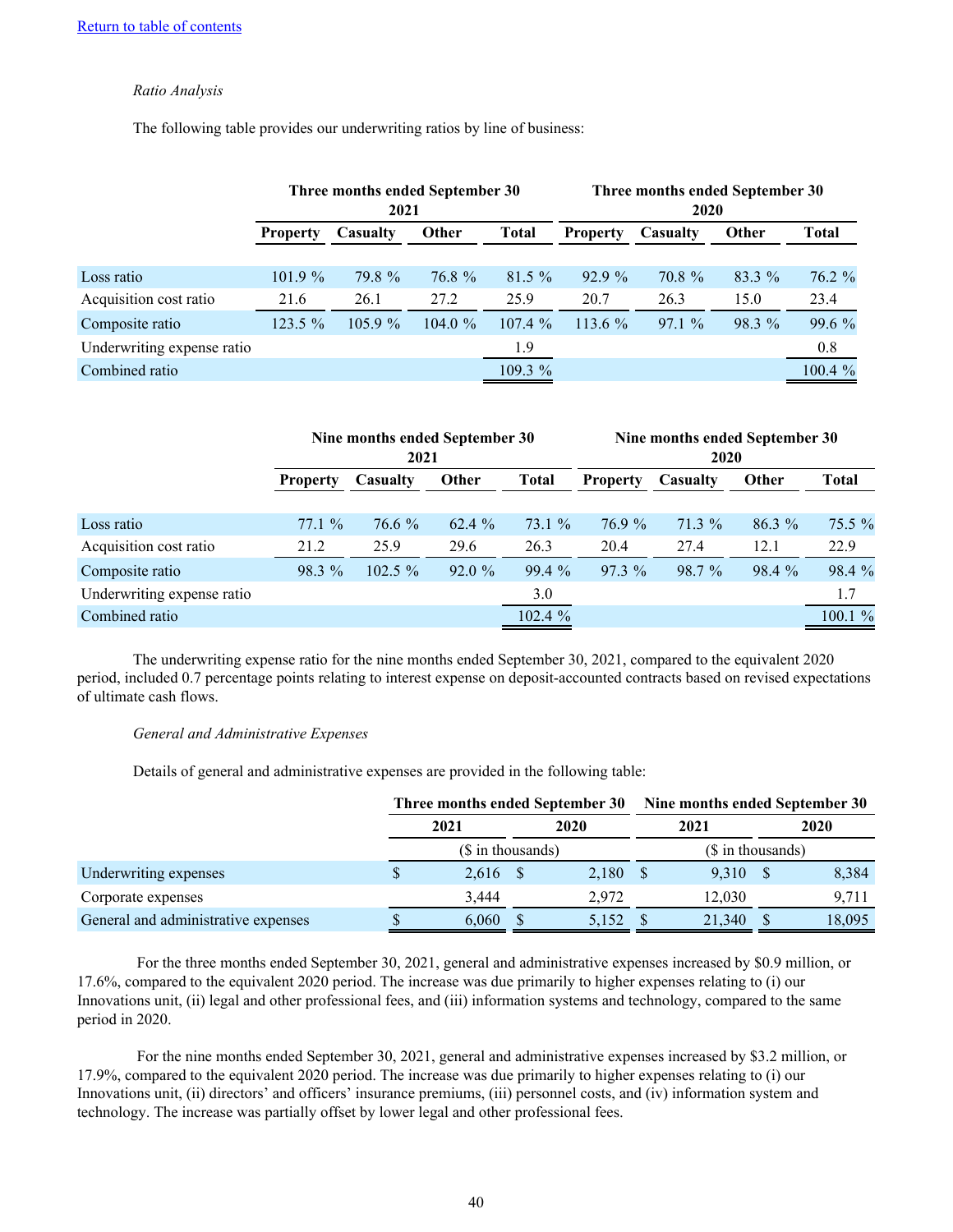[Return to table of contents](#)

*Ratio Analysis*

The following table provides our underwriting ratios by line of business:

| | Three months ended September 30 2021 | | | | Three months ended September 30 2020 | | | |
|---|---|---|---|---|---|---|---|---|
| | Property | Casualty | Other | Total | Property | Casualty | Other | Total |
| Loss ratio | 101.9 % | 79.8 % | 76.8 % | 81.5 % | 92.9 % | 70.8 % | 83.3 % | 76.2 % |
| Acquisition cost ratio | 21.6 | 26.1 | 27.2 | 25.9 | 20.7 | 26.3 | 15.0 | 23.4 |
| Composite ratio | 123.5 % | 105.9 % | 104.0 % | 107.4 % | 113.6 % | 97.1 % | 98.3 % | 99.6 % |
| Underwriting expense ratio | | | | 1.9 | | | | 0.8 |
| Combined ratio | | | | 109.3 % | | | | 100.4 % |

| | Nine months ended September 30 2021 | | | | Nine months ended September 30 2020 | | | |
|---|---|---|---|---|---|---|---|---|
| | Property | Casualty | Other | Total | Property | Casualty | Other | Total |
| Loss ratio | 77.1 % | 76.6 % | 62.4 % | 73.1 % | 76.9 % | 71.3 % | 86.3 % | 75.5 % |
| Acquisition cost ratio | 21.2 | 25.9 | 29.6 | 26.3 | 20.4 | 27.4 | 12.1 | 22.9 |
| Composite ratio | 98.3 % | 102.5 % | 92.0 % | 99.4 % | 97.3 % | 98.7 % | 98.4 % | 98.4 % |
| Underwriting expense ratio | | | | 3.0 | | | | 1.7 |
| Combined ratio | | | | 102.4 % | | | | 100.1 % |

The underwriting expense ratio for the nine months ended September 30, 2021, compared to the equivalent 2020 period, included 0.7 percentage points relating to interest expense on deposit-accounted contracts based on revised expectations of ultimate cash flows.

*General and Administrative Expenses*

Details of general and administrative expenses are provided in the following table:

| | Three months ended September 30 | | Nine months ended September 30 | |
|---|---|---|---|---|
| | 2021 | 2020 | 2021 | 2020 |
| | ($ in thousands) | | ($ in thousands) | |
| Underwriting expenses | $ 2,616 | $ 2,180 | $ 9,310 | $ 8,384 |
| Corporate expenses | 3,444 | 2,972 | 12,030 | 9,711 |
| General and administrative expenses | $ 6,060 | $ 5,152 | $ 21,340 | $ 18,095 |

For the three months ended September 30, 2021, general and administrative expenses increased by $0.9 million, or 17.6%, compared to the equivalent 2020 period. The increase was due primarily to higher expenses relating to (i) our Innovations unit, (ii) legal and other professional fees, and (iii) information systems and technology, compared to the same period in 2020.

For the nine months ended September 30, 2021, general and administrative expenses increased by $3.2 million, or 17.9%, compared to the equivalent 2020 period. The increase was due primarily to higher expenses relating to (i) our Innovations unit, (ii) directors' and officers' insurance premiums, (iii) personnel costs, and (iv) information system and technology. The increase was partially offset by lower legal and other professional fees.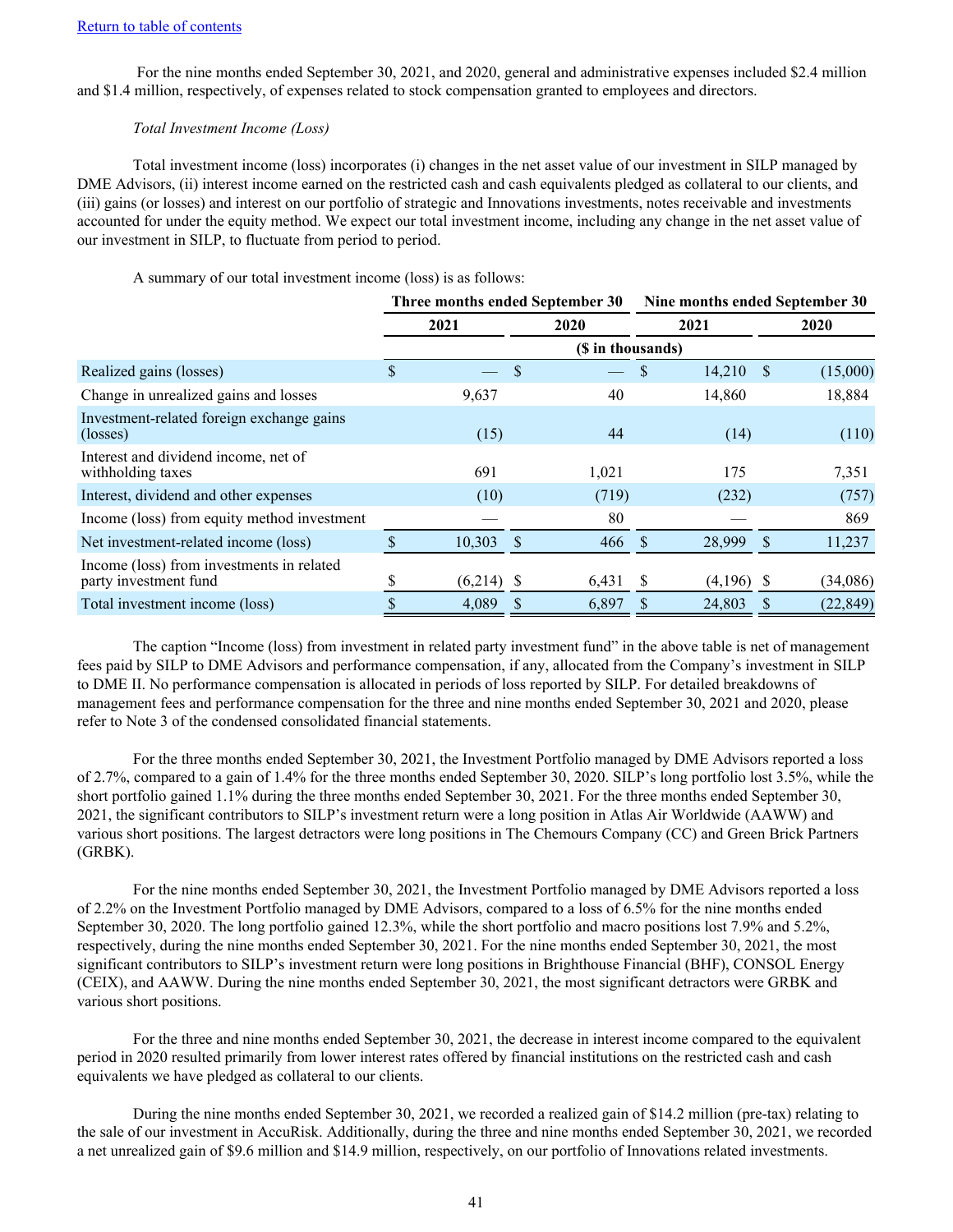[Return to table of contents](#)

For the nine months ended September 30, 2021, and 2020, general and administrative expenses included $2.4 million and $1.4 million, respectively, of expenses related to stock compensation granted to employees and directors.

*Total Investment Income (Loss)*

Total investment income (loss) incorporates (i) changes in the net asset value of our investment in SILP managed by DME Advisors, (ii) interest income earned on the restricted cash and cash equivalents pledged as collateral to our clients, and (iii) gains (or losses) and interest on our portfolio of strategic and Innovations investments, notes receivable and investments accounted for under the equity method. We expect our total investment income, including any change in the net asset value of our investment in SILP, to fluctuate from period to period.

A summary of our total investment income (loss) is as follows:

| | Three months ended September 30 | | Nine months ended September 30 | |
|---|---|---|---|---|
| | 2021 | 2020 | 2021 | 2020 |
| | ($ in thousands) | | | |
| Realized gains (losses) | $ — | $ — | $ 14,210 | $ (15,000) |
| Change in unrealized gains and losses | 9,637 | 40 | 14,860 | 18,884 |
| Investment-related foreign exchange gains (losses) | (15) | 44 | (14) | (110) |
| Interest and dividend income, net of withholding taxes | 691 | 1,021 | 175 | 7,351 |
| Interest, dividend and other expenses | (10) | (719) | (232) | (757) |
| Income (loss) from equity method investment | — | 80 | — | 869 |
| Net investment-related income (loss) | $ 10,303 | $ 466 | $ 28,999 | $ 11,237 |
| Income (loss) from investments in related party investment fund | $ (6,214) | $ 6,431 | $ (4,196) | $ (34,086) |
| Total investment income (loss) | $ 4,089 | $ 6,897 | $ 24,803 | $ (22,849) |

The caption "Income (loss) from investment in related party investment fund" in the above table is net of management fees paid by SILP to DME Advisors and performance compensation, if any, allocated from the Company's investment in SILP to DME II. No performance compensation is allocated in periods of loss reported by SILP. For detailed breakdowns of management fees and performance compensation for the three and nine months ended September 30, 2021 and 2020, please refer to Note 3 of the condensed consolidated financial statements.

For the three months ended September 30, 2021, the Investment Portfolio managed by DME Advisors reported a loss of 2.7%, compared to a gain of 1.4% for the three months ended September 30, 2020. SILP's long portfolio lost 3.5%, while the short portfolio gained 1.1% during the three months ended September 30, 2021. For the three months ended September 30, 2021, the significant contributors to SILP's investment return were a long position in Atlas Air Worldwide (AAWW) and various short positions. The largest detractors were long positions in The Chemours Company (CC) and Green Brick Partners (GRBK).

For the nine months ended September 30, 2021, the Investment Portfolio managed by DME Advisors reported a loss of 2.2% on the Investment Portfolio managed by DME Advisors, compared to a loss of 6.5% for the nine months ended September 30, 2020. The long portfolio gained 12.3%, while the short portfolio and macro positions lost 7.9% and 5.2%, respectively, during the nine months ended September 30, 2021. For the nine months ended September 30, 2021, the most significant contributors to SILP's investment return were long positions in Brighthouse Financial (BHF), CONSOL Energy (CEIX), and AAWW. During the nine months ended September 30, 2021, the most significant detractors were GRBK and various short positions.

For the three and nine months ended September 30, 2021, the decrease in interest income compared to the equivalent period in 2020 resulted primarily from lower interest rates offered by financial institutions on the restricted cash and cash equivalents we have pledged as collateral to our clients.

During the nine months ended September 30, 2021, we recorded a realized gain of $14.2 million (pre-tax) relating to the sale of our investment in AccuRisk. Additionally, during the three and nine months ended September 30, 2021, we recorded a net unrealized gain of $9.6 million and $14.9 million, respectively, on our portfolio of Innovations related investments.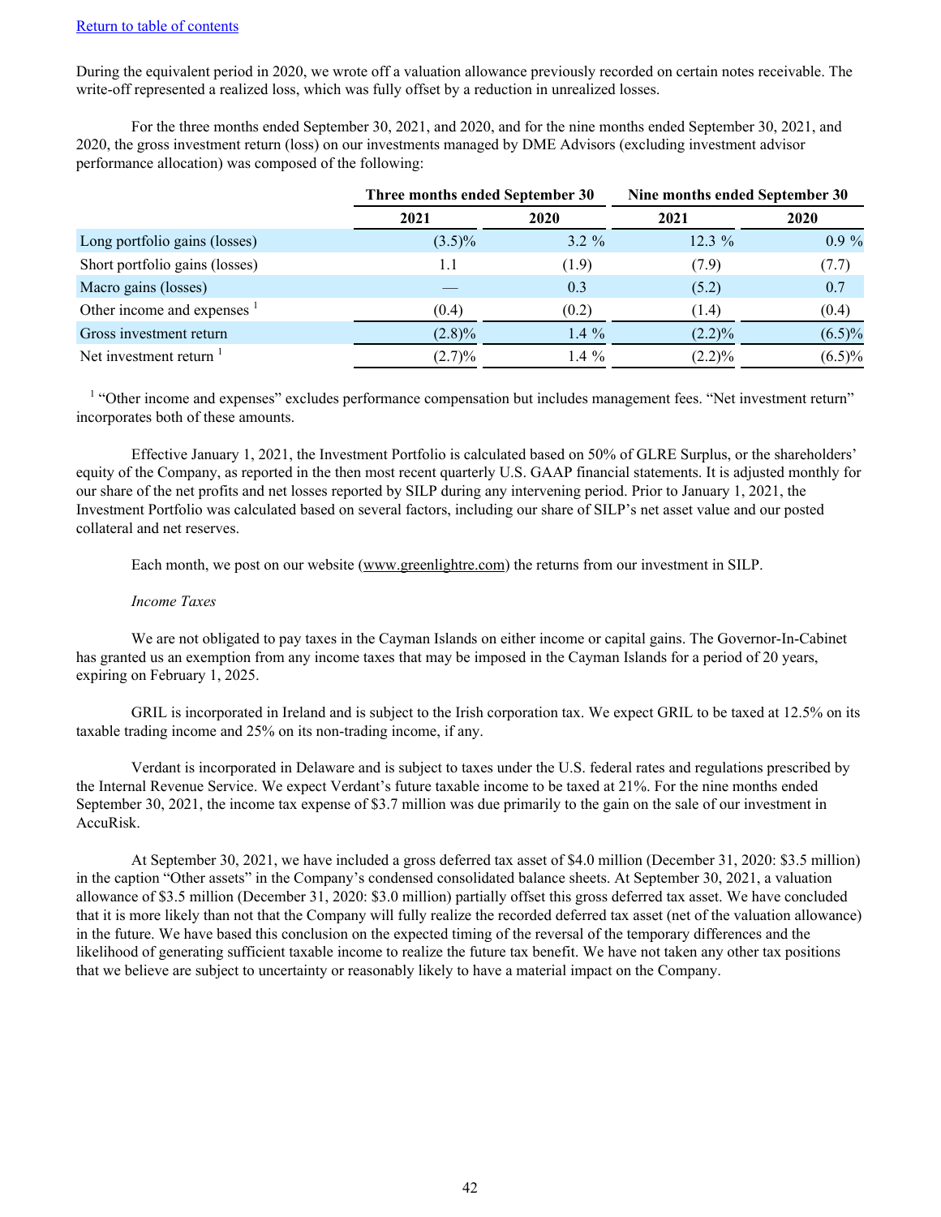[Return to table of contents](#)

During the equivalent period in 2020, we wrote off a valuation allowance previously recorded on certain notes receivable. The write-off represented a realized loss, which was fully offset by a reduction in unrealized losses.

For the three months ended September 30, 2021, and 2020, and for the nine months ended September 30, 2021, and 2020, the gross investment return (loss) on our investments managed by DME Advisors (excluding investment advisor performance allocation) was composed of the following:

| | Three months ended September 30 | | Nine months ended September 30 | |
|---|---|---|---|---|
| | 2021 | 2020 | 2021 | 2020 |
| Long portfolio gains (losses) | (3.5)% | 3.2 % | 12.3 % | 0.9 % |
| Short portfolio gains (losses) | 1.1 | (1.9) | (7.9) | (7.7) |
| Macro gains (losses) | — | 0.3 | (5.2) | 0.7 |
| Other income and expenses [1] | (0.4) | (0.2) | (1.4) | (0.4) |
| Gross investment return | (2.8)% | 1.4 % | (2.2)% | (6.5)% |
| Net investment return [1] | (2.7)% | 1.4 % | (2.2)% | (6.5)% |

[1] "Other income and expenses" excludes performance compensation but includes management fees. "Net investment return" incorporates both of these amounts.

Effective January 1, 2021, the Investment Portfolio is calculated based on 50% of GLRE Surplus, or the shareholders' equity of the Company, as reported in the then most recent quarterly U.S. GAAP financial statements. It is adjusted monthly for our share of the net profits and net losses reported by SILP during any intervening period. Prior to January 1, 2021, the Investment Portfolio was calculated based on several factors, including our share of SILP's net asset value and our posted collateral and net reserves.

Each month, we post on our website (www.greenlightre.com) the returns from our investment in SILP.

*Income Taxes*

We are not obligated to pay taxes in the Cayman Islands on either income or capital gains. The Governor-In-Cabinet has granted us an exemption from any income taxes that may be imposed in the Cayman Islands for a period of 20 years, expiring on February 1, 2025.

GRIL is incorporated in Ireland and is subject to the Irish corporation tax. We expect GRIL to be taxed at 12.5% on its taxable trading income and 25% on its non-trading income, if any.

Verdant is incorporated in Delaware and is subject to taxes under the U.S. federal rates and regulations prescribed by the Internal Revenue Service. We expect Verdant's future taxable income to be taxed at 21%. For the nine months ended September 30, 2021, the income tax expense of $3.7 million was due primarily to the gain on the sale of our investment in AccuRisk.

At September 30, 2021, we have included a gross deferred tax asset of $4.0 million (December 31, 2020: $3.5 million) in the caption "Other assets" in the Company's condensed consolidated balance sheets. At September 30, 2021, a valuation allowance of $3.5 million (December 31, 2020: $3.0 million) partially offset this gross deferred tax asset. We have concluded that it is more likely than not that the Company will fully realize the recorded deferred tax asset (net of the valuation allowance) in the future. We have based this conclusion on the expected timing of the reversal of the temporary differences and the likelihood of generating sufficient taxable income to realize the future tax benefit. We have not taken any other tax positions that we believe are subject to uncertainty or reasonably likely to have a material impact on the Company.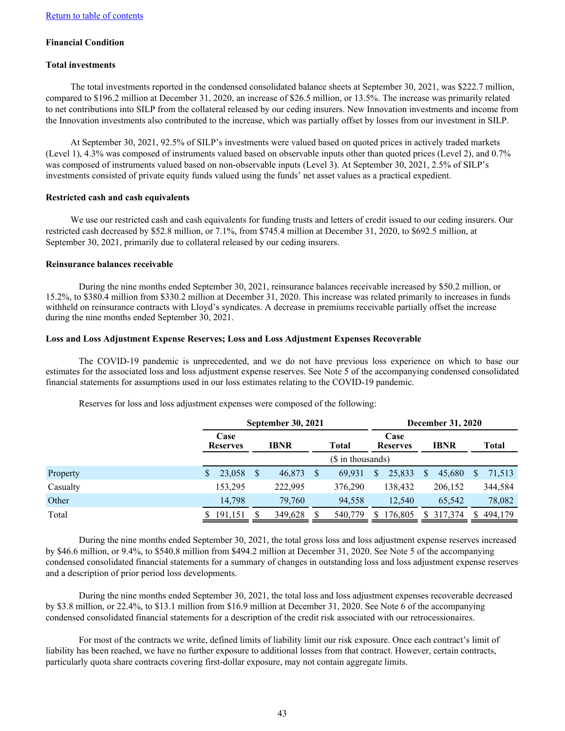[Return to table of contents](#)

**Financial Condition**

**Total investments**

The total investments reported in the condensed consolidated balance sheets at September 30, 2021, was $222.7 million, compared to $196.2 million at December 31, 2020, an increase of $26.5 million, or 13.5%. The increase was primarily related to net contributions into SILP from the collateral released by our ceding insurers. New Innovation investments and income from the Innovation investments also contributed to the increase, which was partially offset by losses from our investment in SILP.

At September 30, 2021, 92.5% of SILP's investments were valued based on quoted prices in actively traded markets (Level 1), 4.3% was composed of instruments valued based on observable inputs other than quoted prices (Level 2), and 0.7% was composed of instruments valued based on non-observable inputs (Level 3). At September 30, 2021, 2.5% of SILP's investments consisted of private equity funds valued using the funds' net asset values as a practical expedient.

**Restricted cash and cash equivalents**

We use our restricted cash and cash equivalents for funding trusts and letters of credit issued to our ceding insurers. Our restricted cash decreased by $52.8 million, or 7.1%, from $745.4 million at December 31, 2020, to $692.5 million, at September 30, 2021, primarily due to collateral released by our ceding insurers.

**Reinsurance balances receivable**

During the nine months ended September 30, 2021, reinsurance balances receivable increased by $50.2 million, or 15.2%, to $380.4 million from $330.2 million at December 31, 2020. This increase was related primarily to increases in funds withheld on reinsurance contracts with Lloyd's syndicates. A decrease in premiums receivable partially offset the increase during the nine months ended September 30, 2021.

**Loss and Loss Adjustment Expense Reserves; Loss and Loss Adjustment Expenses Recoverable**

The COVID-19 pandemic is unprecedented, and we do not have previous loss experience on which to base our estimates for the associated loss and loss adjustment expense reserves. See Note 5 of the accompanying condensed consolidated financial statements for assumptions used in our loss estimates relating to the COVID-19 pandemic.

Reserves for loss and loss adjustment expenses were composed of the following:

| | September 30, 2021 | | | December 31, 2020 | | |
|---|---|---|---|---|---|---|
| | Case Reserves | IBNR | Total | Case Reserves | IBNR | Total |
| | ($ in thousands) | | | | | |
| Property | $ 23,058 | $ 46,873 | $ 69,931 | $ 25,833 | $ 45,680 | $ 71,513 |
| Casualty | 153,295 | 222,995 | 376,290 | 138,432 | 206,152 | 344,584 |
| Other | 14,798 | 79,760 | 94,558 | 12,540 | 65,542 | 78,082 |
| Total | $ 191,151 | $ 349,628 | $ 540,779 | $ 176,805 | $ 317,374 | $ 494,179 |

During the nine months ended September 30, 2021, the total gross loss and loss adjustment expense reserves increased by $46.6 million, or 9.4%, to $540.8 million from $494.2 million at December 31, 2020. See Note 5 of the accompanying condensed consolidated financial statements for a summary of changes in outstanding loss and loss adjustment expense reserves and a description of prior period loss developments.

During the nine months ended September 30, 2021, the total loss and loss adjustment expenses recoverable decreased by $3.8 million, or 22.4%, to $13.1 million from $16.9 million at December 31, 2020. See Note 6 of the accompanying condensed consolidated financial statements for a description of the credit risk associated with our retrocessionaires.

For most of the contracts we write, defined limits of liability limit our risk exposure. Once each contract's limit of liability has been reached, we have no further exposure to additional losses from that contract. However, certain contracts, particularly quota share contracts covering first-dollar exposure, may not contain aggregate limits.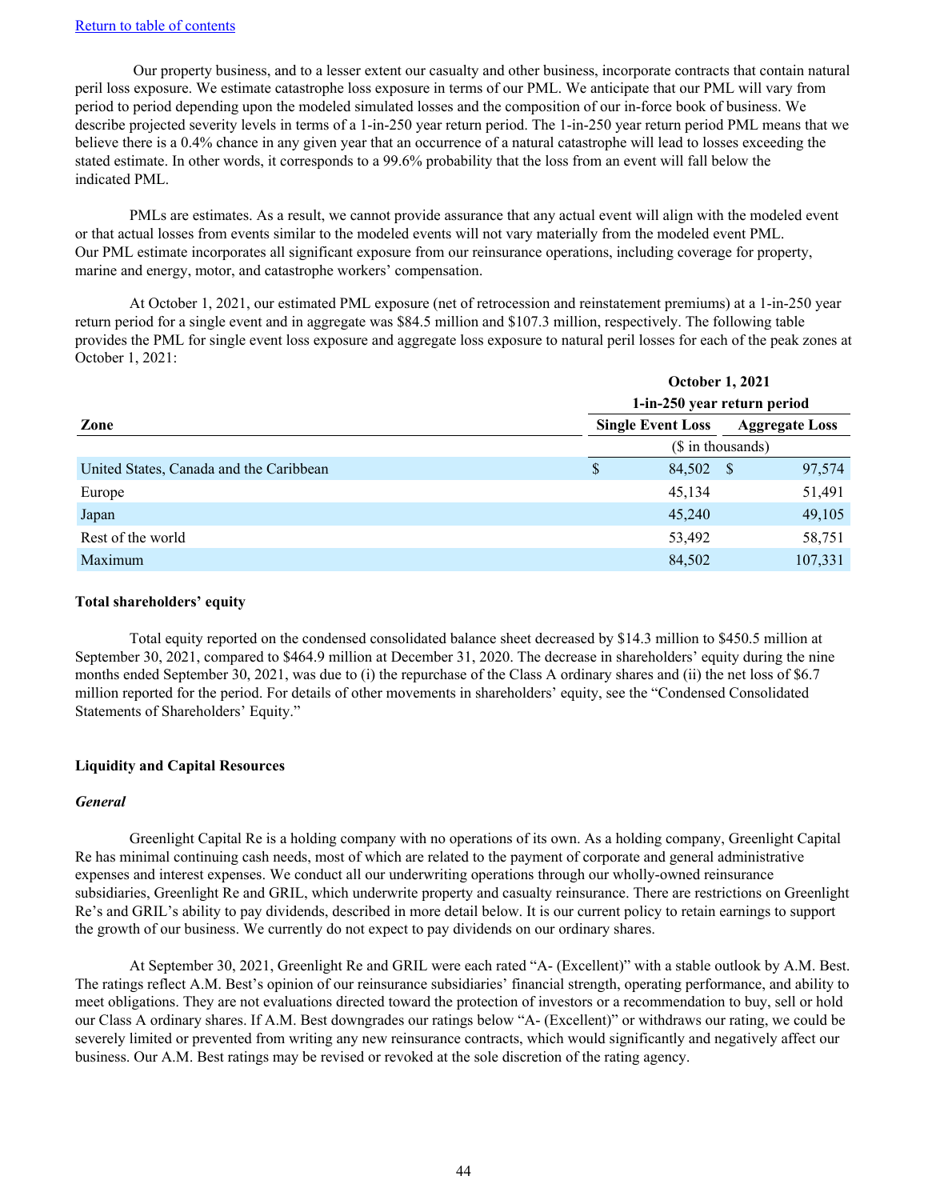[Return to table of contents](#)

Our property business, and to a lesser extent our casualty and other business, incorporate contracts that contain natural peril loss exposure. We estimate catastrophe loss exposure in terms of our PML. We anticipate that our PML will vary from period to period depending upon the modeled simulated losses and the composition of our in-force book of business. We describe projected severity levels in terms of a 1-in-250 year return period. The 1-in-250 year return period PML means that we believe there is a 0.4% chance in any given year that an occurrence of a natural catastrophe will lead to losses exceeding the stated estimate. In other words, it corresponds to a 99.6% probability that the loss from an event will fall below the indicated PML.

PMLs are estimates. As a result, we cannot provide assurance that any actual event will align with the modeled event or that actual losses from events similar to the modeled events will not vary materially from the modeled event PML. Our PML estimate incorporates all significant exposure from our reinsurance operations, including coverage for property, marine and energy, motor, and catastrophe workers' compensation.

At October 1, 2021, our estimated PML exposure (net of retrocession and reinstatement premiums) at a 1-in-250 year return period for a single event and in aggregate was $84.5 million and $107.3 million, respectively. The following table provides the PML for single event loss exposure and aggregate loss exposure to natural peril losses for each of the peak zones at October 1, 2021:

| | October 1, 2021 | |
|---|---|---|
| | 1-in-250 year return period | |
| **Zone** | **Single Event Loss** | **Aggregate Loss** |
| | ($ in thousands) | |
| United States, Canada and the Caribbean | $ 84,502 | $ 97,574 |
| Europe | 45,134 | 51,491 |
| Japan | 45,240 | 49,105 |
| Rest of the world | 53,492 | 58,751 |
| Maximum | 84,502 | 107,331 |

**Total shareholders' equity**

Total equity reported on the condensed consolidated balance sheet decreased by $14.3 million to $450.5 million at September 30, 2021, compared to $464.9 million at December 31, 2020. The decrease in shareholders' equity during the nine months ended September 30, 2021, was due to (i) the repurchase of the Class A ordinary shares and (ii) the net loss of $6.7 million reported for the period. For details of other movements in shareholders' equity, see the "Condensed Consolidated Statements of Shareholders' Equity."

## Liquidity and Capital Resources

***General***

Greenlight Capital Re is a holding company with no operations of its own. As a holding company, Greenlight Capital Re has minimal continuing cash needs, most of which are related to the payment of corporate and general administrative expenses and interest expenses. We conduct all our underwriting operations through our wholly-owned reinsurance subsidiaries, Greenlight Re and GRIL, which underwrite property and casualty reinsurance. There are restrictions on Greenlight Re's and GRIL's ability to pay dividends, described in more detail below. It is our current policy to retain earnings to support the growth of our business. We currently do not expect to pay dividends on our ordinary shares.

At September 30, 2021, Greenlight Re and GRIL were each rated "A- (Excellent)" with a stable outlook by A.M. Best. The ratings reflect A.M. Best's opinion of our reinsurance subsidiaries' financial strength, operating performance, and ability to meet obligations. They are not evaluations directed toward the protection of investors or a recommendation to buy, sell or hold our Class A ordinary shares. If A.M. Best downgrades our ratings below "A- (Excellent)" or withdraws our rating, we could be severely limited or prevented from writing any new reinsurance contracts, which would significantly and negatively affect our business. Our A.M. Best ratings may be revised or revoked at the sole discretion of the rating agency.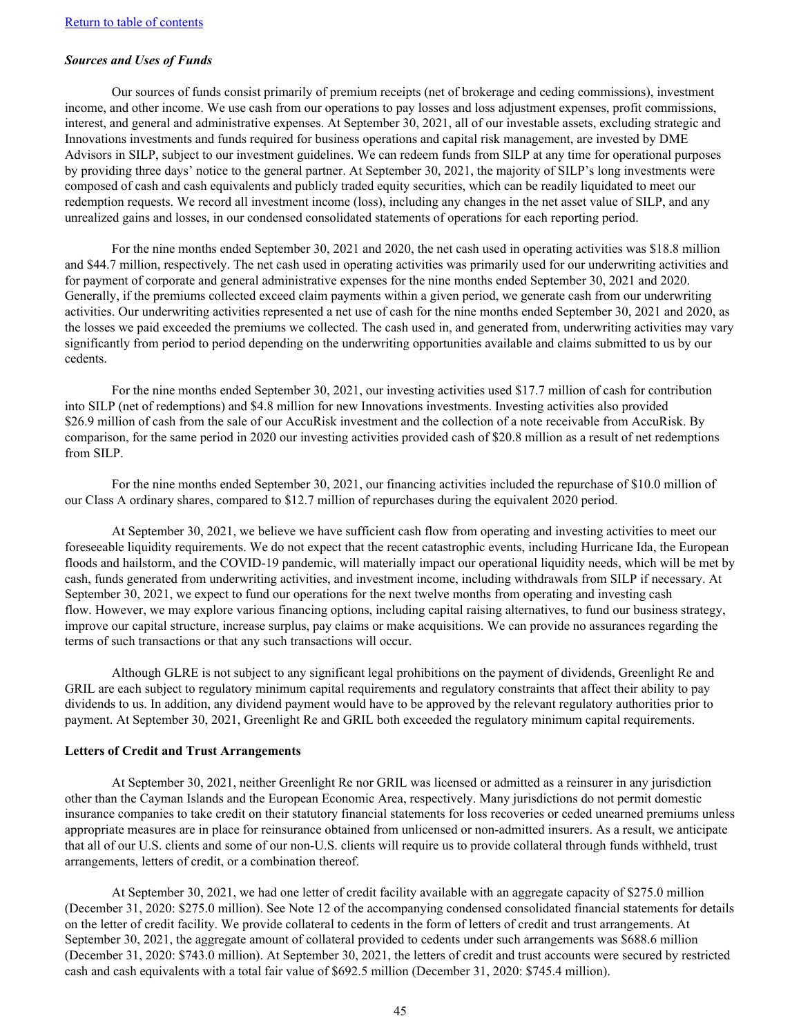### *Sources and Uses of Funds*

Our sources of funds consist primarily of premium receipts (net of brokerage and ceding commissions), investment income, and other income. We use cash from our operations to pay losses and loss adjustment expenses, profit commissions, interest, and general and administrative expenses. At September 30, 2021, all of our investable assets, excluding strategic and Innovations investments and funds required for business operations and capital risk management, are invested by DME Advisors in SILP, subject to our investment guidelines. We can redeem funds from SILP at any time for operational purposes by providing three days' notice to the general partner. At September 30, 2021, the majority of SILP's long investments were composed of cash and cash equivalents and publicly traded equity securities, which can be readily liquidated to meet our redemption requests. We record all investment income (loss), including any changes in the net asset value of SILP, and any unrealized gains and losses, in our condensed consolidated statements of operations for each reporting period.

For the nine months ended September 30, 2021 and 2020, the net cash used in operating activities was $18.8 million and $44.7 million, respectively. The net cash used in operating activities was primarily used for our underwriting activities and for payment of corporate and general administrative expenses for the nine months ended September 30, 2021 and 2020. Generally, if the premiums collected exceed claim payments within a given period, we generate cash from our underwriting activities. Our underwriting activities represented a net use of cash for the nine months ended September 30, 2021 and 2020, as the losses we paid exceeded the premiums we collected. The cash used in, and generated from, underwriting activities may vary significantly from period to period depending on the underwriting opportunities available and claims submitted to us by our cedents.

For the nine months ended September 30, 2021, our investing activities used $17.7 million of cash for contribution into SILP (net of redemptions) and $4.8 million for new Innovations investments. Investing activities also provided $26.9 million of cash from the sale of our AccuRisk investment and the collection of a note receivable from AccuRisk. By comparison, for the same period in 2020 our investing activities provided cash of $20.8 million as a result of net redemptions from SILP.

For the nine months ended September 30, 2021, our financing activities included the repurchase of $10.0 million of our Class A ordinary shares, compared to $12.7 million of repurchases during the equivalent 2020 period.

At September 30, 2021, we believe we have sufficient cash flow from operating and investing activities to meet our foreseeable liquidity requirements. We do not expect that the recent catastrophic events, including Hurricane Ida, the European floods and hailstorm, and the COVID-19 pandemic, will materially impact our operational liquidity needs, which will be met by cash, funds generated from underwriting activities, and investment income, including withdrawals from SILP if necessary. At September 30, 2021, we expect to fund our operations for the next twelve months from operating and investing cash flow. However, we may explore various financing options, including capital raising alternatives, to fund our business strategy, improve our capital structure, increase surplus, pay claims or make acquisitions. We can provide no assurances regarding the terms of such transactions or that any such transactions will occur.

Although GLRE is not subject to any significant legal prohibitions on the payment of dividends, Greenlight Re and GRIL are each subject to regulatory minimum capital requirements and regulatory constraints that affect their ability to pay dividends to us. In addition, any dividend payment would have to be approved by the relevant regulatory authorities prior to payment. At September 30, 2021, Greenlight Re and GRIL both exceeded the regulatory minimum capital requirements.

### Letters of Credit and Trust Arrangements

At September 30, 2021, neither Greenlight Re nor GRIL was licensed or admitted as a reinsurer in any jurisdiction other than the Cayman Islands and the European Economic Area, respectively. Many jurisdictions do not permit domestic insurance companies to take credit on their statutory financial statements for loss recoveries or ceded unearned premiums unless appropriate measures are in place for reinsurance obtained from unlicensed or non-admitted insurers. As a result, we anticipate that all of our U.S. clients and some of our non-U.S. clients will require us to provide collateral through funds withheld, trust arrangements, letters of credit, or a combination thereof.

At September 30, 2021, we had one letter of credit facility available with an aggregate capacity of $275.0 million (December 31, 2020: $275.0 million). See Note 12 of the accompanying condensed consolidated financial statements for details on the letter of credit facility. We provide collateral to cedents in the form of letters of credit and trust arrangements. At September 30, 2021, the aggregate amount of collateral provided to cedents under such arrangements was $688.6 million (December 31, 2020: $743.0 million). At September 30, 2021, the letters of credit and trust accounts were secured by restricted cash and cash equivalents with a total fair value of $692.5 million (December 31, 2020: $745.4 million).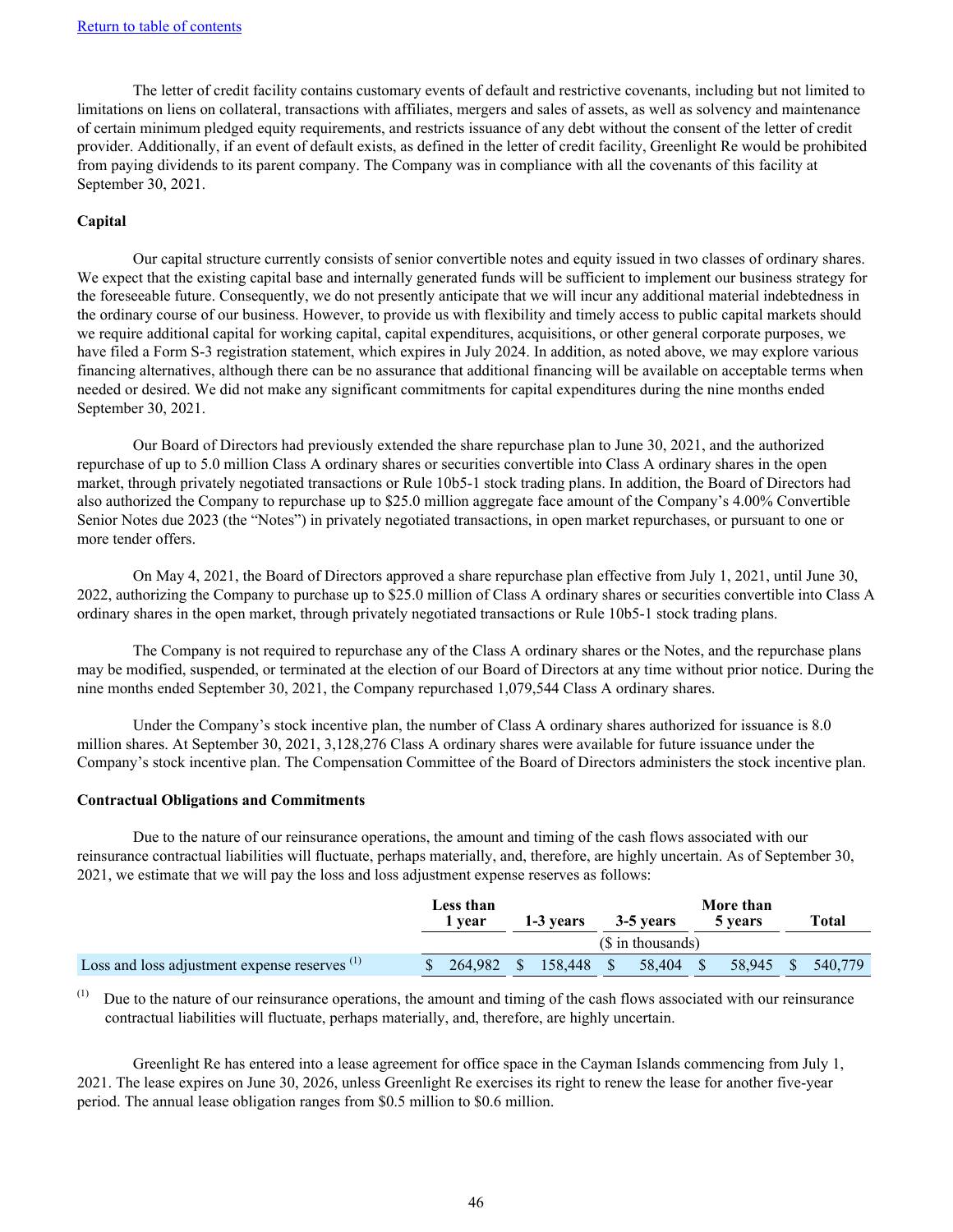[Return to table of contents](#)

The letter of credit facility contains customary events of default and restrictive covenants, including but not limited to limitations on liens on collateral, transactions with affiliates, mergers and sales of assets, as well as solvency and maintenance of certain minimum pledged equity requirements, and restricts issuance of any debt without the consent of the letter of credit provider. Additionally, if an event of default exists, as defined in the letter of credit facility, Greenlight Re would be prohibited from paying dividends to its parent company. The Company was in compliance with all the covenants of this facility at September 30, 2021.

**Capital**

Our capital structure currently consists of senior convertible notes and equity issued in two classes of ordinary shares. We expect that the existing capital base and internally generated funds will be sufficient to implement our business strategy for the foreseeable future. Consequently, we do not presently anticipate that we will incur any additional material indebtedness in the ordinary course of our business. However, to provide us with flexibility and timely access to public capital markets should we require additional capital for working capital, capital expenditures, acquisitions, or other general corporate purposes, we have filed a Form S-3 registration statement, which expires in July 2024. In addition, as noted above, we may explore various financing alternatives, although there can be no assurance that additional financing will be available on acceptable terms when needed or desired. We did not make any significant commitments for capital expenditures during the nine months ended September 30, 2021.

Our Board of Directors had previously extended the share repurchase plan to June 30, 2021, and the authorized repurchase of up to 5.0 million Class A ordinary shares or securities convertible into Class A ordinary shares in the open market, through privately negotiated transactions or Rule 10b5-1 stock trading plans. In addition, the Board of Directors had also authorized the Company to repurchase up to $25.0 million aggregate face amount of the Company's 4.00% Convertible Senior Notes due 2023 (the "Notes") in privately negotiated transactions, in open market repurchases, or pursuant to one or more tender offers.

On May 4, 2021, the Board of Directors approved a share repurchase plan effective from July 1, 2021, until June 30, 2022, authorizing the Company to purchase up to $25.0 million of Class A ordinary shares or securities convertible into Class A ordinary shares in the open market, through privately negotiated transactions or Rule 10b5-1 stock trading plans.

The Company is not required to repurchase any of the Class A ordinary shares or the Notes, and the repurchase plans may be modified, suspended, or terminated at the election of our Board of Directors at any time without prior notice. During the nine months ended September 30, 2021, the Company repurchased 1,079,544 Class A ordinary shares.

Under the Company's stock incentive plan, the number of Class A ordinary shares authorized for issuance is 8.0 million shares. At September 30, 2021, 3,128,276 Class A ordinary shares were available for future issuance under the Company's stock incentive plan. The Compensation Committee of the Board of Directors administers the stock incentive plan.

**Contractual Obligations and Commitments**

Due to the nature of our reinsurance operations, the amount and timing of the cash flows associated with our reinsurance contractual liabilities will fluctuate, perhaps materially, and, therefore, are highly uncertain. As of September 30, 2021, we estimate that we will pay the loss and loss adjustment expense reserves as follows:

| | Less than 1 year | 1-3 years | 3-5 years | More than 5 years | Total |
|---|---|---|---|---|---|
| | | | ($ in thousands) | | |
| Loss and loss adjustment expense reserves [1] | $ 264,982 | $ 158,448 | $ 58,404 | $ 58,945 | $ 540,779 |

[1] Due to the nature of our reinsurance operations, the amount and timing of the cash flows associated with our reinsurance contractual liabilities will fluctuate, perhaps materially, and, therefore, are highly uncertain.

Greenlight Re has entered into a lease agreement for office space in the Cayman Islands commencing from July 1, 2021. The lease expires on June 30, 2026, unless Greenlight Re exercises its right to renew the lease for another five-year period. The annual lease obligation ranges from $0.5 million to $0.6 million.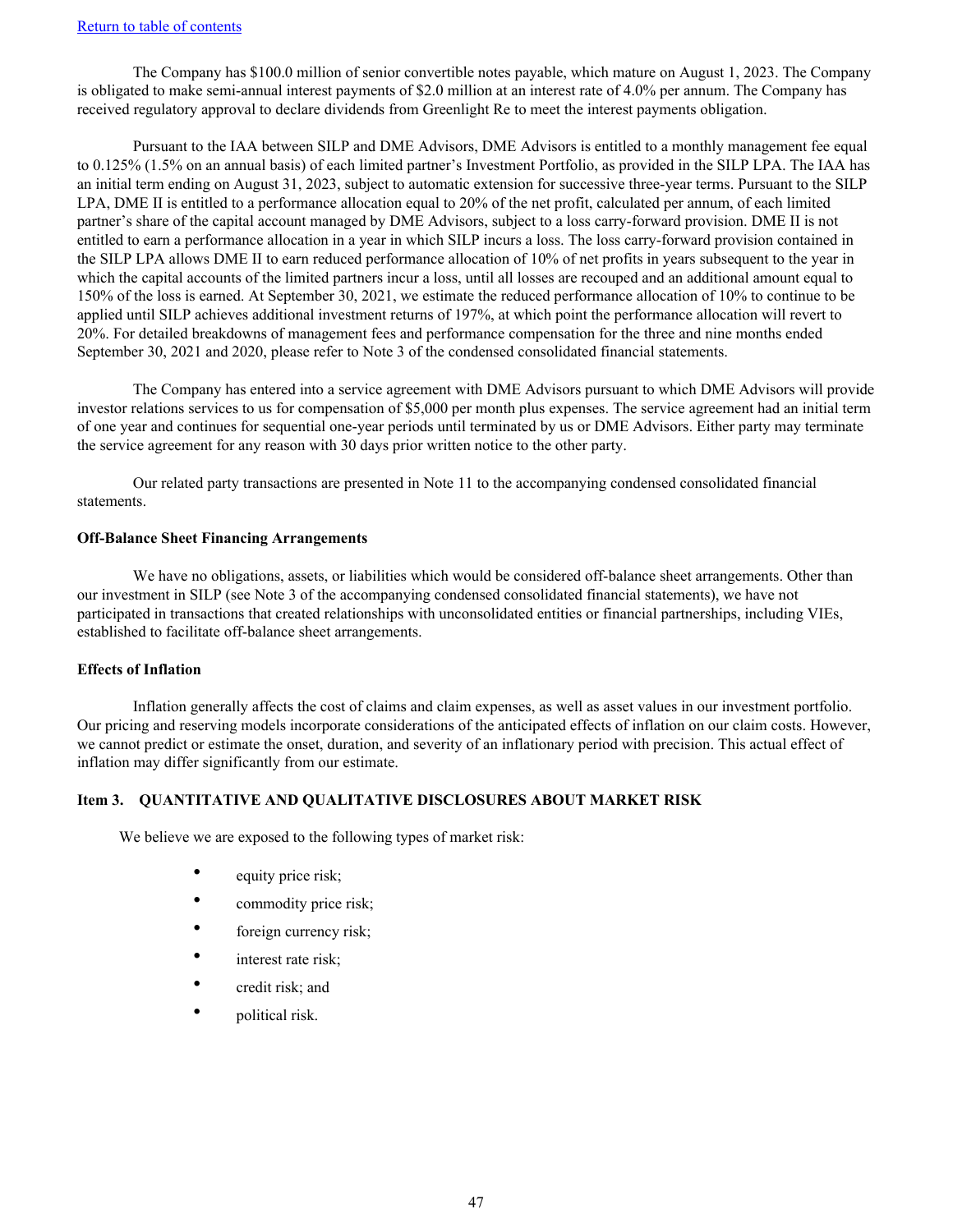The Company has $100.0 million of senior convertible notes payable, which mature on August 1, 2023. The Company is obligated to make semi-annual interest payments of $2.0 million at an interest rate of 4.0% per annum. The Company has received regulatory approval to declare dividends from Greenlight Re to meet the interest payments obligation.

Pursuant to the IAA between SILP and DME Advisors, DME Advisors is entitled to a monthly management fee equal to 0.125% (1.5% on an annual basis) of each limited partner's Investment Portfolio, as provided in the SILP LPA. The IAA has an initial term ending on August 31, 2023, subject to automatic extension for successive three-year terms. Pursuant to the SILP LPA, DME II is entitled to a performance allocation equal to 20% of the net profit, calculated per annum, of each limited partner's share of the capital account managed by DME Advisors, subject to a loss carry-forward provision. DME II is not entitled to earn a performance allocation in a year in which SILP incurs a loss. The loss carry-forward provision contained in the SILP LPA allows DME II to earn reduced performance allocation of 10% of net profits in years subsequent to the year in which the capital accounts of the limited partners incur a loss, until all losses are recouped and an additional amount equal to 150% of the loss is earned. At September 30, 2021, we estimate the reduced performance allocation of 10% to continue to be applied until SILP achieves additional investment returns of 197%, at which point the performance allocation will revert to 20%. For detailed breakdowns of management fees and performance compensation for the three and nine months ended September 30, 2021 and 2020, please refer to Note 3 of the condensed consolidated financial statements.

The Company has entered into a service agreement with DME Advisors pursuant to which DME Advisors will provide investor relations services to us for compensation of $5,000 per month plus expenses. The service agreement had an initial term of one year and continues for sequential one-year periods until terminated by us or DME Advisors. Either party may terminate the service agreement for any reason with 30 days prior written notice to the other party.

Our related party transactions are presented in Note 11 to the accompanying condensed consolidated financial statements.

**Off-Balance Sheet Financing Arrangements**

We have no obligations, assets, or liabilities which would be considered off-balance sheet arrangements. Other than our investment in SILP (see Note 3 of the accompanying condensed consolidated financial statements), we have not participated in transactions that created relationships with unconsolidated entities or financial partnerships, including VIEs, established to facilitate off-balance sheet arrangements.

**Effects of Inflation**

Inflation generally affects the cost of claims and claim expenses, as well as asset values in our investment portfolio. Our pricing and reserving models incorporate considerations of the anticipated effects of inflation on our claim costs. However, we cannot predict or estimate the onset, duration, and severity of an inflationary period with precision. This actual effect of inflation may differ significantly from our estimate.

## Item 3. QUANTITATIVE AND QUALITATIVE DISCLOSURES ABOUT MARKET RISK

We believe we are exposed to the following types of market risk:

- equity price risk;
- commodity price risk;
- foreign currency risk;
- interest rate risk;
- credit risk; and
- political risk.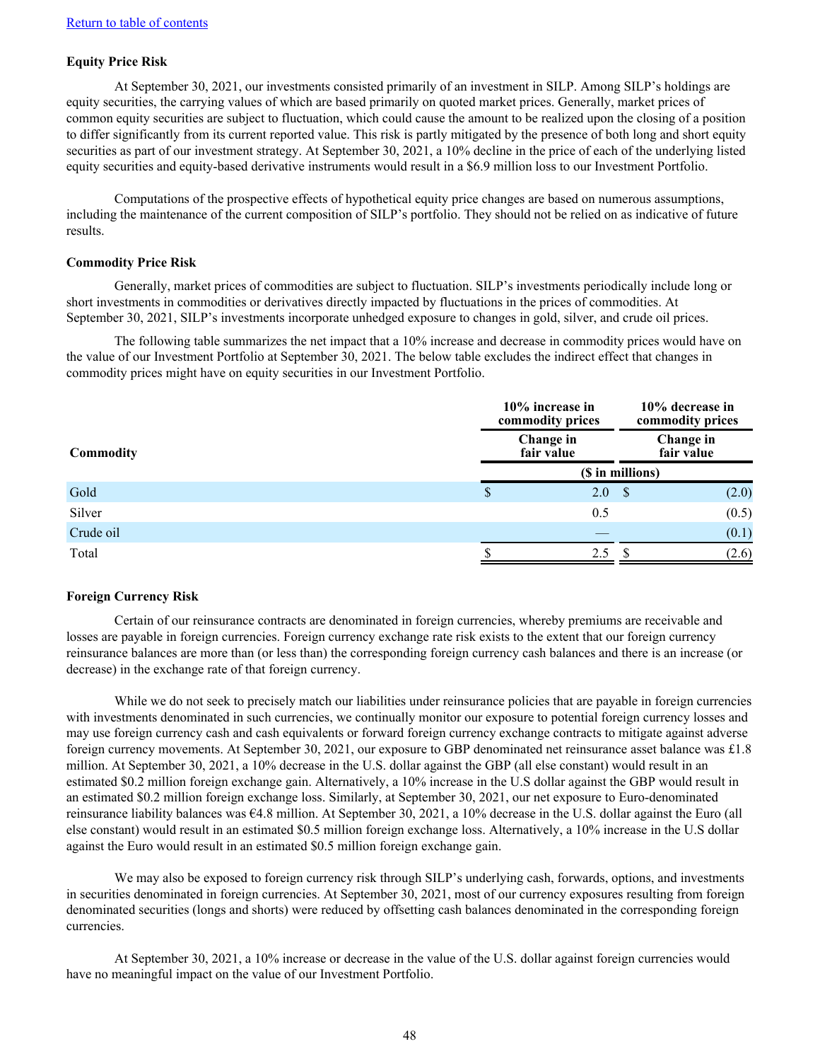[Return to table of contents](#)

**Equity Price Risk**

At September 30, 2021, our investments consisted primarily of an investment in SILP. Among SILP's holdings are equity securities, the carrying values of which are based primarily on quoted market prices. Generally, market prices of common equity securities are subject to fluctuation, which could cause the amount to be realized upon the closing of a position to differ significantly from its current reported value. This risk is partly mitigated by the presence of both long and short equity securities as part of our investment strategy. At September 30, 2021, a 10% decline in the price of each of the underlying listed equity securities and equity-based derivative instruments would result in a $6.9 million loss to our Investment Portfolio.

Computations of the prospective effects of hypothetical equity price changes are based on numerous assumptions, including the maintenance of the current composition of SILP's portfolio. They should not be relied on as indicative of future results.

**Commodity Price Risk**

Generally, market prices of commodities are subject to fluctuation. SILP's investments periodically include long or short investments in commodities or derivatives directly impacted by fluctuations in the prices of commodities. At September 30, 2021, SILP's investments incorporate unhedged exposure to changes in gold, silver, and crude oil prices.

The following table summarizes the net impact that a 10% increase and decrease in commodity prices would have on the value of our Investment Portfolio at September 30, 2021. The below table excludes the indirect effect that changes in commodity prices might have on equity securities in our Investment Portfolio.

| | 10% increase in commodity prices | 10% decrease in commodity prices |
|---|---|---|
| **Commodity** | **Change in fair value** | **Change in fair value** |
| | ($ in millions) | |
| Gold | $ 2.0 | $ (2.0) |
| Silver | 0.5 | (0.5) |
| Crude oil | — | (0.1) |
| Total | $ 2.5 | $ (2.6) |

**Foreign Currency Risk**

Certain of our reinsurance contracts are denominated in foreign currencies, whereby premiums are receivable and losses are payable in foreign currencies. Foreign currency exchange rate risk exists to the extent that our foreign currency reinsurance balances are more than (or less than) the corresponding foreign currency cash balances and there is an increase (or decrease) in the exchange rate of that foreign currency.

While we do not seek to precisely match our liabilities under reinsurance policies that are payable in foreign currencies with investments denominated in such currencies, we continually monitor our exposure to potential foreign currency losses and may use foreign currency cash and cash equivalents or forward foreign currency exchange contracts to mitigate against adverse foreign currency movements. At September 30, 2021, our exposure to GBP denominated net reinsurance asset balance was £1.8 million. At September 30, 2021, a 10% decrease in the U.S. dollar against the GBP (all else constant) would result in an estimated $0.2 million foreign exchange gain. Alternatively, a 10% increase in the U.S dollar against the GBP would result in an estimated $0.2 million foreign exchange loss. Similarly, at September 30, 2021, our net exposure to Euro-denominated reinsurance liability balances was €4.8 million. At September 30, 2021, a 10% decrease in the U.S. dollar against the Euro (all else constant) would result in an estimated $0.5 million foreign exchange loss. Alternatively, a 10% increase in the U.S dollar against the Euro would result in an estimated $0.5 million foreign exchange gain.

We may also be exposed to foreign currency risk through SILP's underlying cash, forwards, options, and investments in securities denominated in foreign currencies. At September 30, 2021, most of our currency exposures resulting from foreign denominated securities (longs and shorts) were reduced by offsetting cash balances denominated in the corresponding foreign currencies.

At September 30, 2021, a 10% increase or decrease in the value of the U.S. dollar against foreign currencies would have no meaningful impact on the value of our Investment Portfolio.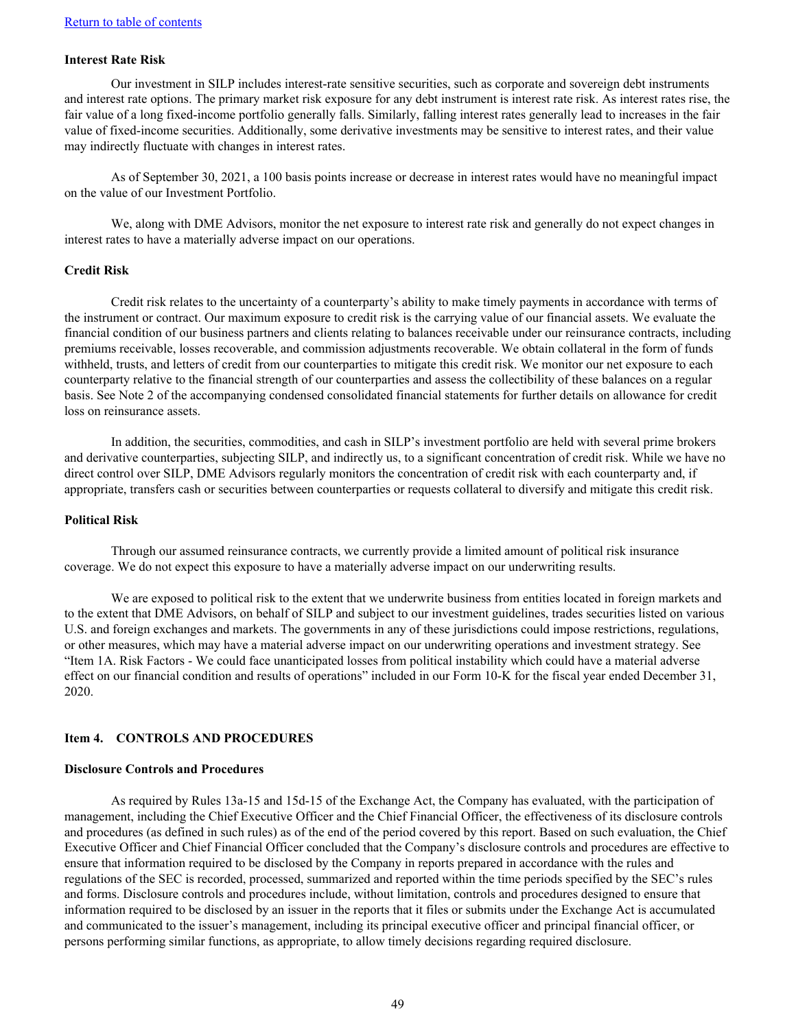Return to table of contents

**Interest Rate Risk**

Our investment in SILP includes interest-rate sensitive securities, such as corporate and sovereign debt instruments and interest rate options. The primary market risk exposure for any debt instrument is interest rate risk. As interest rates rise, the fair value of a long fixed-income portfolio generally falls. Similarly, falling interest rates generally lead to increases in the fair value of fixed-income securities. Additionally, some derivative investments may be sensitive to interest rates, and their value may indirectly fluctuate with changes in interest rates.

As of September 30, 2021, a 100 basis points increase or decrease in interest rates would have no meaningful impact on the value of our Investment Portfolio.

We, along with DME Advisors, monitor the net exposure to interest rate risk and generally do not expect changes in interest rates to have a materially adverse impact on our operations.

**Credit Risk**

Credit risk relates to the uncertainty of a counterparty's ability to make timely payments in accordance with terms of the instrument or contract. Our maximum exposure to credit risk is the carrying value of our financial assets. We evaluate the financial condition of our business partners and clients relating to balances receivable under our reinsurance contracts, including premiums receivable, losses recoverable, and commission adjustments recoverable. We obtain collateral in the form of funds withheld, trusts, and letters of credit from our counterparties to mitigate this credit risk. We monitor our net exposure to each counterparty relative to the financial strength of our counterparties and assess the collectibility of these balances on a regular basis. See Note 2 of the accompanying condensed consolidated financial statements for further details on allowance for credit loss on reinsurance assets.

In addition, the securities, commodities, and cash in SILP's investment portfolio are held with several prime brokers and derivative counterparties, subjecting SILP, and indirectly us, to a significant concentration of credit risk. While we have no direct control over SILP, DME Advisors regularly monitors the concentration of credit risk with each counterparty and, if appropriate, transfers cash or securities between counterparties or requests collateral to diversify and mitigate this credit risk.

**Political Risk**

Through our assumed reinsurance contracts, we currently provide a limited amount of political risk insurance coverage. We do not expect this exposure to have a materially adverse impact on our underwriting results.

We are exposed to political risk to the extent that we underwrite business from entities located in foreign markets and to the extent that DME Advisors, on behalf of SILP and subject to our investment guidelines, trades securities listed on various U.S. and foreign exchanges and markets. The governments in any of these jurisdictions could impose restrictions, regulations, or other measures, which may have a material adverse impact on our underwriting operations and investment strategy. See "Item 1A. Risk Factors - We could face unanticipated losses from political instability which could have a material adverse effect on our financial condition and results of operations" included in our Form 10-K for the fiscal year ended December 31, 2020.

## Item 4. CONTROLS AND PROCEDURES

**Disclosure Controls and Procedures**

As required by Rules 13a-15 and 15d-15 of the Exchange Act, the Company has evaluated, with the participation of management, including the Chief Executive Officer and the Chief Financial Officer, the effectiveness of its disclosure controls and procedures (as defined in such rules) as of the end of the period covered by this report. Based on such evaluation, the Chief Executive Officer and Chief Financial Officer concluded that the Company's disclosure controls and procedures are effective to ensure that information required to be disclosed by the Company in reports prepared in accordance with the rules and regulations of the SEC is recorded, processed, summarized and reported within the time periods specified by the SEC's rules and forms. Disclosure controls and procedures include, without limitation, controls and procedures designed to ensure that information required to be disclosed by an issuer in the reports that it files or submits under the Exchange Act is accumulated and communicated to the issuer's management, including its principal executive officer and principal financial officer, or persons performing similar functions, as appropriate, to allow timely decisions regarding required disclosure.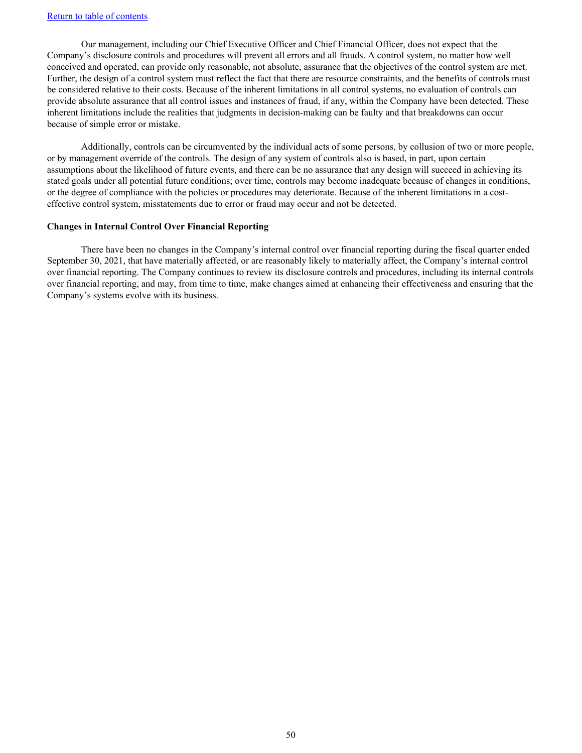Our management, including our Chief Executive Officer and Chief Financial Officer, does not expect that the Company's disclosure controls and procedures will prevent all errors and all frauds. A control system, no matter how well conceived and operated, can provide only reasonable, not absolute, assurance that the objectives of the control system are met. Further, the design of a control system must reflect the fact that there are resource constraints, and the benefits of controls must be considered relative to their costs. Because of the inherent limitations in all control systems, no evaluation of controls can provide absolute assurance that all control issues and instances of fraud, if any, within the Company have been detected. These inherent limitations include the realities that judgments in decision-making can be faulty and that breakdowns can occur because of simple error or mistake.

Additionally, controls can be circumvented by the individual acts of some persons, by collusion of two or more people, or by management override of the controls. The design of any system of controls also is based, in part, upon certain assumptions about the likelihood of future events, and there can be no assurance that any design will succeed in achieving its stated goals under all potential future conditions; over time, controls may become inadequate because of changes in conditions, or the degree of compliance with the policies or procedures may deteriorate. Because of the inherent limitations in a cost-effective control system, misstatements due to error or fraud may occur and not be detected.

**Changes in Internal Control Over Financial Reporting**

There have been no changes in the Company's internal control over financial reporting during the fiscal quarter ended September 30, 2021, that have materially affected, or are reasonably likely to materially affect, the Company's internal control over financial reporting. The Company continues to review its disclosure controls and procedures, including its internal controls over financial reporting, and may, from time to time, make changes aimed at enhancing their effectiveness and ensuring that the Company's systems evolve with its business.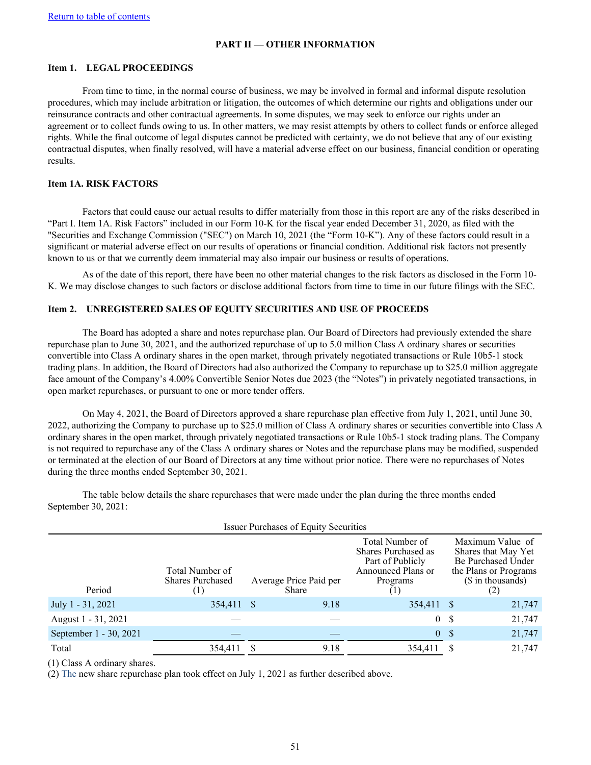[Return to table of contents](#)

# PART II — OTHER INFORMATION

## Item 1. LEGAL PROCEEDINGS

From time to time, in the normal course of business, we may be involved in formal and informal dispute resolution procedures, which may include arbitration or litigation, the outcomes of which determine our rights and obligations under our reinsurance contracts and other contractual agreements. In some disputes, we may seek to enforce our rights under an agreement or to collect funds owing to us. In other matters, we may resist attempts by others to collect funds or enforce alleged rights. While the final outcome of legal disputes cannot be predicted with certainty, we do not believe that any of our existing contractual disputes, when finally resolved, will have a material adverse effect on our business, financial condition or operating results.

## Item 1A. RISK FACTORS

Factors that could cause our actual results to differ materially from those in this report are any of the risks described in "Part I. Item 1A. Risk Factors" included in our Form 10-K for the fiscal year ended December 31, 2020, as filed with the "Securities and Exchange Commission ("SEC") on March 10, 2021 (the "Form 10-K"). Any of these factors could result in a significant or material adverse effect on our results of operations or financial condition. Additional risk factors not presently known to us or that we currently deem immaterial may also impair our business or results of operations.

As of the date of this report, there have been no other material changes to the risk factors as disclosed in the Form 10-K. We may disclose changes to such factors or disclose additional factors from time to time in our future filings with the SEC.

## Item 2. UNREGISTERED SALES OF EQUITY SECURITIES AND USE OF PROCEEDS

The Board has adopted a share and notes repurchase plan. Our Board of Directors had previously extended the share repurchase plan to June 30, 2021, and the authorized repurchase of up to 5.0 million Class A ordinary shares or securities convertible into Class A ordinary shares in the open market, through privately negotiated transactions or Rule 10b5-1 stock trading plans. In addition, the Board of Directors had also authorized the Company to repurchase up to $25.0 million aggregate face amount of the Company's 4.00% Convertible Senior Notes due 2023 (the "Notes") in privately negotiated transactions, in open market repurchases, or pursuant to one or more tender offers.

On May 4, 2021, the Board of Directors approved a share repurchase plan effective from July 1, 2021, until June 30, 2022, authorizing the Company to purchase up to $25.0 million of Class A ordinary shares or securities convertible into Class A ordinary shares in the open market, through privately negotiated transactions or Rule 10b5-1 stock trading plans. The Company is not required to repurchase any of the Class A ordinary shares or Notes and the repurchase plans may be modified, suspended or terminated at the election of our Board of Directors at any time without prior notice. There were no repurchases of Notes during the three months ended September 30, 2021.

The table below details the share repurchases that were made under the plan during the three months ended September 30, 2021:

Issuer Purchases of Equity Securities

| Period | Total Number of Shares Purchased (1) | Average Price Paid per Share | Total Number of Shares Purchased as Part of Publicly Announced Plans or Programs (1) | Maximum Value of Shares that May Yet Be Purchased Under the Plans or Programs ($ in thousands) (2) |
|---|---|---|---|---|
| July 1 - 31, 2021 | 354,411 | $ 9.18 | 354,411 | $ 21,747 |
| August 1 - 31, 2021 | — | — | 0 | $ 21,747 |
| September 1 - 30, 2021 | — | — | 0 | $ 21,747 |
| Total | 354,411 | $ 9.18 | 354,411 | $ 21,747 |

(1) Class A ordinary shares.
(2) The new share repurchase plan took effect on July 1, 2021 as further described above.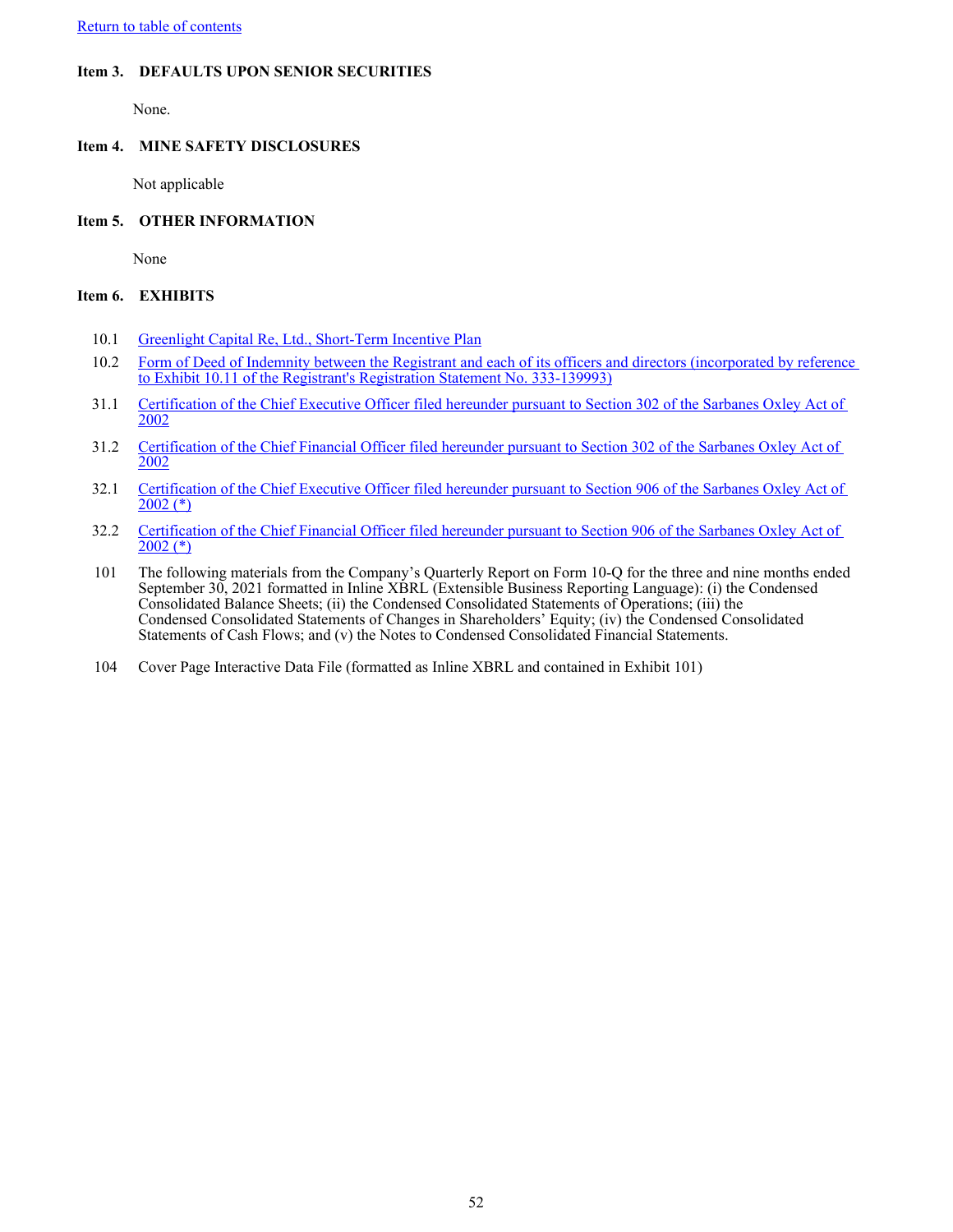[Return to table of contents]

### Item 3. DEFAULTS UPON SENIOR SECURITIES

None.

### Item 4. MINE SAFETY DISCLOSURES

Not applicable

### Item 5. OTHER INFORMATION

None

### Item 6. EXHIBITS

| | |
|---|---|
| 10.1 | Greenlight Capital Re, Ltd., Short-Term Incentive Plan |
| 10.2 | Form of Deed of Indemnity between the Registrant and each of its officers and directors (incorporated by reference to Exhibit 10.11 of the Registrant's Registration Statement No. 333-139993) |
| 31.1 | Certification of the Chief Executive Officer filed hereunder pursuant to Section 302 of the Sarbanes Oxley Act of 2002 |
| 31.2 | Certification of the Chief Financial Officer filed hereunder pursuant to Section 302 of the Sarbanes Oxley Act of 2002 |
| 32.1 | Certification of the Chief Executive Officer filed hereunder pursuant to Section 906 of the Sarbanes Oxley Act of 2002 (*) |
| 32.2 | Certification of the Chief Financial Officer filed hereunder pursuant to Section 906 of the Sarbanes Oxley Act of 2002 (*) |
| 101 | The following materials from the Company's Quarterly Report on Form 10-Q for the three and nine months ended September 30, 2021 formatted in Inline XBRL (Extensible Business Reporting Language): (i) the Condensed Consolidated Balance Sheets; (ii) the Condensed Consolidated Statements of Operations; (iii) the Condensed Consolidated Statements of Changes in Shareholders' Equity; (iv) the Condensed Consolidated Statements of Cash Flows; and (v) the Notes to Condensed Consolidated Financial Statements. |
| 104 | Cover Page Interactive Data File (formatted as Inline XBRL and contained in Exhibit 101) |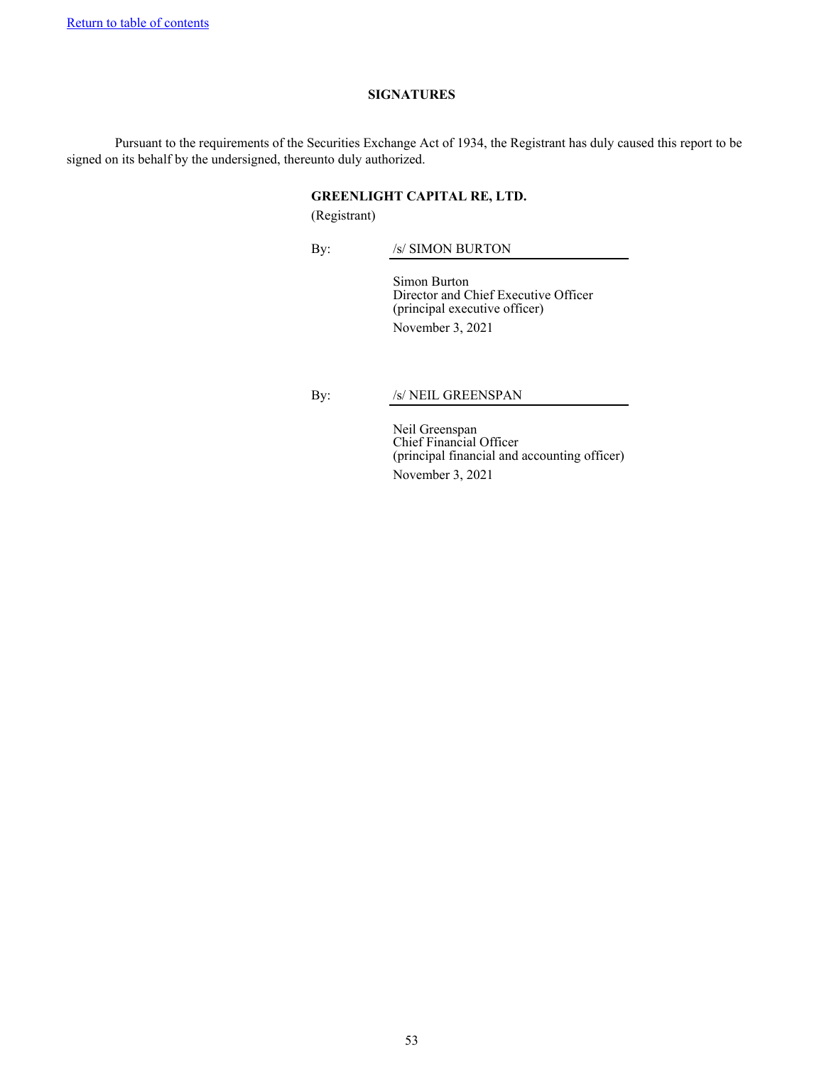[Return to table of contents](#)

## SIGNATURES

Pursuant to the requirements of the Securities Exchange Act of 1934, the Registrant has duly caused this report to be signed on its behalf by the undersigned, thereunto duly authorized.

**GREENLIGHT CAPITAL RE, LTD.**
(Registrant)

By: /s/ SIMON BURTON

Simon Burton
Director and Chief Executive Officer
(principal executive officer)
November 3, 2021

By: /s/ NEIL GREENSPAN

Neil Greenspan
Chief Financial Officer
(principal financial and accounting officer)
November 3, 2021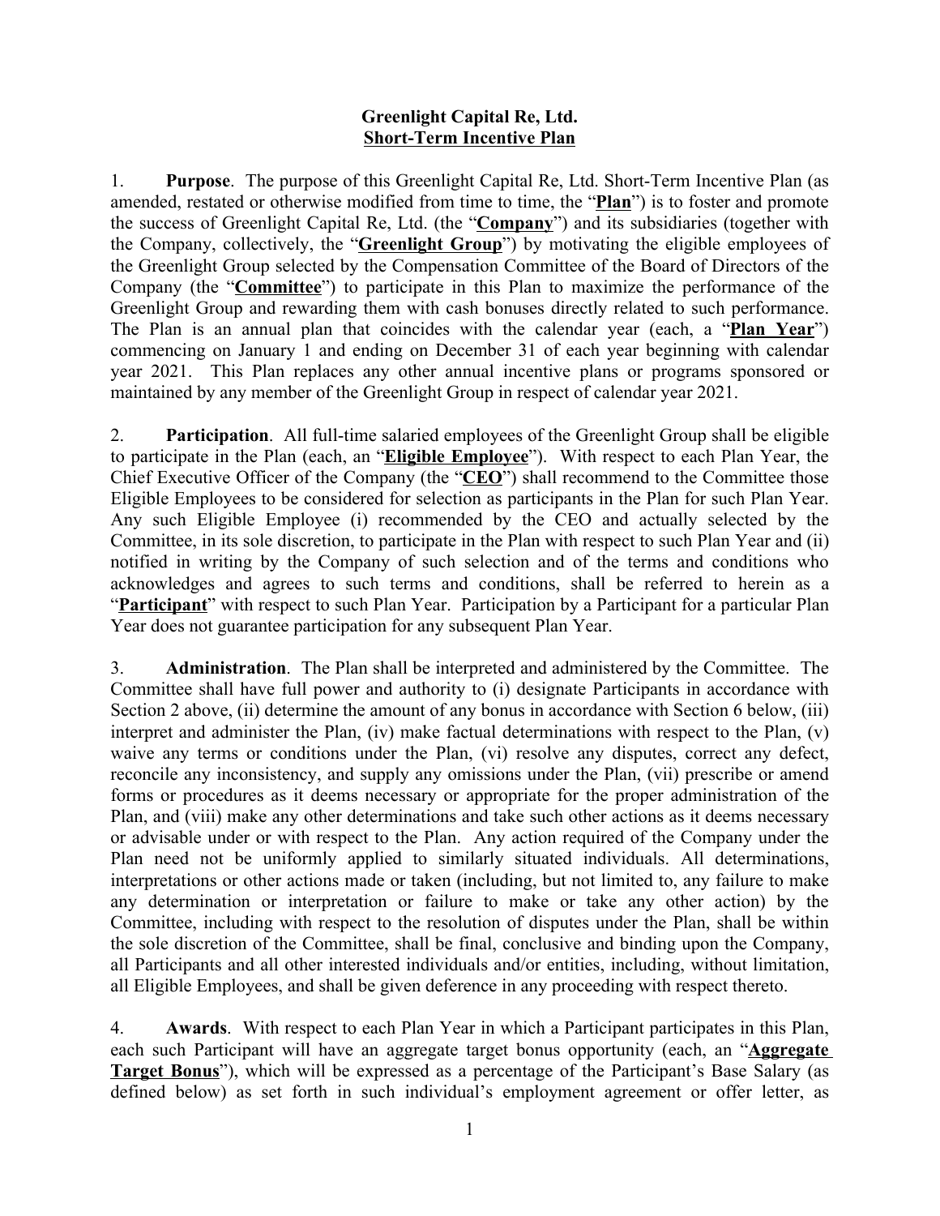**Greenlight Capital Re, Ltd.**
**Short-Term Incentive Plan**

1. **Purpose**. The purpose of this Greenlight Capital Re, Ltd. Short-Term Incentive Plan (as amended, restated or otherwise modified from time to time, the "**Plan**") is to foster and promote the success of Greenlight Capital Re, Ltd. (the "**Company**") and its subsidiaries (together with the Company, collectively, the "**Greenlight Group**") by motivating the eligible employees of the Greenlight Group selected by the Compensation Committee of the Board of Directors of the Company (the "**Committee**") to participate in this Plan to maximize the performance of the Greenlight Group and rewarding them with cash bonuses directly related to such performance. The Plan is an annual plan that coincides with the calendar year (each, a "**Plan Year**") commencing on January 1 and ending on December 31 of each year beginning with calendar year 2021. This Plan replaces any other annual incentive plans or programs sponsored or maintained by any member of the Greenlight Group in respect of calendar year 2021.

2. **Participation**. All full-time salaried employees of the Greenlight Group shall be eligible to participate in the Plan (each, an "**Eligible Employee**"). With respect to each Plan Year, the Chief Executive Officer of the Company (the "**CEO**") shall recommend to the Committee those Eligible Employees to be considered for selection as participants in the Plan for such Plan Year. Any such Eligible Employee (i) recommended by the CEO and actually selected by the Committee, in its sole discretion, to participate in the Plan with respect to such Plan Year and (ii) notified in writing by the Company of such selection and of the terms and conditions who acknowledges and agrees to such terms and conditions, shall be referred to herein as a "**Participant**" with respect to such Plan Year. Participation by a Participant for a particular Plan Year does not guarantee participation for any subsequent Plan Year.

3. **Administration**. The Plan shall be interpreted and administered by the Committee. The Committee shall have full power and authority to (i) designate Participants in accordance with Section 2 above, (ii) determine the amount of any bonus in accordance with Section 6 below, (iii) interpret and administer the Plan, (iv) make factual determinations with respect to the Plan, (v) waive any terms or conditions under the Plan, (vi) resolve any disputes, correct any defect, reconcile any inconsistency, and supply any omissions under the Plan, (vii) prescribe or amend forms or procedures as it deems necessary or appropriate for the proper administration of the Plan, and (viii) make any other determinations and take such other actions as it deems necessary or advisable under or with respect to the Plan. Any action required of the Company under the Plan need not be uniformly applied to similarly situated individuals. All determinations, interpretations or other actions made or taken (including, but not limited to, any failure to make any determination or interpretation or failure to make or take any other action) by the Committee, including with respect to the resolution of disputes under the Plan, shall be within the sole discretion of the Committee, shall be final, conclusive and binding upon the Company, all Participants and all other interested individuals and/or entities, including, without limitation, all Eligible Employees, and shall be given deference in any proceeding with respect thereto.

4. **Awards**. With respect to each Plan Year in which a Participant participates in this Plan, each such Participant will have an aggregate target bonus opportunity (each, an "**Aggregate Target Bonus**"), which will be expressed as a percentage of the Participant's Base Salary (as defined below) as set forth in such individual's employment agreement or offer letter, as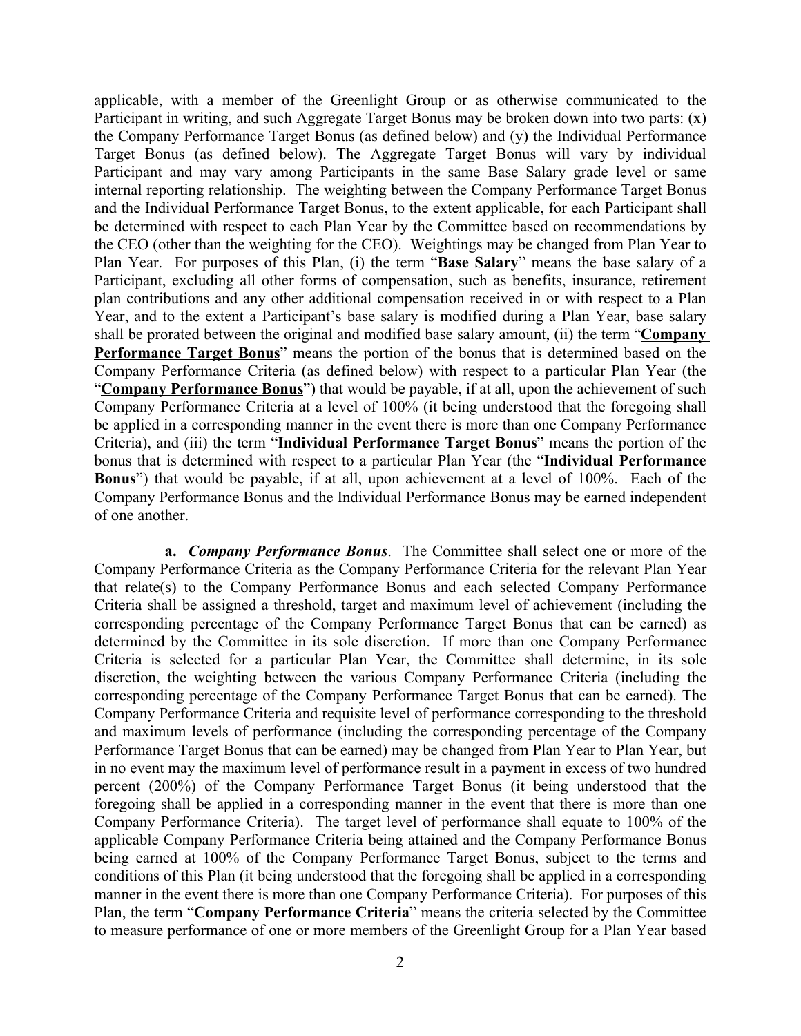applicable, with a member of the Greenlight Group or as otherwise communicated to the Participant in writing, and such Aggregate Target Bonus may be broken down into two parts: (x) the Company Performance Target Bonus (as defined below) and (y) the Individual Performance Target Bonus (as defined below). The Aggregate Target Bonus will vary by individual Participant and may vary among Participants in the same Base Salary grade level or same internal reporting relationship. The weighting between the Company Performance Target Bonus and the Individual Performance Target Bonus, to the extent applicable, for each Participant shall be determined with respect to each Plan Year by the Committee based on recommendations by the CEO (other than the weighting for the CEO). Weightings may be changed from Plan Year to Plan Year. For purposes of this Plan, (i) the term "**Base Salary**" means the base salary of a Participant, excluding all other forms of compensation, such as benefits, insurance, retirement plan contributions and any other additional compensation received in or with respect to a Plan Year, and to the extent a Participant's base salary is modified during a Plan Year, base salary shall be prorated between the original and modified base salary amount, (ii) the term "**Company Performance Target Bonus**" means the portion of the bonus that is determined based on the Company Performance Criteria (as defined below) with respect to a particular Plan Year (the "**Company Performance Bonus**") that would be payable, if at all, upon the achievement of such Company Performance Criteria at a level of 100% (it being understood that the foregoing shall be applied in a corresponding manner in the event there is more than one Company Performance Criteria), and (iii) the term "**Individual Performance Target Bonus**" means the portion of the bonus that is determined with respect to a particular Plan Year (the "**Individual Performance Bonus**") that would be payable, if at all, upon achievement at a level of 100%. Each of the Company Performance Bonus and the Individual Performance Bonus may be earned independent of one another.

**a.** ***Company Performance Bonus***. The Committee shall select one or more of the Company Performance Criteria as the Company Performance Criteria for the relevant Plan Year that relate(s) to the Company Performance Bonus and each selected Company Performance Criteria shall be assigned a threshold, target and maximum level of achievement (including the corresponding percentage of the Company Performance Target Bonus that can be earned) as determined by the Committee in its sole discretion. If more than one Company Performance Criteria is selected for a particular Plan Year, the Committee shall determine, in its sole discretion, the weighting between the various Company Performance Criteria (including the corresponding percentage of the Company Performance Target Bonus that can be earned). The Company Performance Criteria and requisite level of performance corresponding to the threshold and maximum levels of performance (including the corresponding percentage of the Company Performance Target Bonus that can be earned) may be changed from Plan Year to Plan Year, but in no event may the maximum level of performance result in a payment in excess of two hundred percent (200%) of the Company Performance Target Bonus (it being understood that the foregoing shall be applied in a corresponding manner in the event that there is more than one Company Performance Criteria). The target level of performance shall equate to 100% of the applicable Company Performance Criteria being attained and the Company Performance Bonus being earned at 100% of the Company Performance Target Bonus, subject to the terms and conditions of this Plan (it being understood that the foregoing shall be applied in a corresponding manner in the event there is more than one Company Performance Criteria). For purposes of this Plan, the term "**Company Performance Criteria**" means the criteria selected by the Committee to measure performance of one or more members of the Greenlight Group for a Plan Year based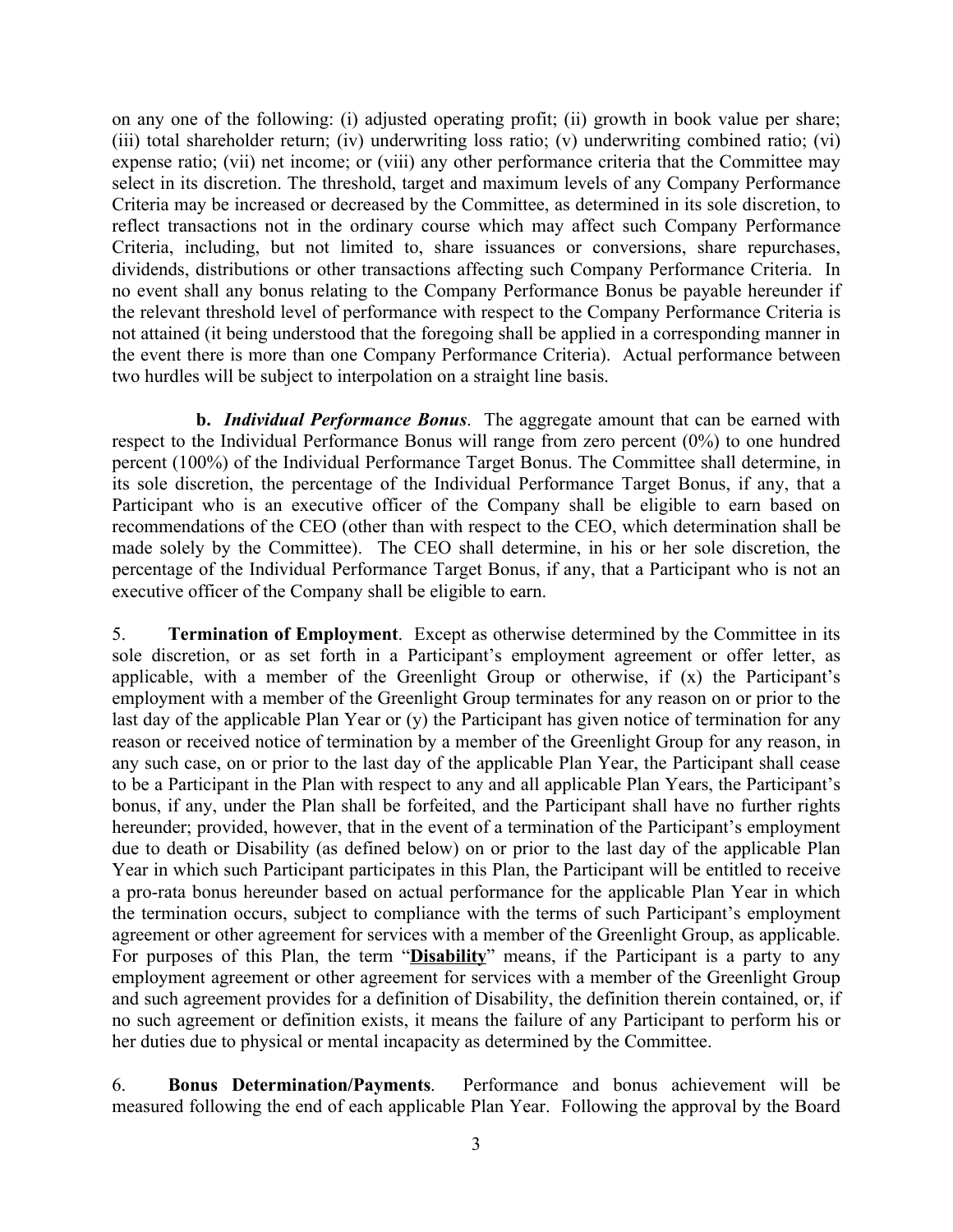on any one of the following: (i) adjusted operating profit; (ii) growth in book value per share; (iii) total shareholder return; (iv) underwriting loss ratio; (v) underwriting combined ratio; (vi) expense ratio; (vii) net income; or (viii) any other performance criteria that the Committee may select in its discretion. The threshold, target and maximum levels of any Company Performance Criteria may be increased or decreased by the Committee, as determined in its sole discretion, to reflect transactions not in the ordinary course which may affect such Company Performance Criteria, including, but not limited to, share issuances or conversions, share repurchases, dividends, distributions or other transactions affecting such Company Performance Criteria. In no event shall any bonus relating to the Company Performance Bonus be payable hereunder if the relevant threshold level of performance with respect to the Company Performance Criteria is not attained (it being understood that the foregoing shall be applied in a corresponding manner in the event there is more than one Company Performance Criteria). Actual performance between two hurdles will be subject to interpolation on a straight line basis.

**b.** ***Individual Performance Bonus***. The aggregate amount that can be earned with respect to the Individual Performance Bonus will range from zero percent (0%) to one hundred percent (100%) of the Individual Performance Target Bonus. The Committee shall determine, in its sole discretion, the percentage of the Individual Performance Target Bonus, if any, that a Participant who is an executive officer of the Company shall be eligible to earn based on recommendations of the CEO (other than with respect to the CEO, which determination shall be made solely by the Committee). The CEO shall determine, in his or her sole discretion, the percentage of the Individual Performance Target Bonus, if any, that a Participant who is not an executive officer of the Company shall be eligible to earn.

5. **Termination of Employment**. Except as otherwise determined by the Committee in its sole discretion, or as set forth in a Participant's employment agreement or offer letter, as applicable, with a member of the Greenlight Group or otherwise, if (x) the Participant's employment with a member of the Greenlight Group terminates for any reason on or prior to the last day of the applicable Plan Year or (y) the Participant has given notice of termination for any reason or received notice of termination by a member of the Greenlight Group for any reason, in any such case, on or prior to the last day of the applicable Plan Year, the Participant shall cease to be a Participant in the Plan with respect to any and all applicable Plan Years, the Participant's bonus, if any, under the Plan shall be forfeited, and the Participant shall have no further rights hereunder; provided, however, that in the event of a termination of the Participant's employment due to death or Disability (as defined below) on or prior to the last day of the applicable Plan Year in which such Participant participates in this Plan, the Participant will be entitled to receive a pro-rata bonus hereunder based on actual performance for the applicable Plan Year in which the termination occurs, subject to compliance with the terms of such Participant's employment agreement or other agreement for services with a member of the Greenlight Group, as applicable. For purposes of this Plan, the term "**Disability**" means, if the Participant is a party to any employment agreement or other agreement for services with a member of the Greenlight Group and such agreement provides for a definition of Disability, the definition therein contained, or, if no such agreement or definition exists, it means the failure of any Participant to perform his or her duties due to physical or mental incapacity as determined by the Committee.

6. **Bonus Determination/Payments**. Performance and bonus achievement will be measured following the end of each applicable Plan Year. Following the approval by the Board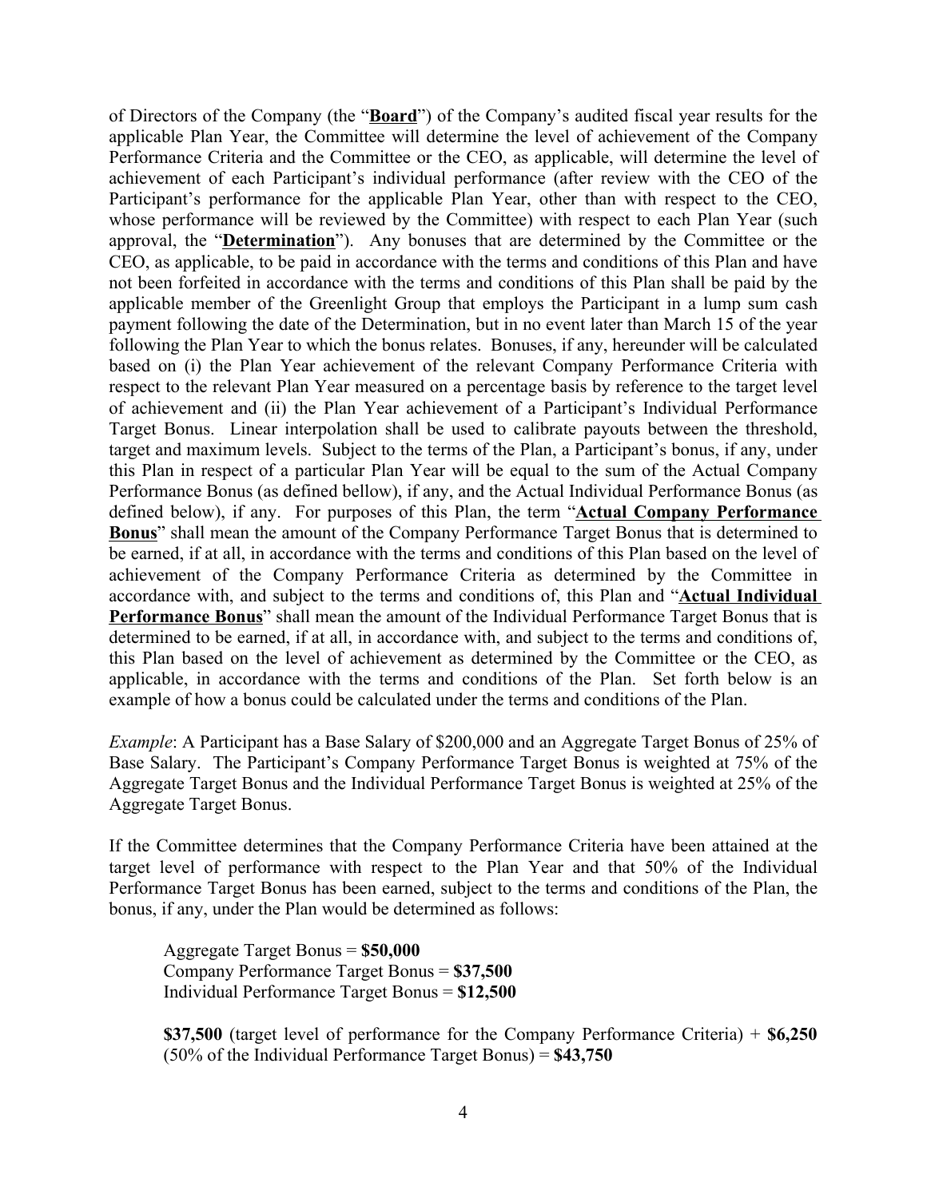of Directors of the Company (the "**Board**") of the Company's audited fiscal year results for the applicable Plan Year, the Committee will determine the level of achievement of the Company Performance Criteria and the Committee or the CEO, as applicable, will determine the level of achievement of each Participant's individual performance (after review with the CEO of the Participant's performance for the applicable Plan Year, other than with respect to the CEO, whose performance will be reviewed by the Committee) with respect to each Plan Year (such approval, the "**Determination**"). Any bonuses that are determined by the Committee or the CEO, as applicable, to be paid in accordance with the terms and conditions of this Plan and have not been forfeited in accordance with the terms and conditions of this Plan shall be paid by the applicable member of the Greenlight Group that employs the Participant in a lump sum cash payment following the date of the Determination, but in no event later than March 15 of the year following the Plan Year to which the bonus relates. Bonuses, if any, hereunder will be calculated based on (i) the Plan Year achievement of the relevant Company Performance Criteria with respect to the relevant Plan Year measured on a percentage basis by reference to the target level of achievement and (ii) the Plan Year achievement of a Participant's Individual Performance Target Bonus. Linear interpolation shall be used to calibrate payouts between the threshold, target and maximum levels. Subject to the terms of the Plan, a Participant's bonus, if any, under this Plan in respect of a particular Plan Year will be equal to the sum of the Actual Company Performance Bonus (as defined bellow), if any, and the Actual Individual Performance Bonus (as defined below), if any. For purposes of this Plan, the term "**Actual Company Performance Bonus**" shall mean the amount of the Company Performance Target Bonus that is determined to be earned, if at all, in accordance with the terms and conditions of this Plan based on the level of achievement of the Company Performance Criteria as determined by the Committee in accordance with, and subject to the terms and conditions of, this Plan and "**Actual Individual Performance Bonus**" shall mean the amount of the Individual Performance Target Bonus that is determined to be earned, if at all, in accordance with, and subject to the terms and conditions of, this Plan based on the level of achievement as determined by the Committee or the CEO, as applicable, in accordance with the terms and conditions of the Plan. Set forth below is an example of how a bonus could be calculated under the terms and conditions of the Plan.

*Example*: A Participant has a Base Salary of $200,000 and an Aggregate Target Bonus of 25% of Base Salary. The Participant's Company Performance Target Bonus is weighted at 75% of the Aggregate Target Bonus and the Individual Performance Target Bonus is weighted at 25% of the Aggregate Target Bonus.

If the Committee determines that the Company Performance Criteria have been attained at the target level of performance with respect to the Plan Year and that 50% of the Individual Performance Target Bonus has been earned, subject to the terms and conditions of the Plan, the bonus, if any, under the Plan would be determined as follows:

Aggregate Target Bonus = **$50,000**
Company Performance Target Bonus = **$37,500**
Individual Performance Target Bonus = **$12,500**

**$37,500** (target level of performance for the Company Performance Criteria) + **$6,250** (50% of the Individual Performance Target Bonus) = **$43,750**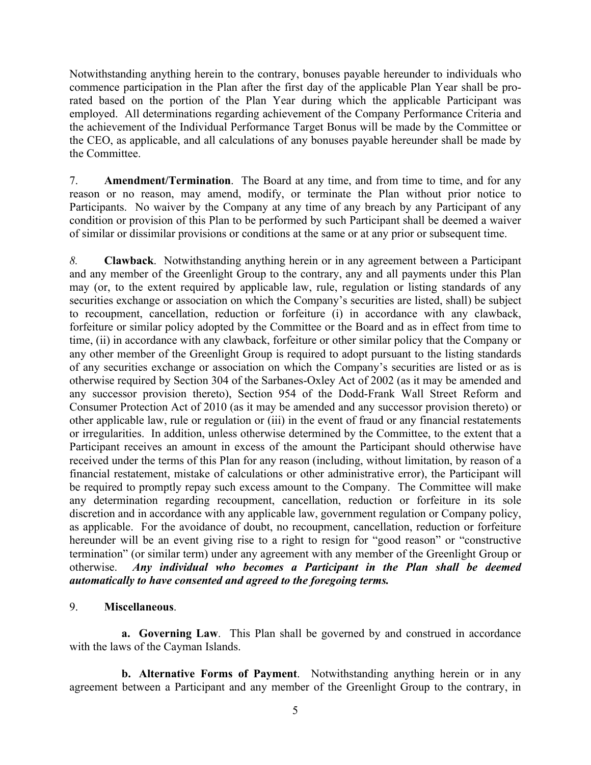Notwithstanding anything herein to the contrary, bonuses payable hereunder to individuals who commence participation in the Plan after the first day of the applicable Plan Year shall be pro-rated based on the portion of the Plan Year during which the applicable Participant was employed. All determinations regarding achievement of the Company Performance Criteria and the achievement of the Individual Performance Target Bonus will be made by the Committee or the CEO, as applicable, and all calculations of any bonuses payable hereunder shall be made by the Committee.

7. **Amendment/Termination**. The Board at any time, and from time to time, and for any reason or no reason, may amend, modify, or terminate the Plan without prior notice to Participants. No waiver by the Company at any time of any breach by any Participant of any condition or provision of this Plan to be performed by such Participant shall be deemed a waiver of similar or dissimilar provisions or conditions at the same or at any prior or subsequent time.

*8.* **Clawback**. Notwithstanding anything herein or in any agreement between a Participant and any member of the Greenlight Group to the contrary, any and all payments under this Plan may (or, to the extent required by applicable law, rule, regulation or listing standards of any securities exchange or association on which the Company's securities are listed, shall) be subject to recoupment, cancellation, reduction or forfeiture (i) in accordance with any clawback, forfeiture or similar policy adopted by the Committee or the Board and as in effect from time to time, (ii) in accordance with any clawback, forfeiture or other similar policy that the Company or any other member of the Greenlight Group is required to adopt pursuant to the listing standards of any securities exchange or association on which the Company's securities are listed or as is otherwise required by Section 304 of the Sarbanes-Oxley Act of 2002 (as it may be amended and any successor provision thereto), Section 954 of the Dodd-Frank Wall Street Reform and Consumer Protection Act of 2010 (as it may be amended and any successor provision thereto) or other applicable law, rule or regulation or (iii) in the event of fraud or any financial restatements or irregularities. In addition, unless otherwise determined by the Committee, to the extent that a Participant receives an amount in excess of the amount the Participant should otherwise have received under the terms of this Plan for any reason (including, without limitation, by reason of a financial restatement, mistake of calculations or other administrative error), the Participant will be required to promptly repay such excess amount to the Company. The Committee will make any determination regarding recoupment, cancellation, reduction or forfeiture in its sole discretion and in accordance with any applicable law, government regulation or Company policy, as applicable. For the avoidance of doubt, no recoupment, cancellation, reduction or forfeiture hereunder will be an event giving rise to a right to resign for "good reason" or "constructive termination" (or similar term) under any agreement with any member of the Greenlight Group or otherwise. ***Any individual who becomes a Participant in the Plan shall be deemed automatically to have consented and agreed to the foregoing terms.***

9. **Miscellaneous**.

**a. Governing Law**. This Plan shall be governed by and construed in accordance with the laws of the Cayman Islands.

**b. Alternative Forms of Payment**. Notwithstanding anything herein or in any agreement between a Participant and any member of the Greenlight Group to the contrary, in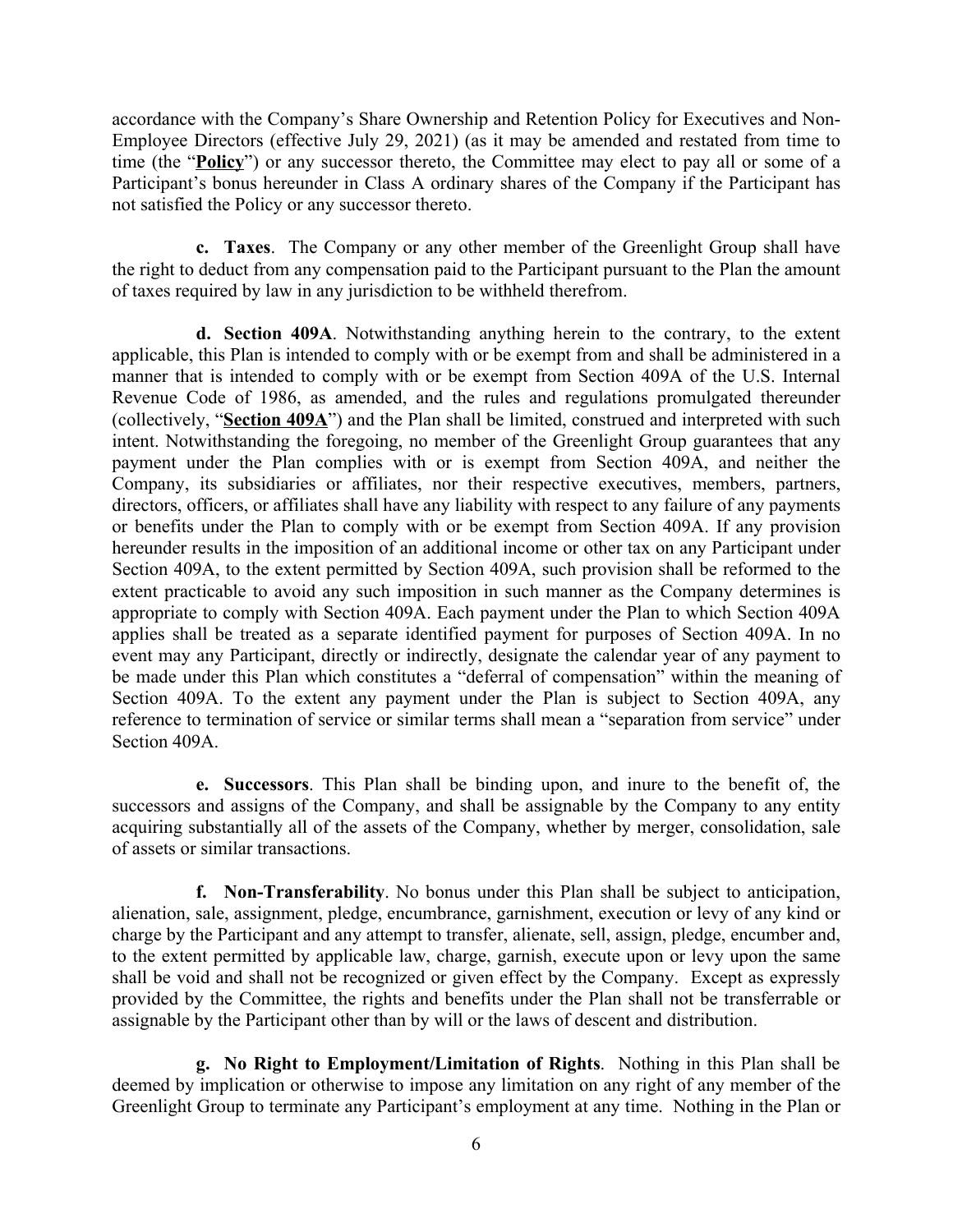accordance with the Company's Share Ownership and Retention Policy for Executives and Non-Employee Directors (effective July 29, 2021) (as it may be amended and restated from time to time (the "**Policy**") or any successor thereto, the Committee may elect to pay all or some of a Participant's bonus hereunder in Class A ordinary shares of the Company if the Participant has not satisfied the Policy or any successor thereto.

**c. Taxes**. The Company or any other member of the Greenlight Group shall have the right to deduct from any compensation paid to the Participant pursuant to the Plan the amount of taxes required by law in any jurisdiction to be withheld therefrom.

**d. Section 409A**. Notwithstanding anything herein to the contrary, to the extent applicable, this Plan is intended to comply with or be exempt from and shall be administered in a manner that is intended to comply with or be exempt from Section 409A of the U.S. Internal Revenue Code of 1986, as amended, and the rules and regulations promulgated thereunder (collectively, "**Section 409A**") and the Plan shall be limited, construed and interpreted with such intent. Notwithstanding the foregoing, no member of the Greenlight Group guarantees that any payment under the Plan complies with or is exempt from Section 409A, and neither the Company, its subsidiaries or affiliates, nor their respective executives, members, partners, directors, officers, or affiliates shall have any liability with respect to any failure of any payments or benefits under the Plan to comply with or be exempt from Section 409A. If any provision hereunder results in the imposition of an additional income or other tax on any Participant under Section 409A, to the extent permitted by Section 409A, such provision shall be reformed to the extent practicable to avoid any such imposition in such manner as the Company determines is appropriate to comply with Section 409A. Each payment under the Plan to which Section 409A applies shall be treated as a separate identified payment for purposes of Section 409A. In no event may any Participant, directly or indirectly, designate the calendar year of any payment to be made under this Plan which constitutes a "deferral of compensation" within the meaning of Section 409A. To the extent any payment under the Plan is subject to Section 409A, any reference to termination of service or similar terms shall mean a "separation from service" under Section 409A.

**e. Successors**. This Plan shall be binding upon, and inure to the benefit of, the successors and assigns of the Company, and shall be assignable by the Company to any entity acquiring substantially all of the assets of the Company, whether by merger, consolidation, sale of assets or similar transactions.

**f. Non-Transferability**. No bonus under this Plan shall be subject to anticipation, alienation, sale, assignment, pledge, encumbrance, garnishment, execution or levy of any kind or charge by the Participant and any attempt to transfer, alienate, sell, assign, pledge, encumber and, to the extent permitted by applicable law, charge, garnish, execute upon or levy upon the same shall be void and shall not be recognized or given effect by the Company. Except as expressly provided by the Committee, the rights and benefits under the Plan shall not be transferrable or assignable by the Participant other than by will or the laws of descent and distribution.

**g. No Right to Employment/Limitation of Rights**. Nothing in this Plan shall be deemed by implication or otherwise to impose any limitation on any right of any member of the Greenlight Group to terminate any Participant's employment at any time. Nothing in the Plan or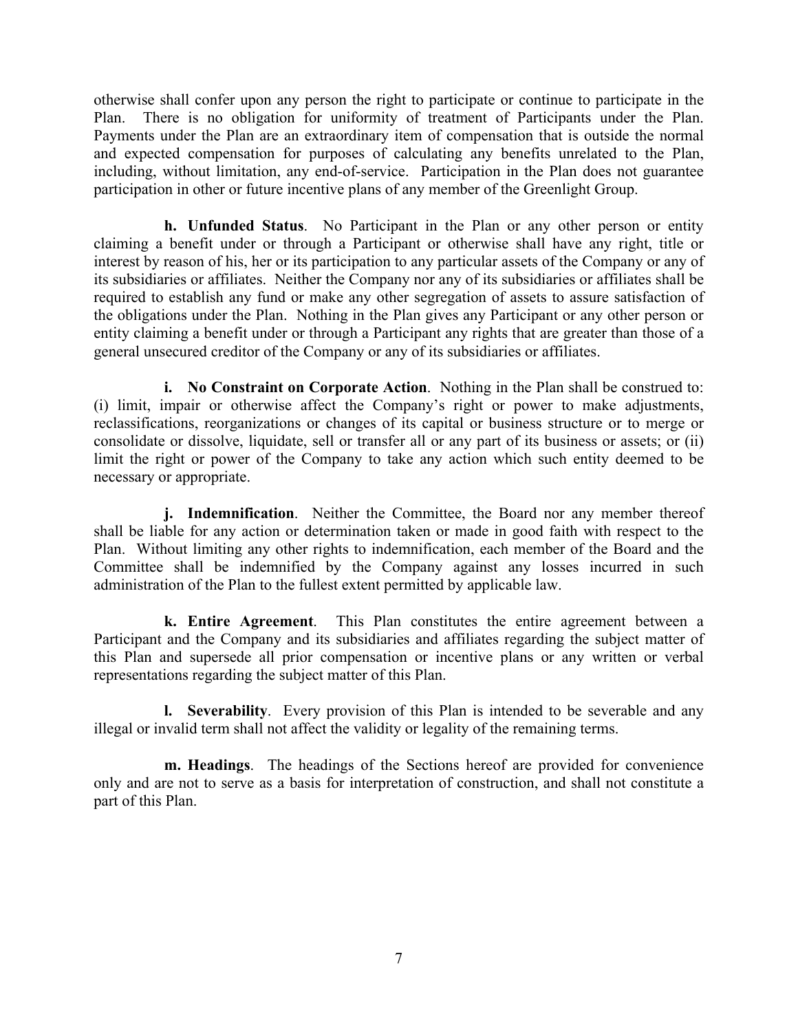otherwise shall confer upon any person the right to participate or continue to participate in the Plan. There is no obligation for uniformity of treatment of Participants under the Plan. Payments under the Plan are an extraordinary item of compensation that is outside the normal and expected compensation for purposes of calculating any benefits unrelated to the Plan, including, without limitation, any end-of-service. Participation in the Plan does not guarantee participation in other or future incentive plans of any member of the Greenlight Group.

**h. Unfunded Status**. No Participant in the Plan or any other person or entity claiming a benefit under or through a Participant or otherwise shall have any right, title or interest by reason of his, her or its participation to any particular assets of the Company or any of its subsidiaries or affiliates. Neither the Company nor any of its subsidiaries or affiliates shall be required to establish any fund or make any other segregation of assets to assure satisfaction of the obligations under the Plan. Nothing in the Plan gives any Participant or any other person or entity claiming a benefit under or through a Participant any rights that are greater than those of a general unsecured creditor of the Company or any of its subsidiaries or affiliates.

**i. No Constraint on Corporate Action**. Nothing in the Plan shall be construed to: (i) limit, impair or otherwise affect the Company's right or power to make adjustments, reclassifications, reorganizations or changes of its capital or business structure or to merge or consolidate or dissolve, liquidate, sell or transfer all or any part of its business or assets; or (ii) limit the right or power of the Company to take any action which such entity deemed to be necessary or appropriate.

**j. Indemnification**. Neither the Committee, the Board nor any member thereof shall be liable for any action or determination taken or made in good faith with respect to the Plan. Without limiting any other rights to indemnification, each member of the Board and the Committee shall be indemnified by the Company against any losses incurred in such administration of the Plan to the fullest extent permitted by applicable law.

**k. Entire Agreement**. This Plan constitutes the entire agreement between a Participant and the Company and its subsidiaries and affiliates regarding the subject matter of this Plan and supersede all prior compensation or incentive plans or any written or verbal representations regarding the subject matter of this Plan.

**l. Severability**. Every provision of this Plan is intended to be severable and any illegal or invalid term shall not affect the validity or legality of the remaining terms.

**m. Headings**. The headings of the Sections hereof are provided for convenience only and are not to serve as a basis for interpretation of construction, and shall not constitute a part of this Plan.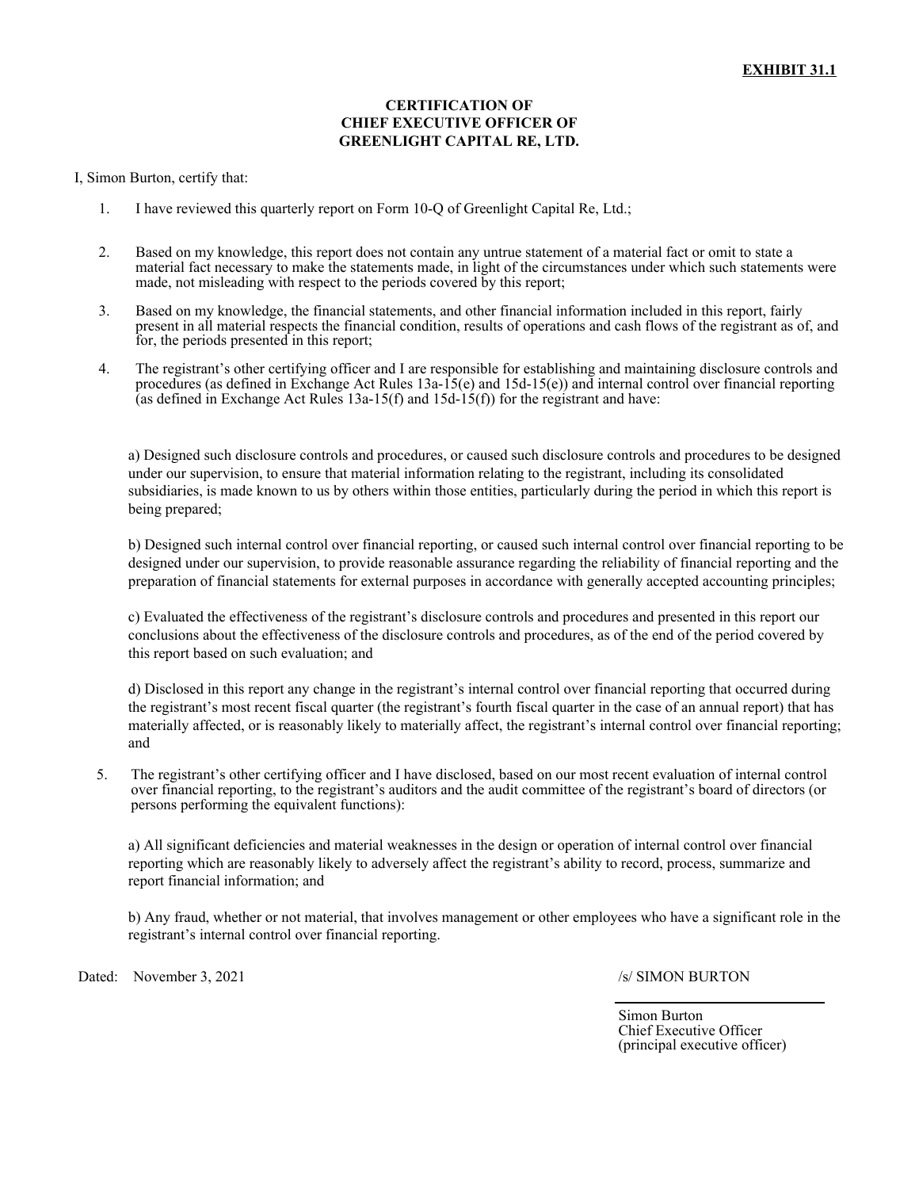**EXHIBIT 31.1**

**CERTIFICATION OF**
**CHIEF EXECUTIVE OFFICER OF**
**GREENLIGHT CAPITAL RE, LTD.**

I, Simon Burton, certify that:

1. I have reviewed this quarterly report on Form 10-Q of Greenlight Capital Re, Ltd.;

2. Based on my knowledge, this report does not contain any untrue statement of a material fact or omit to state a material fact necessary to make the statements made, in light of the circumstances under which such statements were made, not misleading with respect to the periods covered by this report;

3. Based on my knowledge, the financial statements, and other financial information included in this report, fairly present in all material respects the financial condition, results of operations and cash flows of the registrant as of, and for, the periods presented in this report;

4. The registrant's other certifying officer and I are responsible for establishing and maintaining disclosure controls and procedures (as defined in Exchange Act Rules 13a-15(e) and 15d-15(e)) and internal control over financial reporting (as defined in Exchange Act Rules 13a-15(f) and 15d-15(f)) for the registrant and have:

   a) Designed such disclosure controls and procedures, or caused such disclosure controls and procedures to be designed under our supervision, to ensure that material information relating to the registrant, including its consolidated subsidiaries, is made known to us by others within those entities, particularly during the period in which this report is being prepared;

   b) Designed such internal control over financial reporting, or caused such internal control over financial reporting to be designed under our supervision, to provide reasonable assurance regarding the reliability of financial reporting and the preparation of financial statements for external purposes in accordance with generally accepted accounting principles;

   c) Evaluated the effectiveness of the registrant's disclosure controls and procedures and presented in this report our conclusions about the effectiveness of the disclosure controls and procedures, as of the end of the period covered by this report based on such evaluation; and

   d) Disclosed in this report any change in the registrant's internal control over financial reporting that occurred during the registrant's most recent fiscal quarter (the registrant's fourth fiscal quarter in the case of an annual report) that has materially affected, or is reasonably likely to materially affect, the registrant's internal control over financial reporting; and

5. The registrant's other certifying officer and I have disclosed, based on our most recent evaluation of internal control over financial reporting, to the registrant's auditors and the audit committee of the registrant's board of directors (or persons performing the equivalent functions):

   a) All significant deficiencies and material weaknesses in the design or operation of internal control over financial reporting which are reasonably likely to adversely affect the registrant's ability to record, process, summarize and report financial information; and

   b) Any fraud, whether or not material, that involves management or other employees who have a significant role in the registrant's internal control over financial reporting.

Dated: November 3, 2021

/s/ SIMON BURTON

Simon Burton
Chief Executive Officer
(principal executive officer)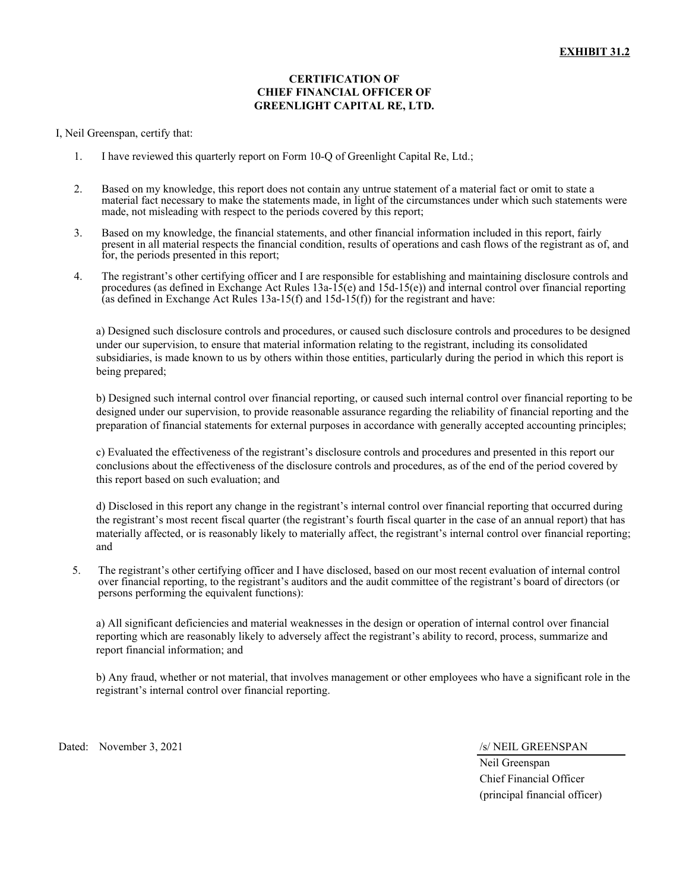**EXHIBIT 31.2**

**CERTIFICATION OF
CHIEF FINANCIAL OFFICER OF
GREENLIGHT CAPITAL RE, LTD.**

I, Neil Greenspan, certify that:

1. I have reviewed this quarterly report on Form 10-Q of Greenlight Capital Re, Ltd.;

2. Based on my knowledge, this report does not contain any untrue statement of a material fact or omit to state a material fact necessary to make the statements made, in light of the circumstances under which such statements were made, not misleading with respect to the periods covered by this report;

3. Based on my knowledge, the financial statements, and other financial information included in this report, fairly present in all material respects the financial condition, results of operations and cash flows of the registrant as of, and for, the periods presented in this report;

4. The registrant's other certifying officer and I are responsible for establishing and maintaining disclosure controls and procedures (as defined in Exchange Act Rules 13a-15(e) and 15d-15(e)) and internal control over financial reporting (as defined in Exchange Act Rules 13a-15(f) and 15d-15(f)) for the registrant and have:

   a) Designed such disclosure controls and procedures, or caused such disclosure controls and procedures to be designed under our supervision, to ensure that material information relating to the registrant, including its consolidated subsidiaries, is made known to us by others within those entities, particularly during the period in which this report is being prepared;

   b) Designed such internal control over financial reporting, or caused such internal control over financial reporting to be designed under our supervision, to provide reasonable assurance regarding the reliability of financial reporting and the preparation of financial statements for external purposes in accordance with generally accepted accounting principles;

   c) Evaluated the effectiveness of the registrant's disclosure controls and procedures and presented in this report our conclusions about the effectiveness of the disclosure controls and procedures, as of the end of the period covered by this report based on such evaluation; and

   d) Disclosed in this report any change in the registrant's internal control over financial reporting that occurred during the registrant's most recent fiscal quarter (the registrant's fourth fiscal quarter in the case of an annual report) that has materially affected, or is reasonably likely to materially affect, the registrant's internal control over financial reporting; and

5. The registrant's other certifying officer and I have disclosed, based on our most recent evaluation of internal control over financial reporting, to the registrant's auditors and the audit committee of the registrant's board of directors (or persons performing the equivalent functions):

   a) All significant deficiencies and material weaknesses in the design or operation of internal control over financial reporting which are reasonably likely to adversely affect the registrant's ability to record, process, summarize and report financial information; and

   b) Any fraud, whether or not material, that involves management or other employees who have a significant role in the registrant's internal control over financial reporting.

Dated: November 3, 2021

/s/ NEIL GREENSPAN
Neil Greenspan
Chief Financial Officer
(principal financial officer)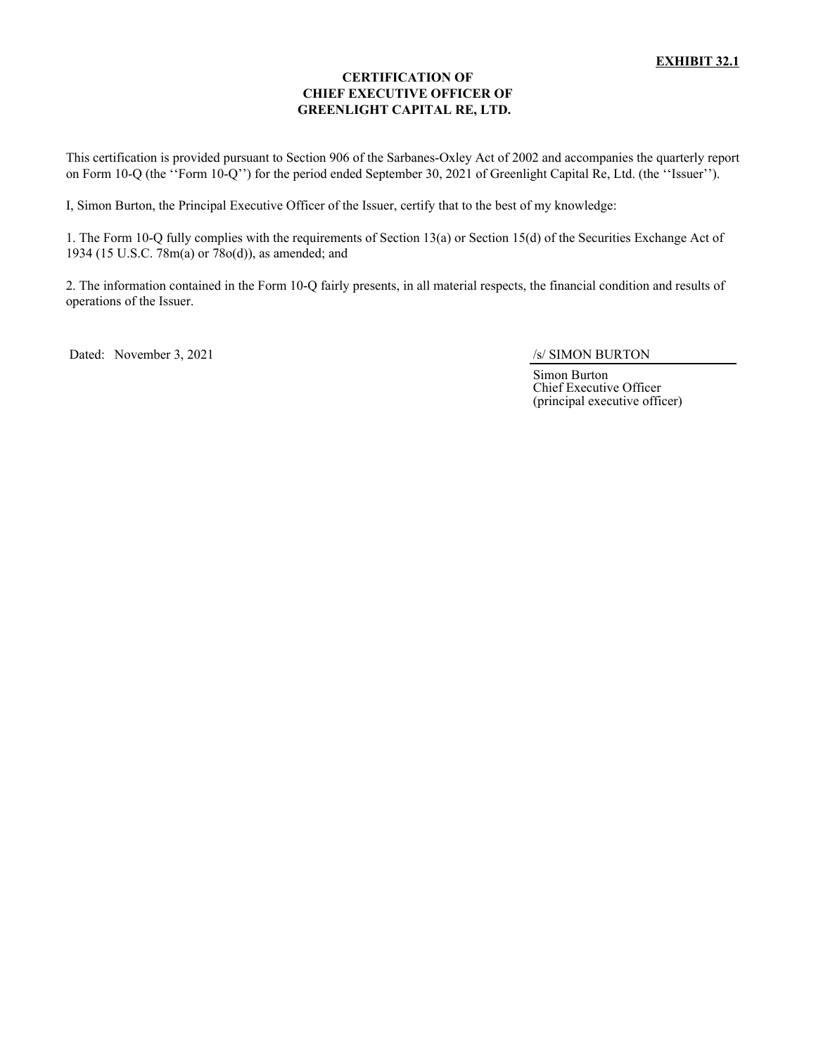**EXHIBIT 32.1**

**CERTIFICATION OF**
**CHIEF EXECUTIVE OFFICER OF**
**GREENLIGHT CAPITAL RE, LTD.**

This certification is provided pursuant to Section 906 of the Sarbanes-Oxley Act of 2002 and accompanies the quarterly report on Form 10-Q (the ''Form 10-Q'') for the period ended September 30, 2021 of Greenlight Capital Re, Ltd. (the ''Issuer'').

I, Simon Burton, the Principal Executive Officer of the Issuer, certify that to the best of my knowledge:

1. The Form 10-Q fully complies with the requirements of Section 13(a) or Section 15(d) of the Securities Exchange Act of 1934 (15 U.S.C. 78m(a) or 78o(d)), as amended; and

2. The information contained in the Form 10-Q fairly presents, in all material respects, the financial condition and results of operations of the Issuer.

Dated: November 3, 2021

/s/ SIMON BURTON

Simon Burton
Chief Executive Officer
(principal executive officer)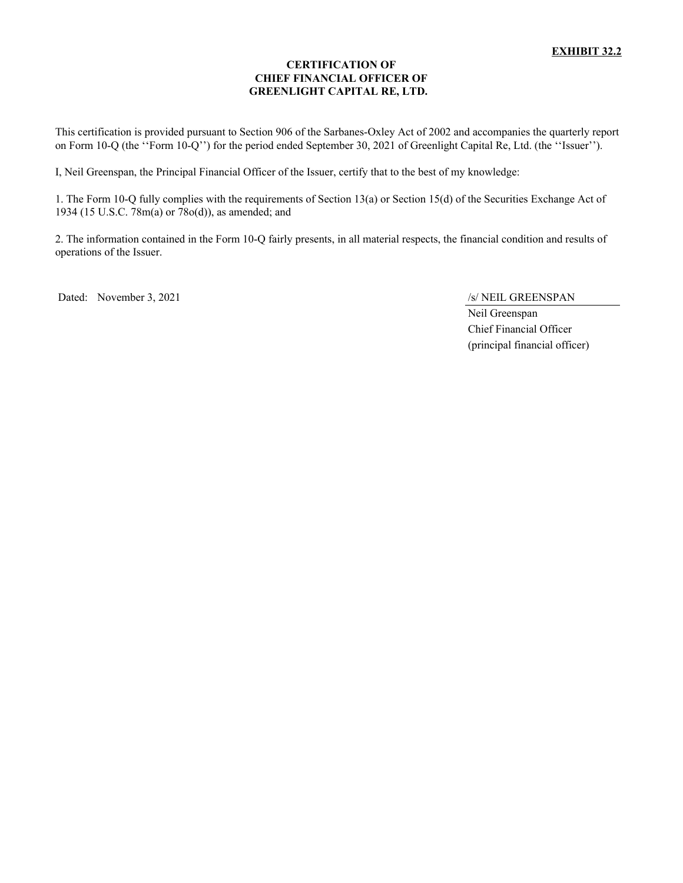**EXHIBIT 32.2**

**CERTIFICATION OF CHIEF FINANCIAL OFFICER OF GREENLIGHT CAPITAL RE, LTD.**

This certification is provided pursuant to Section 906 of the Sarbanes-Oxley Act of 2002 and accompanies the quarterly report on Form 10-Q (the ''Form 10-Q'') for the period ended September 30, 2021 of Greenlight Capital Re, Ltd. (the ''Issuer'').

I, Neil Greenspan, the Principal Financial Officer of the Issuer, certify that to the best of my knowledge:

1. The Form 10-Q fully complies with the requirements of Section 13(a) or Section 15(d) of the Securities Exchange Act of 1934 (15 U.S.C. 78m(a) or 78o(d)), as amended; and

2. The information contained in the Form 10-Q fairly presents, in all material respects, the financial condition and results of operations of the Issuer.

Dated: November 3, 2021

/s/ NEIL GREENSPAN
Neil Greenspan
Chief Financial Officer
(principal financial officer)